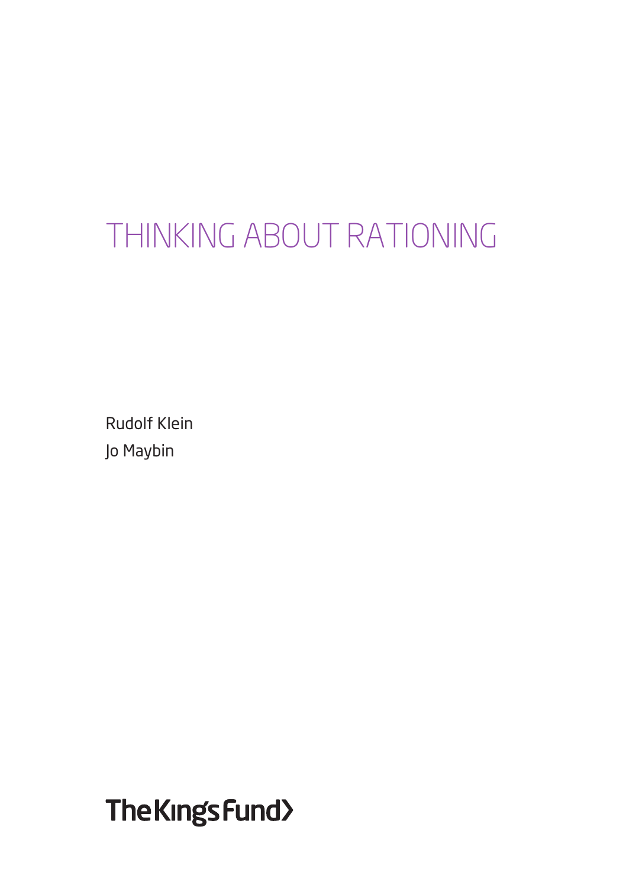# THINKING ABOUT RATIONING

Rudolf Klein

Jo Maybin

The King's Fund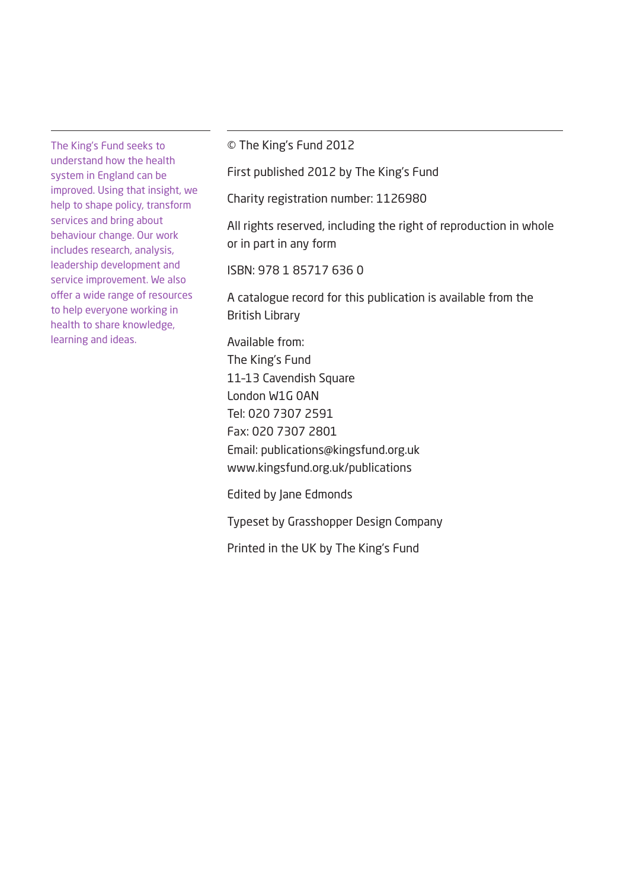The King's Fund seeks to understand how the health system in England can be improved. Using that insight, we help to shape policy, transform services and bring about behaviour change. Our work includes research, analysis, leadership development and service improvement. We also offer a wide range of resources to help everyone working in health to share knowledge, learning and ideas.

© The King's Fund 2012

First published 2012 by The King's Fund

Charity registration number: 1126980

All rights reserved, including the right of reproduction in whole or in part in any form

ISBN: 978 1 85717 636 0

A catalogue record for this publication is available from the British Library

Available from:  
The King's Fund  
11–13 Cavendish Square  
London W1G 0AN  
Tel: 020 7307 2591  
Fax: 020 7307 2801  
Email: publications@kingsfund.org.uk  
www.kingsfund.org.uk/publications

Edited by Jane Edmonds

Typeset by Grasshopper Design Company

Printed in the UK by The King's Fund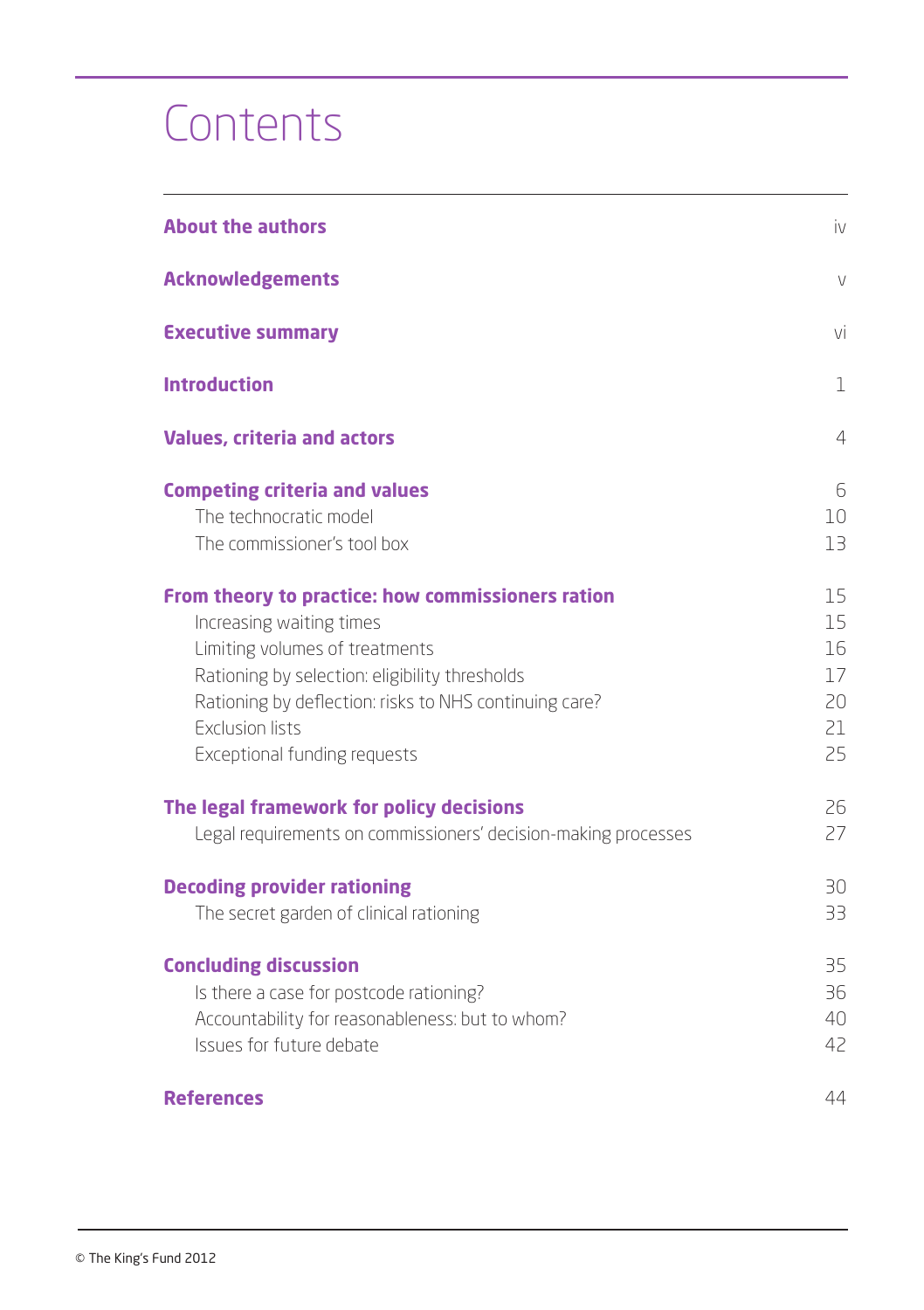# Contents

| | |
|---|---|
| **About the authors** | iv |
| **Acknowledgements** | v |
| **Executive summary** | vi |
| **Introduction** | 1 |
| **Values, criteria and actors** | 4 |
| **Competing criteria and values** | 6 |
| The technocratic model | 10 |
| The commissioner's tool box | 13 |
| **From theory to practice: how commissioners ration** | 15 |
| Increasing waiting times | 15 |
| Limiting volumes of treatments | 16 |
| Rationing by selection: eligibility thresholds | 17 |
| Rationing by deflection: risks to NHS continuing care? | 20 |
| Exclusion lists | 21 |
| Exceptional funding requests | 25 |
| **The legal framework for policy decisions** | 26 |
| Legal requirements on commissioners' decision-making processes | 27 |
| **Decoding provider rationing** | 30 |
| The secret garden of clinical rationing | 33 |
| **Concluding discussion** | 35 |
| Is there a case for postcode rationing? | 36 |
| Accountability for reasonableness: but to whom? | 40 |
| Issues for future debate | 42 |
| **References** | 44 |

© The King's Fund 2012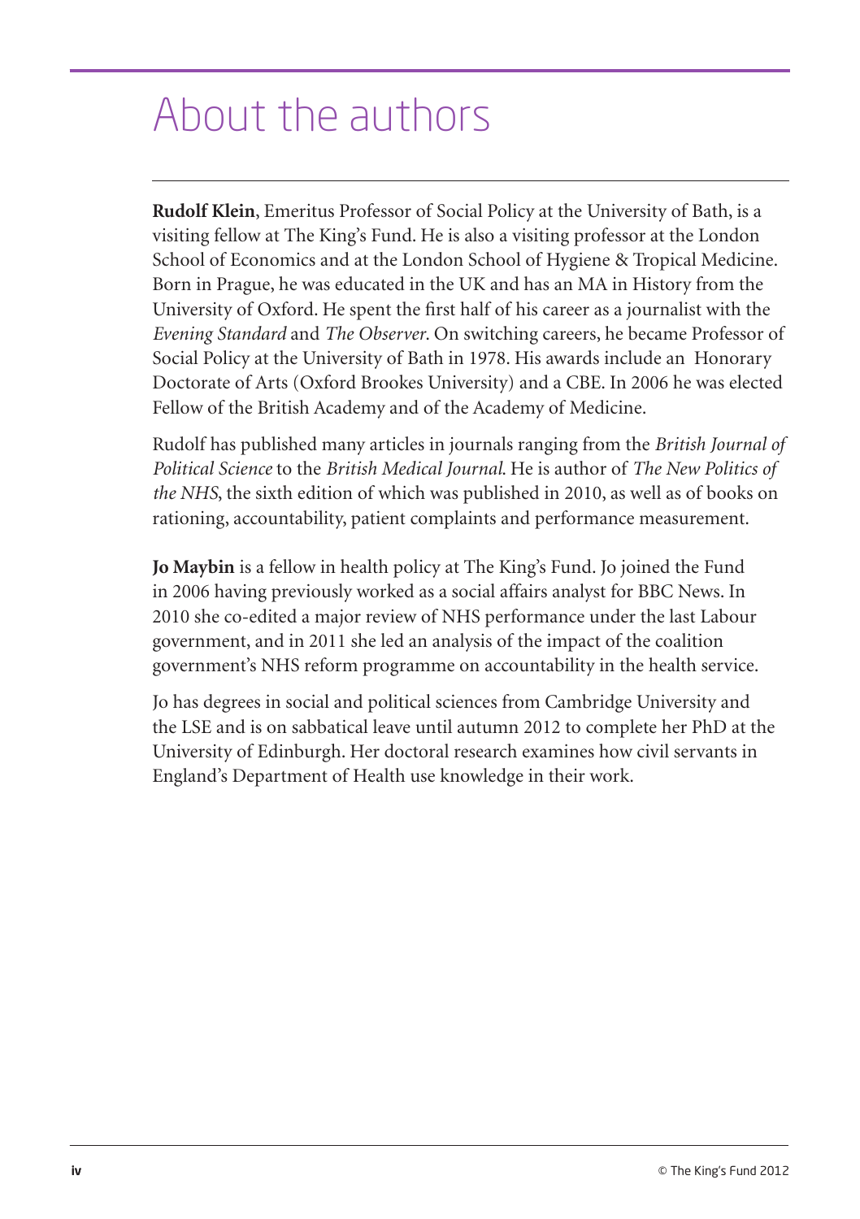# About the authors

**Rudolf Klein**, Emeritus Professor of Social Policy at the University of Bath, is a visiting fellow at The King's Fund. He is also a visiting professor at the London School of Economics and at the London School of Hygiene & Tropical Medicine. Born in Prague, he was educated in the UK and has an MA in History from the University of Oxford. He spent the first half of his career as a journalist with the *Evening Standard* and *The Observer*. On switching careers, he became Professor of Social Policy at the University of Bath in 1978. His awards include an Honorary Doctorate of Arts (Oxford Brookes University) and a CBE. In 2006 he was elected Fellow of the British Academy and of the Academy of Medicine.

Rudolf has published many articles in journals ranging from the *British Journal of Political Science* to the *British Medical Journal*. He is author of *The New Politics of the NHS*, the sixth edition of which was published in 2010, as well as of books on rationing, accountability, patient complaints and performance measurement.

**Jo Maybin** is a fellow in health policy at The King's Fund. Jo joined the Fund in 2006 having previously worked as a social affairs analyst for BBC News. In 2010 she co-edited a major review of NHS performance under the last Labour government, and in 2011 she led an analysis of the impact of the coalition government's NHS reform programme on accountability in the health service.

Jo has degrees in social and political sciences from Cambridge University and the LSE and is on sabbatical leave until autumn 2012 to complete her PhD at the University of Edinburgh. Her doctoral research examines how civil servants in England's Department of Health use knowledge in their work.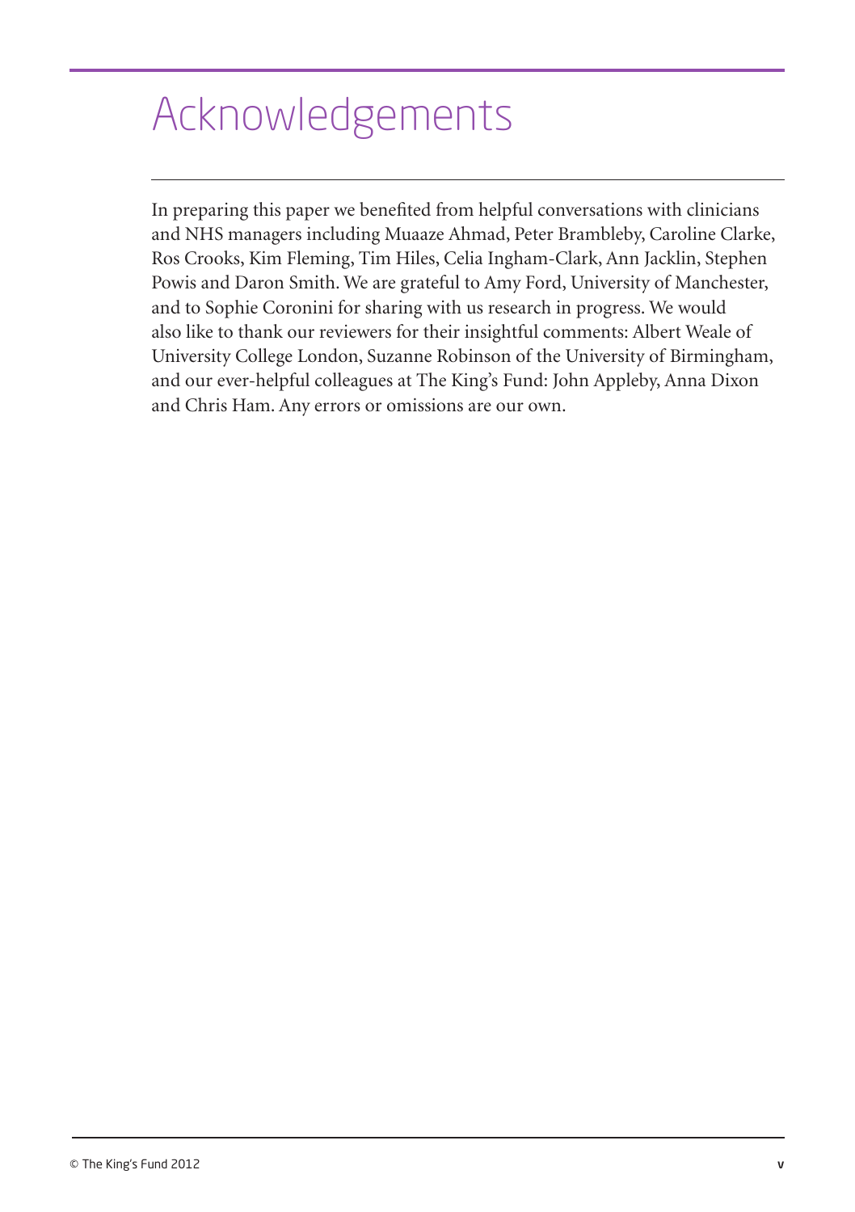# Acknowledgements

In preparing this paper we benefited from helpful conversations with clinicians and NHS managers including Muaaze Ahmad, Peter Brambleby, Caroline Clarke, Ros Crooks, Kim Fleming, Tim Hiles, Celia Ingham-Clark, Ann Jacklin, Stephen Powis and Daron Smith. We are grateful to Amy Ford, University of Manchester, and to Sophie Coronini for sharing with us research in progress. We would also like to thank our reviewers for their insightful comments: Albert Weale of University College London, Suzanne Robinson of the University of Birmingham, and our ever-helpful colleagues at The King's Fund: John Appleby, Anna Dixon and Chris Ham. Any errors or omissions are our own.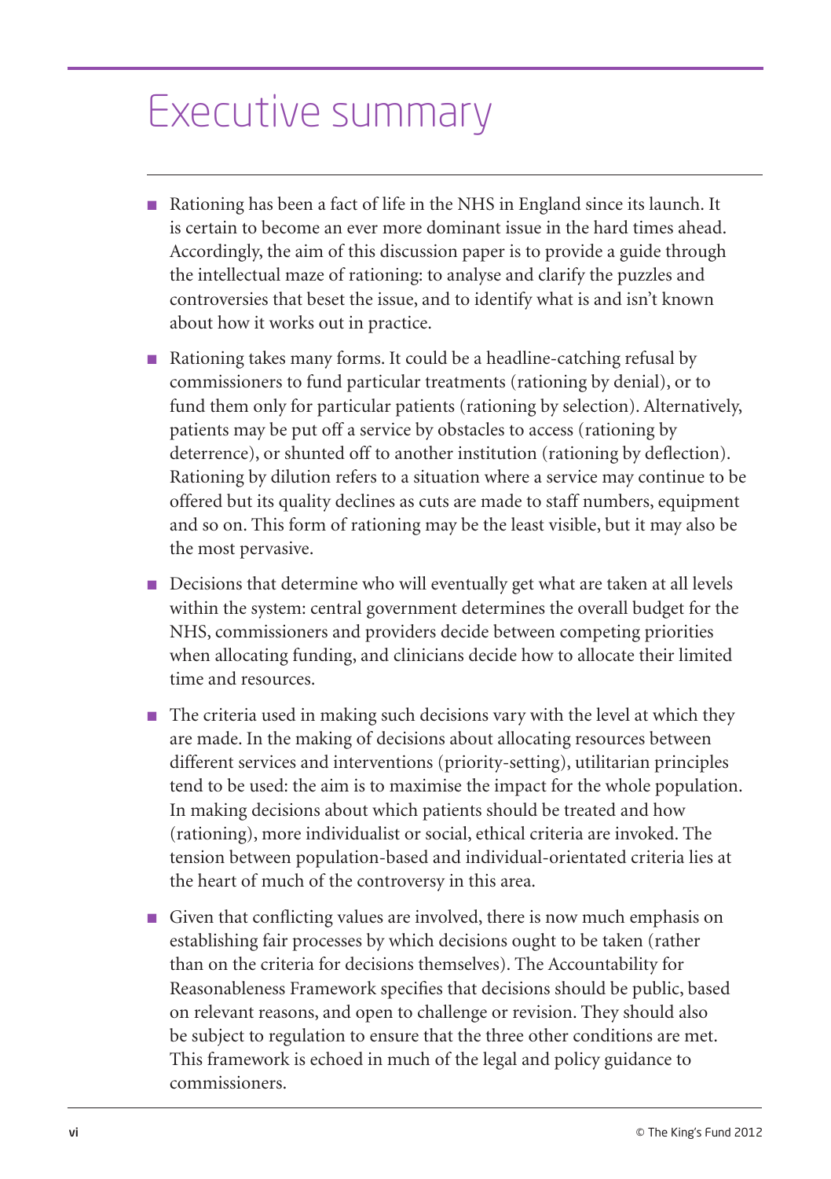# Executive summary

- Rationing has been a fact of life in the NHS in England since its launch. It is certain to become an ever more dominant issue in the hard times ahead. Accordingly, the aim of this discussion paper is to provide a guide through the intellectual maze of rationing: to analyse and clarify the puzzles and controversies that beset the issue, and to identify what is and isn't known about how it works out in practice.
- Rationing takes many forms. It could be a headline-catching refusal by commissioners to fund particular treatments (rationing by denial), or to fund them only for particular patients (rationing by selection). Alternatively, patients may be put off a service by obstacles to access (rationing by deterrence), or shunted off to another institution (rationing by deflection). Rationing by dilution refers to a situation where a service may continue to be offered but its quality declines as cuts are made to staff numbers, equipment and so on. This form of rationing may be the least visible, but it may also be the most pervasive.
- Decisions that determine who will eventually get what are taken at all levels within the system: central government determines the overall budget for the NHS, commissioners and providers decide between competing priorities when allocating funding, and clinicians decide how to allocate their limited time and resources.
- The criteria used in making such decisions vary with the level at which they are made. In the making of decisions about allocating resources between different services and interventions (priority-setting), utilitarian principles tend to be used: the aim is to maximise the impact for the whole population. In making decisions about which patients should be treated and how (rationing), more individualist or social, ethical criteria are invoked. The tension between population-based and individual-orientated criteria lies at the heart of much of the controversy in this area.
- Given that conflicting values are involved, there is now much emphasis on establishing fair processes by which decisions ought to be taken (rather than on the criteria for decisions themselves). The Accountability for Reasonableness Framework specifies that decisions should be public, based on relevant reasons, and open to challenge or revision. They should also be subject to regulation to ensure that the three other conditions are met. This framework is echoed in much of the legal and policy guidance to commissioners.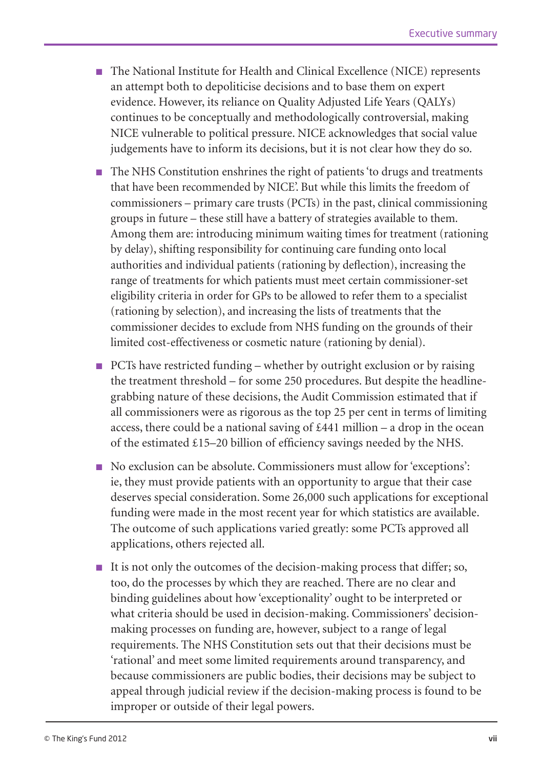- The National Institute for Health and Clinical Excellence (NICE) represents an attempt both to depoliticise decisions and to base them on expert evidence. However, its reliance on Quality Adjusted Life Years (QALYs) continues to be conceptually and methodologically controversial, making NICE vulnerable to political pressure. NICE acknowledges that social value judgements have to inform its decisions, but it is not clear how they do so.
- The NHS Constitution enshrines the right of patients 'to drugs and treatments that have been recommended by NICE'. But while this limits the freedom of commissioners – primary care trusts (PCTs) in the past, clinical commissioning groups in future – these still have a battery of strategies available to them. Among them are: introducing minimum waiting times for treatment (rationing by delay), shifting responsibility for continuing care funding onto local authorities and individual patients (rationing by deflection), increasing the range of treatments for which patients must meet certain commissioner-set eligibility criteria in order for GPs to be allowed to refer them to a specialist (rationing by selection), and increasing the lists of treatments that the commissioner decides to exclude from NHS funding on the grounds of their limited cost-effectiveness or cosmetic nature (rationing by denial).
- PCTs have restricted funding – whether by outright exclusion or by raising the treatment threshold – for some 250 procedures. But despite the headline-grabbing nature of these decisions, the Audit Commission estimated that if all commissioners were as rigorous as the top 25 per cent in terms of limiting access, there could be a national saving of £441 million – a drop in the ocean of the estimated £15–20 billion of efficiency savings needed by the NHS.
- No exclusion can be absolute. Commissioners must allow for 'exceptions': ie, they must provide patients with an opportunity to argue that their case deserves special consideration. Some 26,000 such applications for exceptional funding were made in the most recent year for which statistics are available. The outcome of such applications varied greatly: some PCTs approved all applications, others rejected all.
- It is not only the outcomes of the decision-making process that differ; so, too, do the processes by which they are reached. There are no clear and binding guidelines about how 'exceptionality' ought to be interpreted or what criteria should be used in decision-making. Commissioners' decision-making processes on funding are, however, subject to a range of legal requirements. The NHS Constitution sets out that their decisions must be 'rational' and meet some limited requirements around transparency, and because commissioners are public bodies, their decisions may be subject to appeal through judicial review if the decision-making process is found to be improper or outside of their legal powers.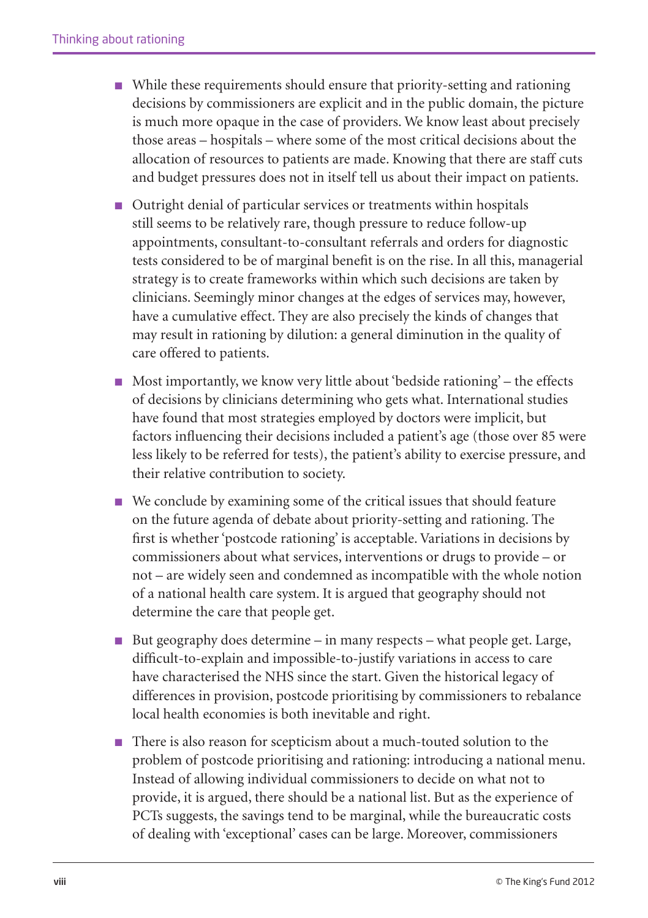- While these requirements should ensure that priority-setting and rationing decisions by commissioners are explicit and in the public domain, the picture is much more opaque in the case of providers. We know least about precisely those areas – hospitals – where some of the most critical decisions about the allocation of resources to patients are made. Knowing that there are staff cuts and budget pressures does not in itself tell us about their impact on patients.

- Outright denial of particular services or treatments within hospitals still seems to be relatively rare, though pressure to reduce follow-up appointments, consultant-to-consultant referrals and orders for diagnostic tests considered to be of marginal benefit is on the rise. In all this, managerial strategy is to create frameworks within which such decisions are taken by clinicians. Seemingly minor changes at the edges of services may, however, have a cumulative effect. They are also precisely the kinds of changes that may result in rationing by dilution: a general diminution in the quality of care offered to patients.

- Most importantly, we know very little about 'bedside rationing' – the effects of decisions by clinicians determining who gets what. International studies have found that most strategies employed by doctors were implicit, but factors influencing their decisions included a patient's age (those over 85 were less likely to be referred for tests), the patient's ability to exercise pressure, and their relative contribution to society.

- We conclude by examining some of the critical issues that should feature on the future agenda of debate about priority-setting and rationing. The first is whether 'postcode rationing' is acceptable. Variations in decisions by commissioners about what services, interventions or drugs to provide – or not – are widely seen and condemned as incompatible with the whole notion of a national health care system. It is argued that geography should not determine the care that people get.

- But geography does determine – in many respects – what people get. Large, difficult-to-explain and impossible-to-justify variations in access to care have characterised the NHS since the start. Given the historical legacy of differences in provision, postcode prioritising by commissioners to rebalance local health economies is both inevitable and right.

- There is also reason for scepticism about a much-touted solution to the problem of postcode prioritising and rationing: introducing a national menu. Instead of allowing individual commissioners to decide on what not to provide, it is argued, there should be a national list. But as the experience of PCTs suggests, the savings tend to be marginal, while the bureaucratic costs of dealing with 'exceptional' cases can be large. Moreover, commissioners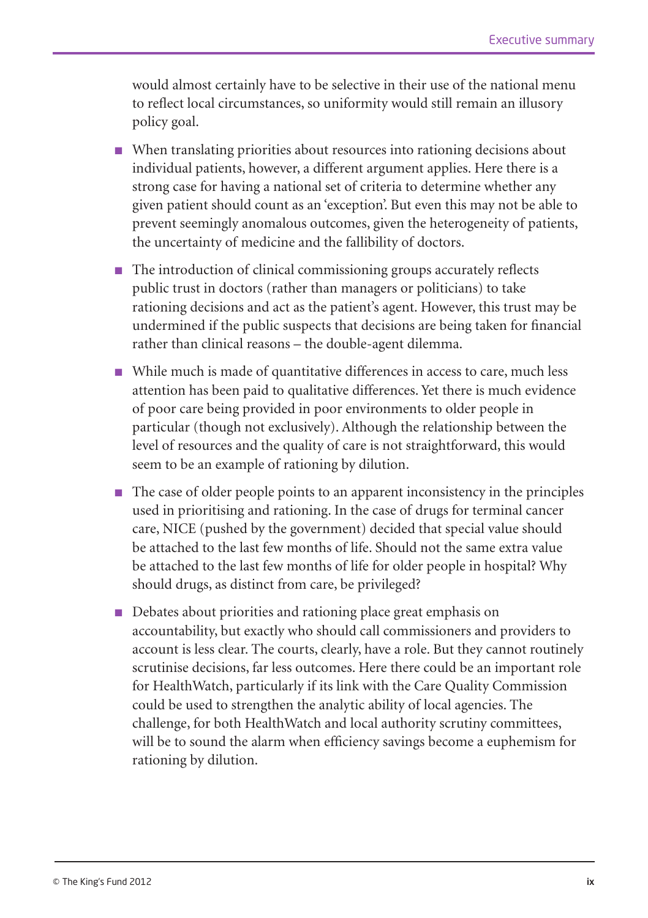would almost certainly have to be selective in their use of the national menu to reflect local circumstances, so uniformity would still remain an illusory policy goal.

- When translating priorities about resources into rationing decisions about individual patients, however, a different argument applies. Here there is a strong case for having a national set of criteria to determine whether any given patient should count as an 'exception'. But even this may not be able to prevent seemingly anomalous outcomes, given the heterogeneity of patients, the uncertainty of medicine and the fallibility of doctors.
- The introduction of clinical commissioning groups accurately reflects public trust in doctors (rather than managers or politicians) to take rationing decisions and act as the patient's agent. However, this trust may be undermined if the public suspects that decisions are being taken for financial rather than clinical reasons – the double-agent dilemma.
- While much is made of quantitative differences in access to care, much less attention has been paid to qualitative differences. Yet there is much evidence of poor care being provided in poor environments to older people in particular (though not exclusively). Although the relationship between the level of resources and the quality of care is not straightforward, this would seem to be an example of rationing by dilution.
- The case of older people points to an apparent inconsistency in the principles used in prioritising and rationing. In the case of drugs for terminal cancer care, NICE (pushed by the government) decided that special value should be attached to the last few months of life. Should not the same extra value be attached to the last few months of life for older people in hospital? Why should drugs, as distinct from care, be privileged?
- Debates about priorities and rationing place great emphasis on accountability, but exactly who should call commissioners and providers to account is less clear. The courts, clearly, have a role. But they cannot routinely scrutinise decisions, far less outcomes. Here there could be an important role for HealthWatch, particularly if its link with the Care Quality Commission could be used to strengthen the analytic ability of local agencies. The challenge, for both HealthWatch and local authority scrutiny committees, will be to sound the alarm when efficiency savings become a euphemism for rationing by dilution.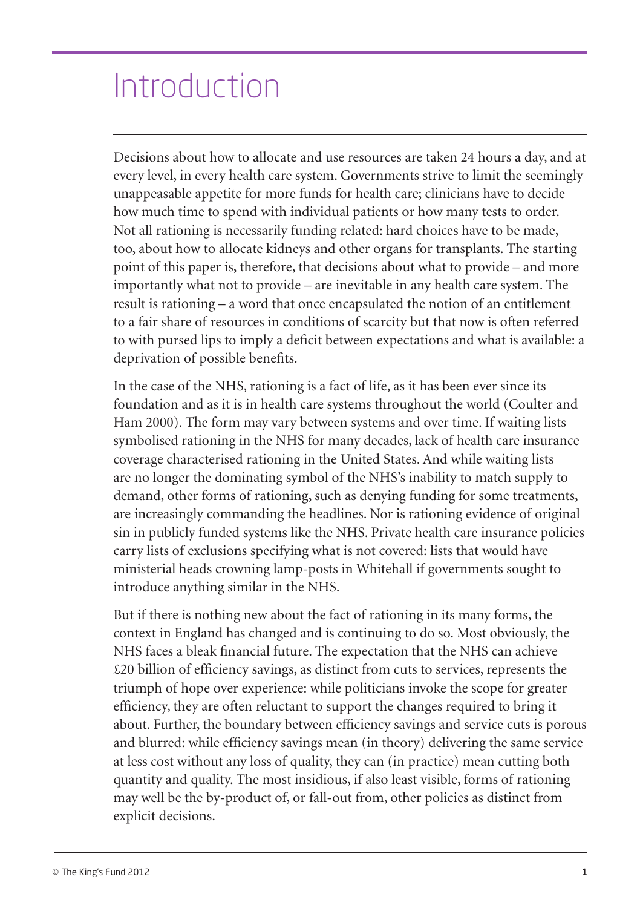# Introduction

Decisions about how to allocate and use resources are taken 24 hours a day, and at every level, in every health care system. Governments strive to limit the seemingly unappeasable appetite for more funds for health care; clinicians have to decide how much time to spend with individual patients or how many tests to order. Not all rationing is necessarily funding related: hard choices have to be made, too, about how to allocate kidneys and other organs for transplants. The starting point of this paper is, therefore, that decisions about what to provide – and more importantly what not to provide – are inevitable in any health care system. The result is rationing – a word that once encapsulated the notion of an entitlement to a fair share of resources in conditions of scarcity but that now is often referred to with pursed lips to imply a deficit between expectations and what is available: a deprivation of possible benefits.

In the case of the NHS, rationing is a fact of life, as it has been ever since its foundation and as it is in health care systems throughout the world (Coulter and Ham 2000). The form may vary between systems and over time. If waiting lists symbolised rationing in the NHS for many decades, lack of health care insurance coverage characterised rationing in the United States. And while waiting lists are no longer the dominating symbol of the NHS's inability to match supply to demand, other forms of rationing, such as denying funding for some treatments, are increasingly commanding the headlines. Nor is rationing evidence of original sin in publicly funded systems like the NHS. Private health care insurance policies carry lists of exclusions specifying what is not covered: lists that would have ministerial heads crowning lamp-posts in Whitehall if governments sought to introduce anything similar in the NHS.

But if there is nothing new about the fact of rationing in its many forms, the context in England has changed and is continuing to do so. Most obviously, the NHS faces a bleak financial future. The expectation that the NHS can achieve £20 billion of efficiency savings, as distinct from cuts to services, represents the triumph of hope over experience: while politicians invoke the scope for greater efficiency, they are often reluctant to support the changes required to bring it about. Further, the boundary between efficiency savings and service cuts is porous and blurred: while efficiency savings mean (in theory) delivering the same service at less cost without any loss of quality, they can (in practice) mean cutting both quantity and quality. The most insidious, if also least visible, forms of rationing may well be the by-product of, or fall-out from, other policies as distinct from explicit decisions.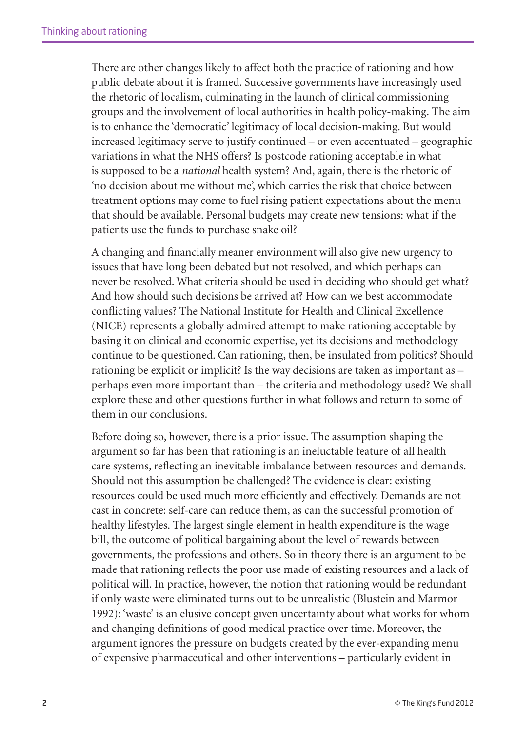There are other changes likely to affect both the practice of rationing and how public debate about it is framed. Successive governments have increasingly used the rhetoric of localism, culminating in the launch of clinical commissioning groups and the involvement of local authorities in health policy-making. The aim is to enhance the 'democratic' legitimacy of local decision-making. But would increased legitimacy serve to justify continued – or even accentuated – geographic variations in what the NHS offers? Is postcode rationing acceptable in what is supposed to be a *national* health system? And, again, there is the rhetoric of 'no decision about me without me', which carries the risk that choice between treatment options may come to fuel rising patient expectations about the menu that should be available. Personal budgets may create new tensions: what if the patients use the funds to purchase snake oil?

A changing and financially meaner environment will also give new urgency to issues that have long been debated but not resolved, and which perhaps can never be resolved. What criteria should be used in deciding who should get what? And how should such decisions be arrived at? How can we best accommodate conflicting values? The National Institute for Health and Clinical Excellence (NICE) represents a globally admired attempt to make rationing acceptable by basing it on clinical and economic expertise, yet its decisions and methodology continue to be questioned. Can rationing, then, be insulated from politics? Should rationing be explicit or implicit? Is the way decisions are taken as important as – perhaps even more important than – the criteria and methodology used? We shall explore these and other questions further in what follows and return to some of them in our conclusions.

Before doing so, however, there is a prior issue. The assumption shaping the argument so far has been that rationing is an ineluctable feature of all health care systems, reflecting an inevitable imbalance between resources and demands. Should not this assumption be challenged? The evidence is clear: existing resources could be used much more efficiently and effectively. Demands are not cast in concrete: self-care can reduce them, as can the successful promotion of healthy lifestyles. The largest single element in health expenditure is the wage bill, the outcome of political bargaining about the level of rewards between governments, the professions and others. So in theory there is an argument to be made that rationing reflects the poor use made of existing resources and a lack of political will. In practice, however, the notion that rationing would be redundant if only waste were eliminated turns out to be unrealistic (Blustein and Marmor 1992): 'waste' is an elusive concept given uncertainty about what works for whom and changing definitions of good medical practice over time. Moreover, the argument ignores the pressure on budgets created by the ever-expanding menu of expensive pharmaceutical and other interventions – particularly evident in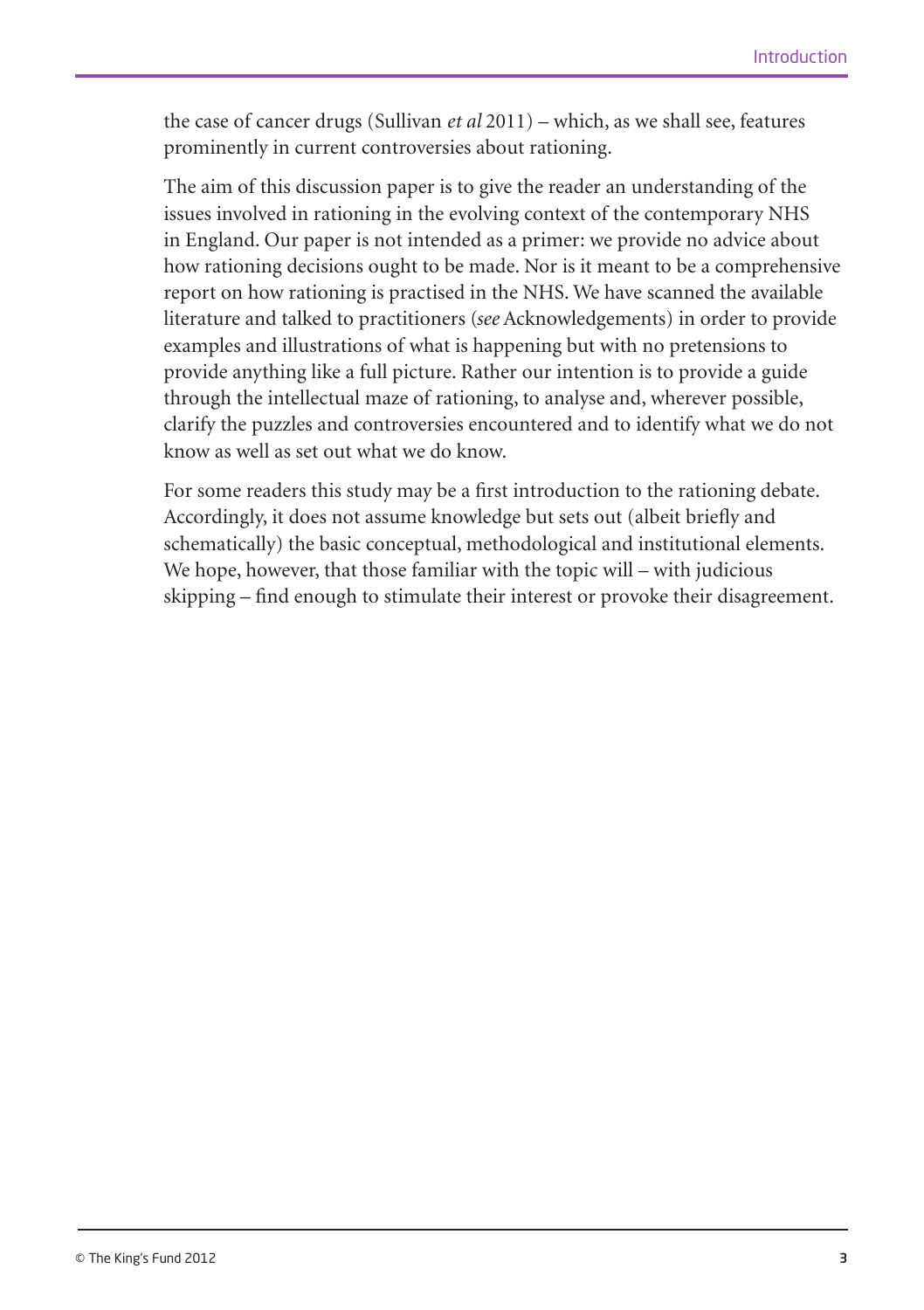the case of cancer drugs (Sullivan *et al* 2011) – which, as we shall see, features prominently in current controversies about rationing.

The aim of this discussion paper is to give the reader an understanding of the issues involved in rationing in the evolving context of the contemporary NHS in England. Our paper is not intended as a primer: we provide no advice about how rationing decisions ought to be made. Nor is it meant to be a comprehensive report on how rationing is practised in the NHS. We have scanned the available literature and talked to practitioners (*see* Acknowledgements) in order to provide examples and illustrations of what is happening but with no pretensions to provide anything like a full picture. Rather our intention is to provide a guide through the intellectual maze of rationing, to analyse and, wherever possible, clarify the puzzles and controversies encountered and to identify what we do not know as well as set out what we do know.

For some readers this study may be a first introduction to the rationing debate. Accordingly, it does not assume knowledge but sets out (albeit briefly and schematically) the basic conceptual, methodological and institutional elements. We hope, however, that those familiar with the topic will – with judicious skipping – find enough to stimulate their interest or provoke their disagreement.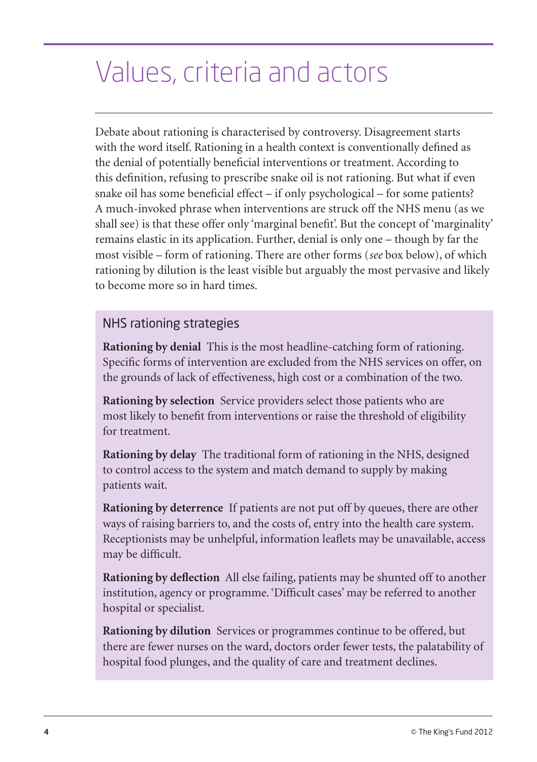# Values, criteria and actors

Debate about rationing is characterised by controversy. Disagreement starts with the word itself. Rationing in a health context is conventionally defined as the denial of potentially beneficial interventions or treatment. According to this definition, refusing to prescribe snake oil is not rationing. But what if even snake oil has some beneficial effect – if only psychological – for some patients? A much-invoked phrase when interventions are struck off the NHS menu (as we shall see) is that these offer only 'marginal benefit'. But the concept of 'marginality' remains elastic in its application. Further, denial is only one – though by far the most visible – form of rationing. There are other forms (*see* box below), of which rationing by dilution is the least visible but arguably the most pervasive and likely to become more so in hard times.

## NHS rationing strategies

**Rationing by denial** This is the most headline-catching form of rationing. Specific forms of intervention are excluded from the NHS services on offer, on the grounds of lack of effectiveness, high cost or a combination of the two.

**Rationing by selection** Service providers select those patients who are most likely to benefit from interventions or raise the threshold of eligibility for treatment.

**Rationing by delay** The traditional form of rationing in the NHS, designed to control access to the system and match demand to supply by making patients wait.

**Rationing by deterrence** If patients are not put off by queues, there are other ways of raising barriers to, and the costs of, entry into the health care system. Receptionists may be unhelpful, information leaflets may be unavailable, access may be difficult.

**Rationing by deflection** All else failing, patients may be shunted off to another institution, agency or programme. 'Difficult cases' may be referred to another hospital or specialist.

**Rationing by dilution** Services or programmes continue to be offered, but there are fewer nurses on the ward, doctors order fewer tests, the palatability of hospital food plunges, and the quality of care and treatment declines.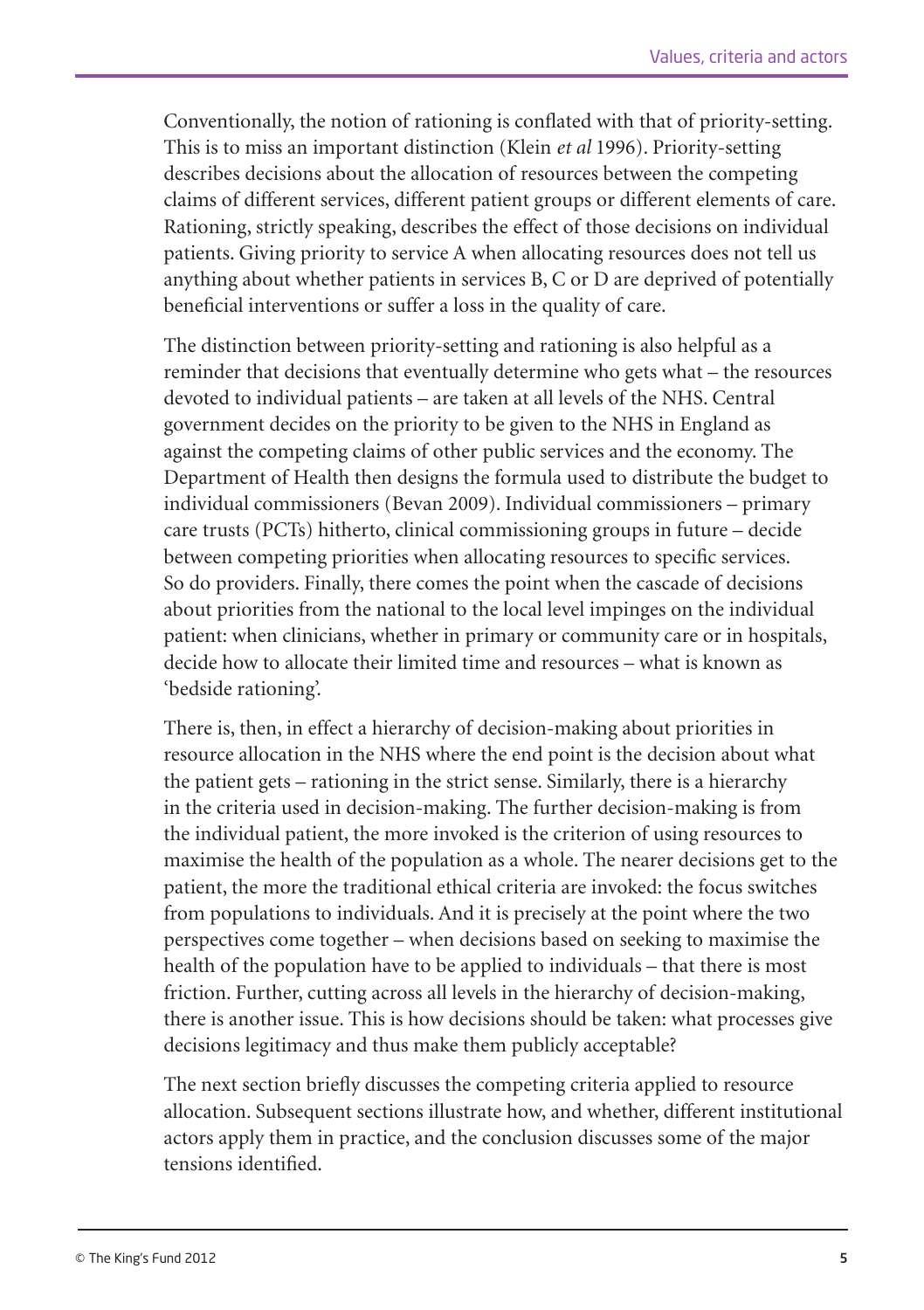Conventionally, the notion of rationing is conflated with that of priority-setting. This is to miss an important distinction (Klein *et al* 1996). Priority-setting describes decisions about the allocation of resources between the competing claims of different services, different patient groups or different elements of care. Rationing, strictly speaking, describes the effect of those decisions on individual patients. Giving priority to service A when allocating resources does not tell us anything about whether patients in services B, C or D are deprived of potentially beneficial interventions or suffer a loss in the quality of care.

The distinction between priority-setting and rationing is also helpful as a reminder that decisions that eventually determine who gets what – the resources devoted to individual patients – are taken at all levels of the NHS. Central government decides on the priority to be given to the NHS in England as against the competing claims of other public services and the economy. The Department of Health then designs the formula used to distribute the budget to individual commissioners (Bevan 2009). Individual commissioners – primary care trusts (PCTs) hitherto, clinical commissioning groups in future – decide between competing priorities when allocating resources to specific services. So do providers. Finally, there comes the point when the cascade of decisions about priorities from the national to the local level impinges on the individual patient: when clinicians, whether in primary or community care or in hospitals, decide how to allocate their limited time and resources – what is known as 'bedside rationing'.

There is, then, in effect a hierarchy of decision-making about priorities in resource allocation in the NHS where the end point is the decision about what the patient gets – rationing in the strict sense. Similarly, there is a hierarchy in the criteria used in decision-making. The further decision-making is from the individual patient, the more invoked is the criterion of using resources to maximise the health of the population as a whole. The nearer decisions get to the patient, the more the traditional ethical criteria are invoked: the focus switches from populations to individuals. And it is precisely at the point where the two perspectives come together – when decisions based on seeking to maximise the health of the population have to be applied to individuals – that there is most friction. Further, cutting across all levels in the hierarchy of decision-making, there is another issue. This is how decisions should be taken: what processes give decisions legitimacy and thus make them publicly acceptable?

The next section briefly discusses the competing criteria applied to resource allocation. Subsequent sections illustrate how, and whether, different institutional actors apply them in practice, and the conclusion discusses some of the major tensions identified.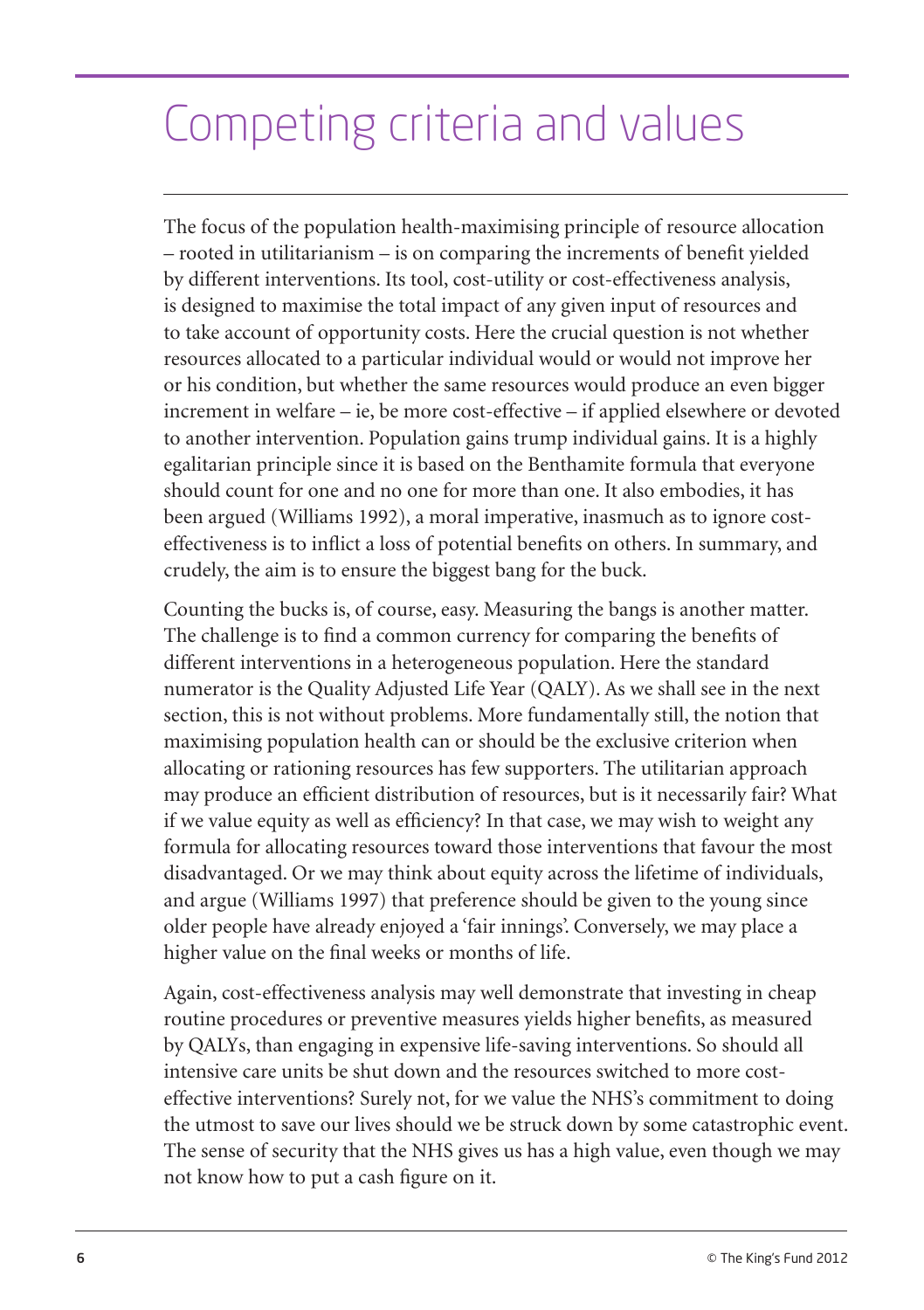# Competing criteria and values

The focus of the population health-maximising principle of resource allocation – rooted in utilitarianism – is on comparing the increments of benefit yielded by different interventions. Its tool, cost-utility or cost-effectiveness analysis, is designed to maximise the total impact of any given input of resources and to take account of opportunity costs. Here the crucial question is not whether resources allocated to a particular individual would or would not improve her or his condition, but whether the same resources would produce an even bigger increment in welfare – ie, be more cost-effective – if applied elsewhere or devoted to another intervention. Population gains trump individual gains. It is a highly egalitarian principle since it is based on the Benthamite formula that everyone should count for one and no one for more than one. It also embodies, it has been argued (Williams 1992), a moral imperative, inasmuch as to ignore cost-effectiveness is to inflict a loss of potential benefits on others. In summary, and crudely, the aim is to ensure the biggest bang for the buck.

Counting the bucks is, of course, easy. Measuring the bangs is another matter. The challenge is to find a common currency for comparing the benefits of different interventions in a heterogeneous population. Here the standard numerator is the Quality Adjusted Life Year (QALY). As we shall see in the next section, this is not without problems. More fundamentally still, the notion that maximising population health can or should be the exclusive criterion when allocating or rationing resources has few supporters. The utilitarian approach may produce an efficient distribution of resources, but is it necessarily fair? What if we value equity as well as efficiency? In that case, we may wish to weight any formula for allocating resources toward those interventions that favour the most disadvantaged. Or we may think about equity across the lifetime of individuals, and argue (Williams 1997) that preference should be given to the young since older people have already enjoyed a 'fair innings'. Conversely, we may place a higher value on the final weeks or months of life.

Again, cost-effectiveness analysis may well demonstrate that investing in cheap routine procedures or preventive measures yields higher benefits, as measured by QALYs, than engaging in expensive life-saving interventions. So should all intensive care units be shut down and the resources switched to more cost-effective interventions? Surely not, for we value the NHS's commitment to doing the utmost to save our lives should we be struck down by some catastrophic event. The sense of security that the NHS gives us has a high value, even though we may not know how to put a cash figure on it.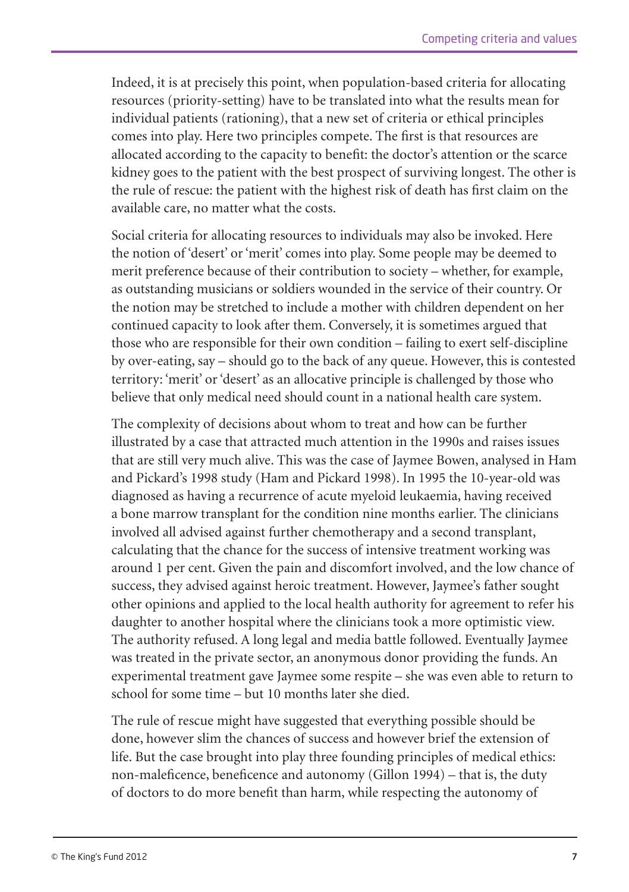Indeed, it is at precisely this point, when population-based criteria for allocating resources (priority-setting) have to be translated into what the results mean for individual patients (rationing), that a new set of criteria or ethical principles comes into play. Here two principles compete. The first is that resources are allocated according to the capacity to benefit: the doctor's attention or the scarce kidney goes to the patient with the best prospect of surviving longest. The other is the rule of rescue: the patient with the highest risk of death has first claim on the available care, no matter what the costs.

Social criteria for allocating resources to individuals may also be invoked. Here the notion of 'desert' or 'merit' comes into play. Some people may be deemed to merit preference because of their contribution to society – whether, for example, as outstanding musicians or soldiers wounded in the service of their country. Or the notion may be stretched to include a mother with children dependent on her continued capacity to look after them. Conversely, it is sometimes argued that those who are responsible for their own condition – failing to exert self-discipline by over-eating, say – should go to the back of any queue. However, this is contested territory: 'merit' or 'desert' as an allocative principle is challenged by those who believe that only medical need should count in a national health care system.

The complexity of decisions about whom to treat and how can be further illustrated by a case that attracted much attention in the 1990s and raises issues that are still very much alive. This was the case of Jaymee Bowen, analysed in Ham and Pickard's 1998 study (Ham and Pickard 1998). In 1995 the 10-year-old was diagnosed as having a recurrence of acute myeloid leukaemia, having received a bone marrow transplant for the condition nine months earlier. The clinicians involved all advised against further chemotherapy and a second transplant, calculating that the chance for the success of intensive treatment working was around 1 per cent. Given the pain and discomfort involved, and the low chance of success, they advised against heroic treatment. However, Jaymee's father sought other opinions and applied to the local health authority for agreement to refer his daughter to another hospital where the clinicians took a more optimistic view. The authority refused. A long legal and media battle followed. Eventually Jaymee was treated in the private sector, an anonymous donor providing the funds. An experimental treatment gave Jaymee some respite – she was even able to return to school for some time – but 10 months later she died.

The rule of rescue might have suggested that everything possible should be done, however slim the chances of success and however brief the extension of life. But the case brought into play three founding principles of medical ethics: non-maleficence, beneficence and autonomy (Gillon 1994) – that is, the duty of doctors to do more benefit than harm, while respecting the autonomy of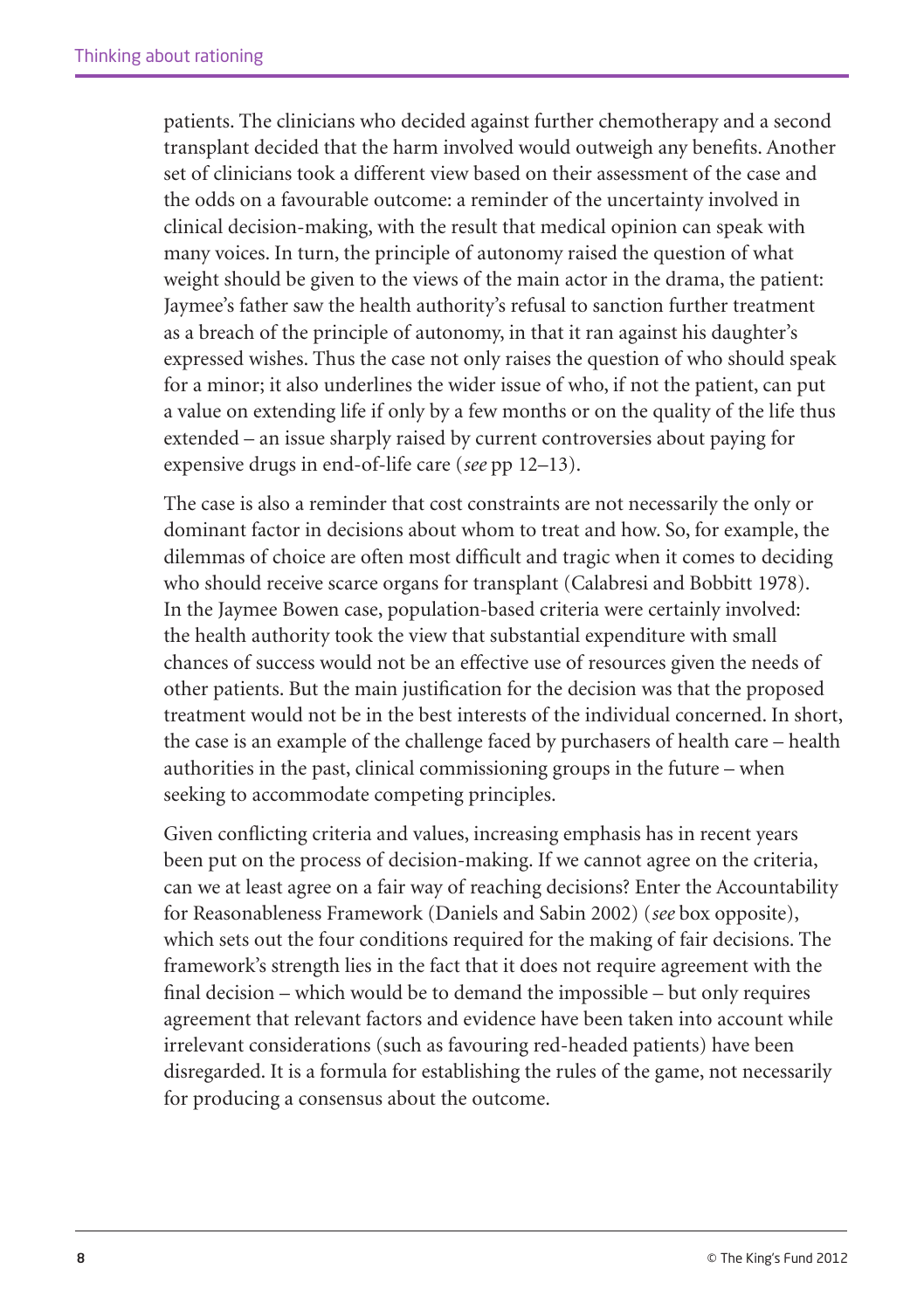patients. The clinicians who decided against further chemotherapy and a second transplant decided that the harm involved would outweigh any benefits. Another set of clinicians took a different view based on their assessment of the case and the odds on a favourable outcome: a reminder of the uncertainty involved in clinical decision-making, with the result that medical opinion can speak with many voices. In turn, the principle of autonomy raised the question of what weight should be given to the views of the main actor in the drama, the patient: Jaymee's father saw the health authority's refusal to sanction further treatment as a breach of the principle of autonomy, in that it ran against his daughter's expressed wishes. Thus the case not only raises the question of who should speak for a minor; it also underlines the wider issue of who, if not the patient, can put a value on extending life if only by a few months or on the quality of the life thus extended – an issue sharply raised by current controversies about paying for expensive drugs in end-of-life care (*see* pp 12–13).

The case is also a reminder that cost constraints are not necessarily the only or dominant factor in decisions about whom to treat and how. So, for example, the dilemmas of choice are often most difficult and tragic when it comes to deciding who should receive scarce organs for transplant (Calabresi and Bobbitt 1978). In the Jaymee Bowen case, population-based criteria were certainly involved: the health authority took the view that substantial expenditure with small chances of success would not be an effective use of resources given the needs of other patients. But the main justification for the decision was that the proposed treatment would not be in the best interests of the individual concerned. In short, the case is an example of the challenge faced by purchasers of health care – health authorities in the past, clinical commissioning groups in the future – when seeking to accommodate competing principles.

Given conflicting criteria and values, increasing emphasis has in recent years been put on the process of decision-making. If we cannot agree on the criteria, can we at least agree on a fair way of reaching decisions? Enter the Accountability for Reasonableness Framework (Daniels and Sabin 2002) (*see* box opposite), which sets out the four conditions required for the making of fair decisions. The framework's strength lies in the fact that it does not require agreement with the final decision – which would be to demand the impossible – but only requires agreement that relevant factors and evidence have been taken into account while irrelevant considerations (such as favouring red-headed patients) have been disregarded. It is a formula for establishing the rules of the game, not necessarily for producing a consensus about the outcome.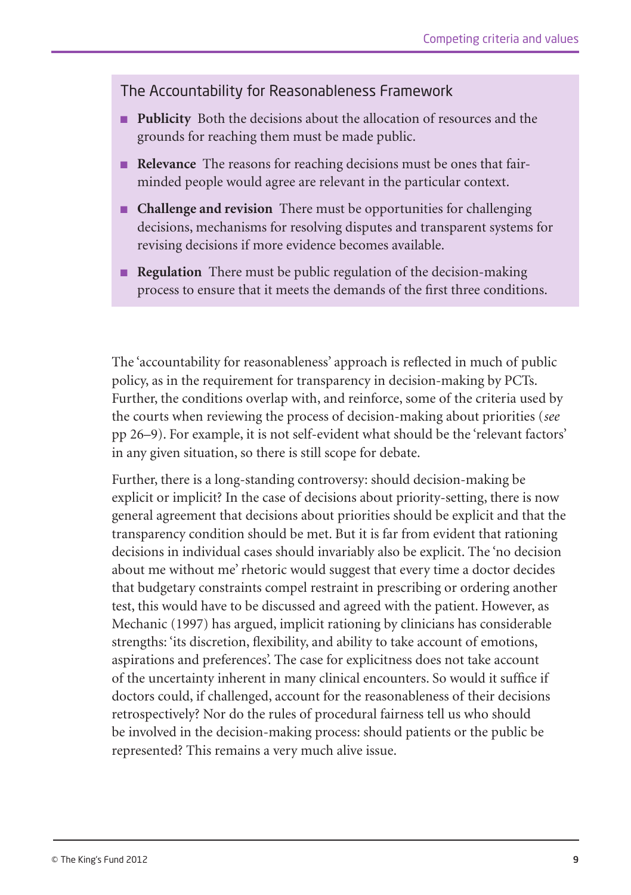### The Accountability for Reasonableness Framework

- **Publicity** Both the decisions about the allocation of resources and the grounds for reaching them must be made public.
- **Relevance** The reasons for reaching decisions must be ones that fair-minded people would agree are relevant in the particular context.
- **Challenge and revision** There must be opportunities for challenging decisions, mechanisms for resolving disputes and transparent systems for revising decisions if more evidence becomes available.
- **Regulation** There must be public regulation of the decision-making process to ensure that it meets the demands of the first three conditions.

The 'accountability for reasonableness' approach is reflected in much of public policy, as in the requirement for transparency in decision-making by PCTs. Further, the conditions overlap with, and reinforce, some of the criteria used by the courts when reviewing the process of decision-making about priorities (*see* pp 26–9). For example, it is not self-evident what should be the 'relevant factors' in any given situation, so there is still scope for debate.

Further, there is a long-standing controversy: should decision-making be explicit or implicit? In the case of decisions about priority-setting, there is now general agreement that decisions about priorities should be explicit and that the transparency condition should be met. But it is far from evident that rationing decisions in individual cases should invariably also be explicit. The 'no decision about me without me' rhetoric would suggest that every time a doctor decides that budgetary constraints compel restraint in prescribing or ordering another test, this would have to be discussed and agreed with the patient. However, as Mechanic (1997) has argued, implicit rationing by clinicians has considerable strengths: 'its discretion, flexibility, and ability to take account of emotions, aspirations and preferences'. The case for explicitness does not take account of the uncertainty inherent in many clinical encounters. So would it suffice if doctors could, if challenged, account for the reasonableness of their decisions retrospectively? Nor do the rules of procedural fairness tell us who should be involved in the decision-making process: should patients or the public be represented? This remains a very much alive issue.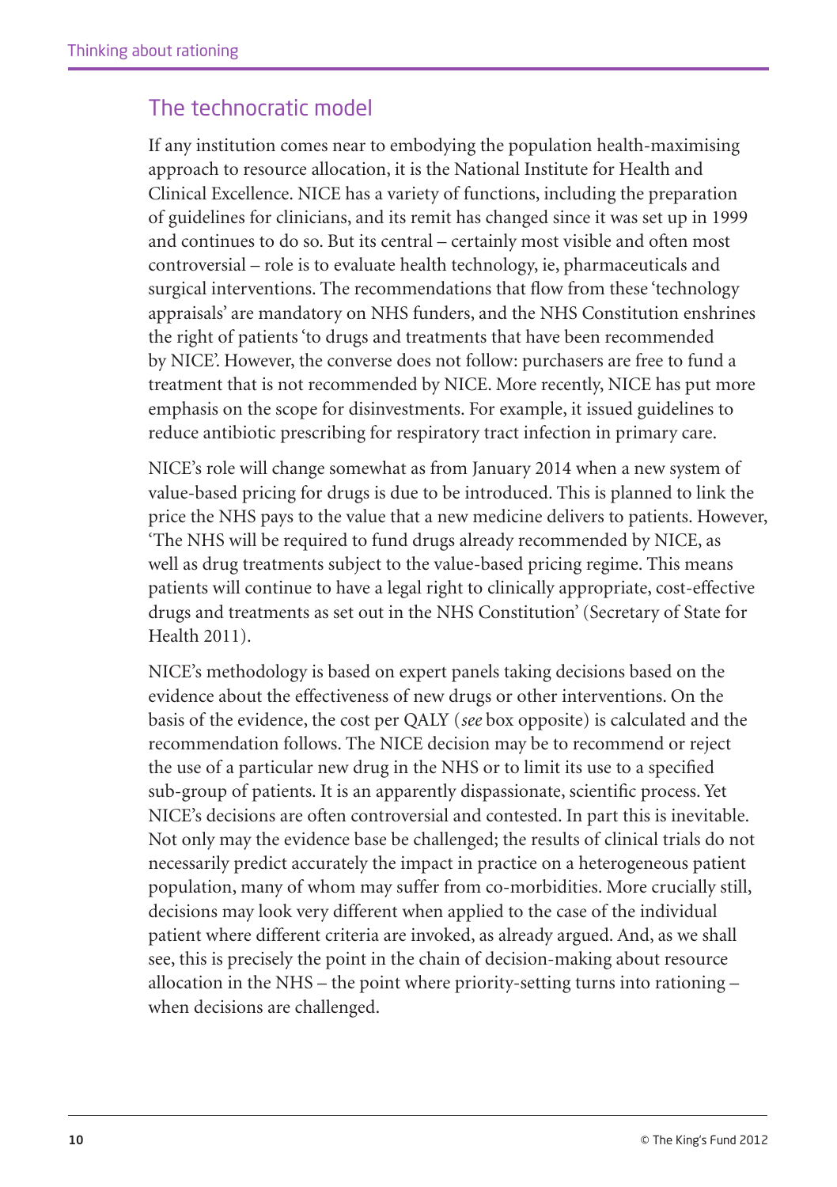## The technocratic model

If any institution comes near to embodying the population health-maximising approach to resource allocation, it is the National Institute for Health and Clinical Excellence. NICE has a variety of functions, including the preparation of guidelines for clinicians, and its remit has changed since it was set up in 1999 and continues to do so. But its central – certainly most visible and often most controversial – role is to evaluate health technology, ie, pharmaceuticals and surgical interventions. The recommendations that flow from these 'technology appraisals' are mandatory on NHS funders, and the NHS Constitution enshrines the right of patients 'to drugs and treatments that have been recommended by NICE'. However, the converse does not follow: purchasers are free to fund a treatment that is not recommended by NICE. More recently, NICE has put more emphasis on the scope for disinvestments. For example, it issued guidelines to reduce antibiotic prescribing for respiratory tract infection in primary care.

NICE's role will change somewhat as from January 2014 when a new system of value-based pricing for drugs is due to be introduced. This is planned to link the price the NHS pays to the value that a new medicine delivers to patients. However, 'The NHS will be required to fund drugs already recommended by NICE, as well as drug treatments subject to the value-based pricing regime. This means patients will continue to have a legal right to clinically appropriate, cost-effective drugs and treatments as set out in the NHS Constitution' (Secretary of State for Health 2011).

NICE's methodology is based on expert panels taking decisions based on the evidence about the effectiveness of new drugs or other interventions. On the basis of the evidence, the cost per QALY (*see* box opposite) is calculated and the recommendation follows. The NICE decision may be to recommend or reject the use of a particular new drug in the NHS or to limit its use to a specified sub-group of patients. It is an apparently dispassionate, scientific process. Yet NICE's decisions are often controversial and contested. In part this is inevitable. Not only may the evidence base be challenged; the results of clinical trials do not necessarily predict accurately the impact in practice on a heterogeneous patient population, many of whom may suffer from co-morbidities. More crucially still, decisions may look very different when applied to the case of the individual patient where different criteria are invoked, as already argued. And, as we shall see, this is precisely the point in the chain of decision-making about resource allocation in the NHS – the point where priority-setting turns into rationing – when decisions are challenged.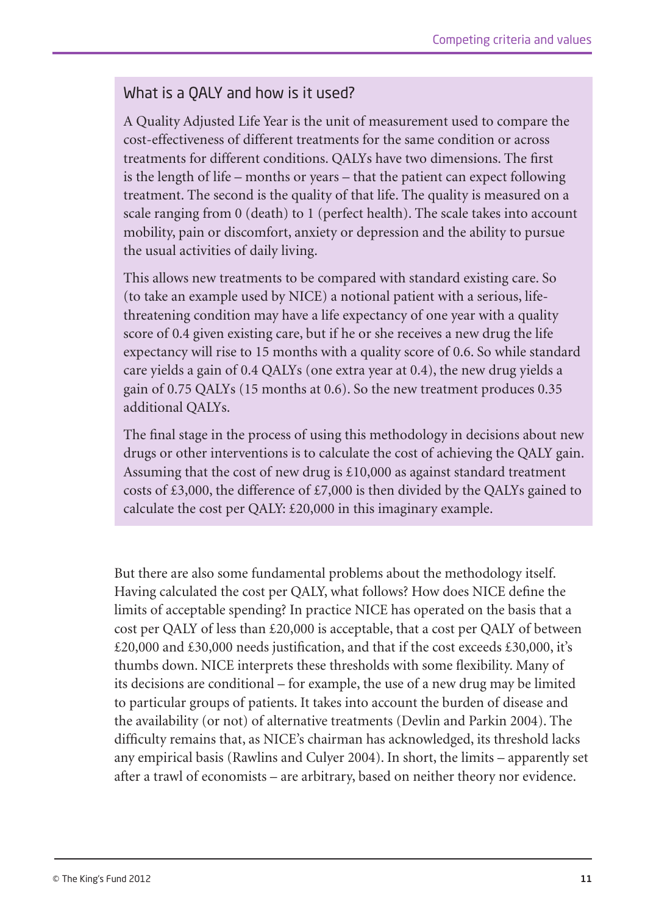### What is a QALY and how is it used?

A Quality Adjusted Life Year is the unit of measurement used to compare the cost-effectiveness of different treatments for the same condition or across treatments for different conditions. QALYs have two dimensions. The first is the length of life – months or years – that the patient can expect following treatment. The second is the quality of that life. The quality is measured on a scale ranging from 0 (death) to 1 (perfect health). The scale takes into account mobility, pain or discomfort, anxiety or depression and the ability to pursue the usual activities of daily living.

This allows new treatments to be compared with standard existing care. So (to take an example used by NICE) a notional patient with a serious, life-threatening condition may have a life expectancy of one year with a quality score of 0.4 given existing care, but if he or she receives a new drug the life expectancy will rise to 15 months with a quality score of 0.6. So while standard care yields a gain of 0.4 QALYs (one extra year at 0.4), the new drug yields a gain of 0.75 QALYs (15 months at 0.6). So the new treatment produces 0.35 additional QALYs.

The final stage in the process of using this methodology in decisions about new drugs or other interventions is to calculate the cost of achieving the QALY gain. Assuming that the cost of new drug is £10,000 as against standard treatment costs of £3,000, the difference of £7,000 is then divided by the QALYs gained to calculate the cost per QALY: £20,000 in this imaginary example.

But there are also some fundamental problems about the methodology itself. Having calculated the cost per QALY, what follows? How does NICE define the limits of acceptable spending? In practice NICE has operated on the basis that a cost per QALY of less than £20,000 is acceptable, that a cost per QALY of between £20,000 and £30,000 needs justification, and that if the cost exceeds £30,000, it's thumbs down. NICE interprets these thresholds with some flexibility. Many of its decisions are conditional – for example, the use of a new drug may be limited to particular groups of patients. It takes into account the burden of disease and the availability (or not) of alternative treatments (Devlin and Parkin 2004). The difficulty remains that, as NICE's chairman has acknowledged, its threshold lacks any empirical basis (Rawlins and Culyer 2004). In short, the limits – apparently set after a trawl of economists – are arbitrary, based on neither theory nor evidence.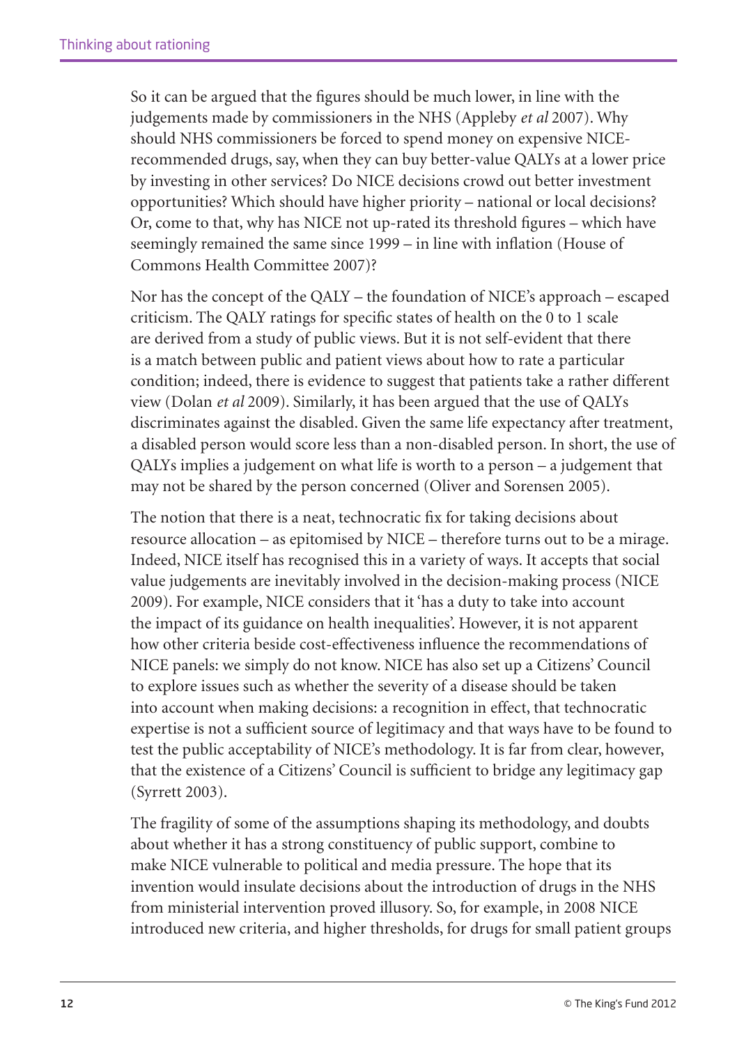So it can be argued that the figures should be much lower, in line with the judgements made by commissioners in the NHS (Appleby *et al* 2007). Why should NHS commissioners be forced to spend money on expensive NICE-recommended drugs, say, when they can buy better-value QALYs at a lower price by investing in other services? Do NICE decisions crowd out better investment opportunities? Which should have higher priority – national or local decisions? Or, come to that, why has NICE not up-rated its threshold figures – which have seemingly remained the same since 1999 – in line with inflation (House of Commons Health Committee 2007)?

Nor has the concept of the QALY – the foundation of NICE's approach – escaped criticism. The QALY ratings for specific states of health on the 0 to 1 scale are derived from a study of public views. But it is not self-evident that there is a match between public and patient views about how to rate a particular condition; indeed, there is evidence to suggest that patients take a rather different view (Dolan *et al* 2009). Similarly, it has been argued that the use of QALYs discriminates against the disabled. Given the same life expectancy after treatment, a disabled person would score less than a non-disabled person. In short, the use of QALYs implies a judgement on what life is worth to a person – a judgement that may not be shared by the person concerned (Oliver and Sorensen 2005).

The notion that there is a neat, technocratic fix for taking decisions about resource allocation – as epitomised by NICE – therefore turns out to be a mirage. Indeed, NICE itself has recognised this in a variety of ways. It accepts that social value judgements are inevitably involved in the decision-making process (NICE 2009). For example, NICE considers that it 'has a duty to take into account the impact of its guidance on health inequalities'. However, it is not apparent how other criteria beside cost-effectiveness influence the recommendations of NICE panels: we simply do not know. NICE has also set up a Citizens' Council to explore issues such as whether the severity of a disease should be taken into account when making decisions: a recognition in effect, that technocratic expertise is not a sufficient source of legitimacy and that ways have to be found to test the public acceptability of NICE's methodology. It is far from clear, however, that the existence of a Citizens' Council is sufficient to bridge any legitimacy gap (Syrrett 2003).

The fragility of some of the assumptions shaping its methodology, and doubts about whether it has a strong constituency of public support, combine to make NICE vulnerable to political and media pressure. The hope that its invention would insulate decisions about the introduction of drugs in the NHS from ministerial intervention proved illusory. So, for example, in 2008 NICE introduced new criteria, and higher thresholds, for drugs for small patient groups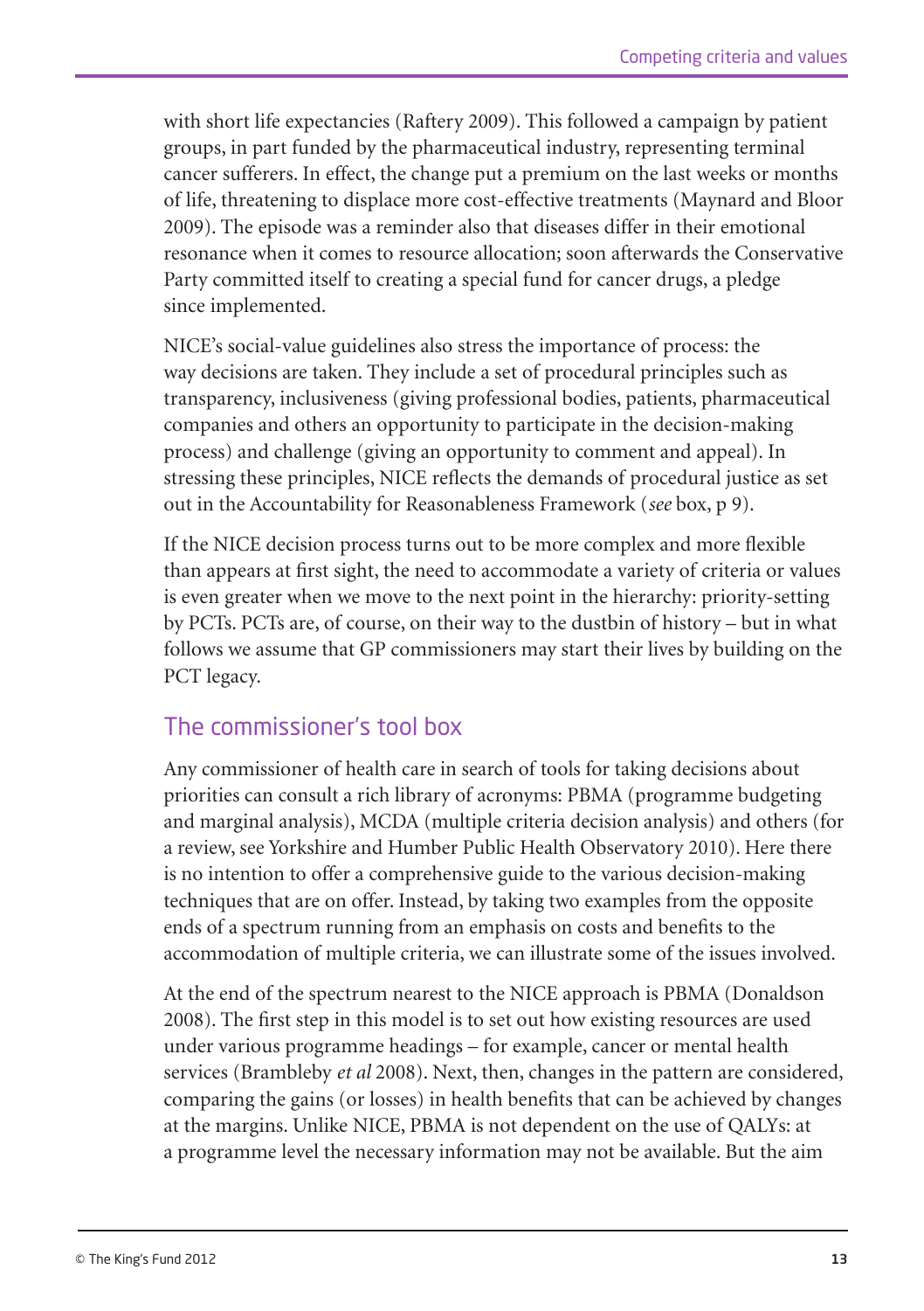with short life expectancies (Raftery 2009). This followed a campaign by patient groups, in part funded by the pharmaceutical industry, representing terminal cancer sufferers. In effect, the change put a premium on the last weeks or months of life, threatening to displace more cost-effective treatments (Maynard and Bloor 2009). The episode was a reminder also that diseases differ in their emotional resonance when it comes to resource allocation; soon afterwards the Conservative Party committed itself to creating a special fund for cancer drugs, a pledge since implemented.

NICE's social-value guidelines also stress the importance of process: the way decisions are taken. They include a set of procedural principles such as transparency, inclusiveness (giving professional bodies, patients, pharmaceutical companies and others an opportunity to participate in the decision-making process) and challenge (giving an opportunity to comment and appeal). In stressing these principles, NICE reflects the demands of procedural justice as set out in the Accountability for Reasonableness Framework (*see* box, p 9).

If the NICE decision process turns out to be more complex and more flexible than appears at first sight, the need to accommodate a variety of criteria or values is even greater when we move to the next point in the hierarchy: priority-setting by PCTs. PCTs are, of course, on their way to the dustbin of history – but in what follows we assume that GP commissioners may start their lives by building on the PCT legacy.

## The commissioner's tool box

Any commissioner of health care in search of tools for taking decisions about priorities can consult a rich library of acronyms: PBMA (programme budgeting and marginal analysis), MCDA (multiple criteria decision analysis) and others (for a review, see Yorkshire and Humber Public Health Observatory 2010). Here there is no intention to offer a comprehensive guide to the various decision-making techniques that are on offer. Instead, by taking two examples from the opposite ends of a spectrum running from an emphasis on costs and benefits to the accommodation of multiple criteria, we can illustrate some of the issues involved.

At the end of the spectrum nearest to the NICE approach is PBMA (Donaldson 2008). The first step in this model is to set out how existing resources are used under various programme headings – for example, cancer or mental health services (Brambleby *et al* 2008). Next, then, changes in the pattern are considered, comparing the gains (or losses) in health benefits that can be achieved by changes at the margins. Unlike NICE, PBMA is not dependent on the use of QALYs: at a programme level the necessary information may not be available. But the aim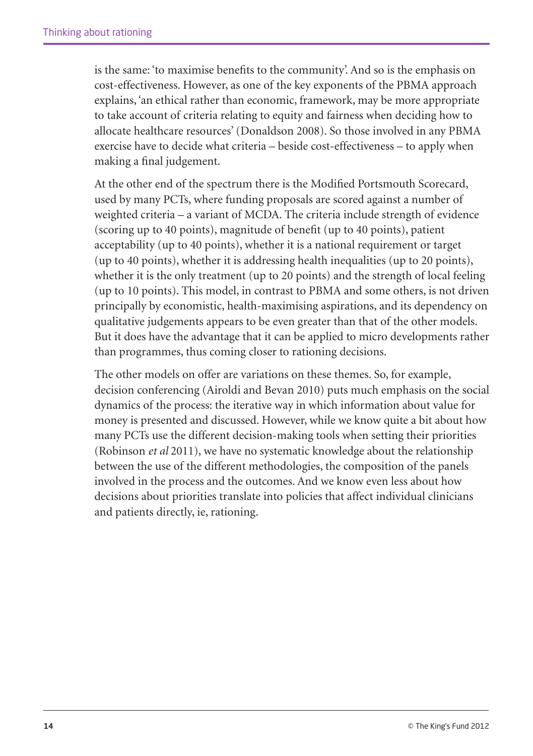is the same: 'to maximise benefits to the community'. And so is the emphasis on cost-effectiveness. However, as one of the key exponents of the PBMA approach explains, 'an ethical rather than economic, framework, may be more appropriate to take account of criteria relating to equity and fairness when deciding how to allocate healthcare resources' (Donaldson 2008). So those involved in any PBMA exercise have to decide what criteria – beside cost-effectiveness – to apply when making a final judgement.

At the other end of the spectrum there is the Modified Portsmouth Scorecard, used by many PCTs, where funding proposals are scored against a number of weighted criteria – a variant of MCDA. The criteria include strength of evidence (scoring up to 40 points), magnitude of benefit (up to 40 points), patient acceptability (up to 40 points), whether it is a national requirement or target (up to 40 points), whether it is addressing health inequalities (up to 20 points), whether it is the only treatment (up to 20 points) and the strength of local feeling (up to 10 points). This model, in contrast to PBMA and some others, is not driven principally by economistic, health-maximising aspirations, and its dependency on qualitative judgements appears to be even greater than that of the other models. But it does have the advantage that it can be applied to micro developments rather than programmes, thus coming closer to rationing decisions.

The other models on offer are variations on these themes. So, for example, decision conferencing (Airoldi and Bevan 2010) puts much emphasis on the social dynamics of the process: the iterative way in which information about value for money is presented and discussed. However, while we know quite a bit about how many PCTs use the different decision-making tools when setting their priorities (Robinson *et al* 2011), we have no systematic knowledge about the relationship between the use of the different methodologies, the composition of the panels involved in the process and the outcomes. And we know even less about how decisions about priorities translate into policies that affect individual clinicians and patients directly, ie, rationing.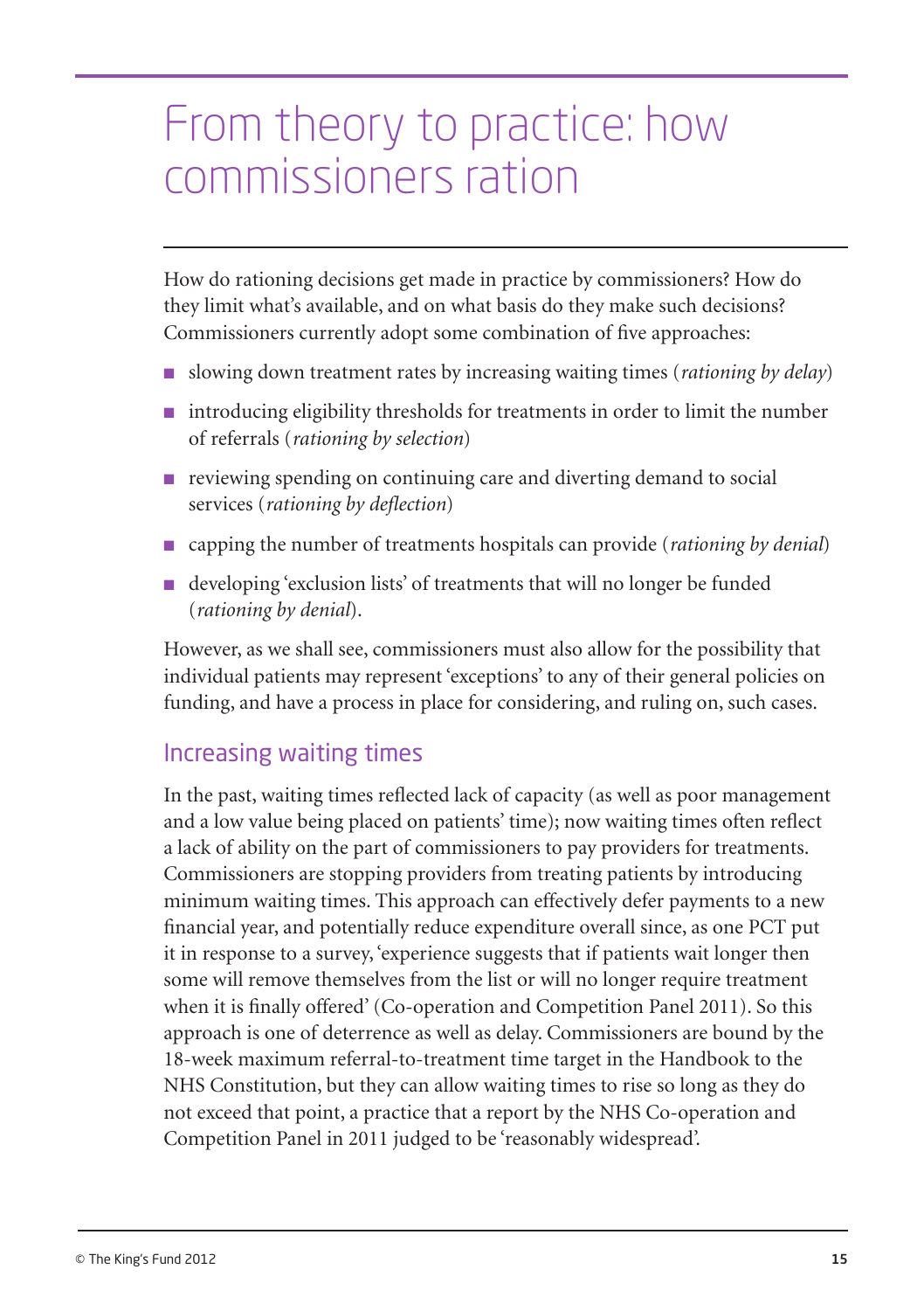# From theory to practice: how commissioners ration

How do rationing decisions get made in practice by commissioners? How do they limit what's available, and on what basis do they make such decisions? Commissioners currently adopt some combination of five approaches:

- slowing down treatment rates by increasing waiting times (*rationing by delay*)
- introducing eligibility thresholds for treatments in order to limit the number of referrals (*rationing by selection*)
- reviewing spending on continuing care and diverting demand to social services (*rationing by deflection*)
- capping the number of treatments hospitals can provide (*rationing by denial*)
- developing 'exclusion lists' of treatments that will no longer be funded (*rationing by denial*).

However, as we shall see, commissioners must also allow for the possibility that individual patients may represent 'exceptions' to any of their general policies on funding, and have a process in place for considering, and ruling on, such cases.

## Increasing waiting times

In the past, waiting times reflected lack of capacity (as well as poor management and a low value being placed on patients' time); now waiting times often reflect a lack of ability on the part of commissioners to pay providers for treatments. Commissioners are stopping providers from treating patients by introducing minimum waiting times. This approach can effectively defer payments to a new financial year, and potentially reduce expenditure overall since, as one PCT put it in response to a survey, 'experience suggests that if patients wait longer then some will remove themselves from the list or will no longer require treatment when it is finally offered' (Co-operation and Competition Panel 2011). So this approach is one of deterrence as well as delay. Commissioners are bound by the 18-week maximum referral-to-treatment time target in the Handbook to the NHS Constitution, but they can allow waiting times to rise so long as they do not exceed that point, a practice that a report by the NHS Co-operation and Competition Panel in 2011 judged to be 'reasonably widespread'.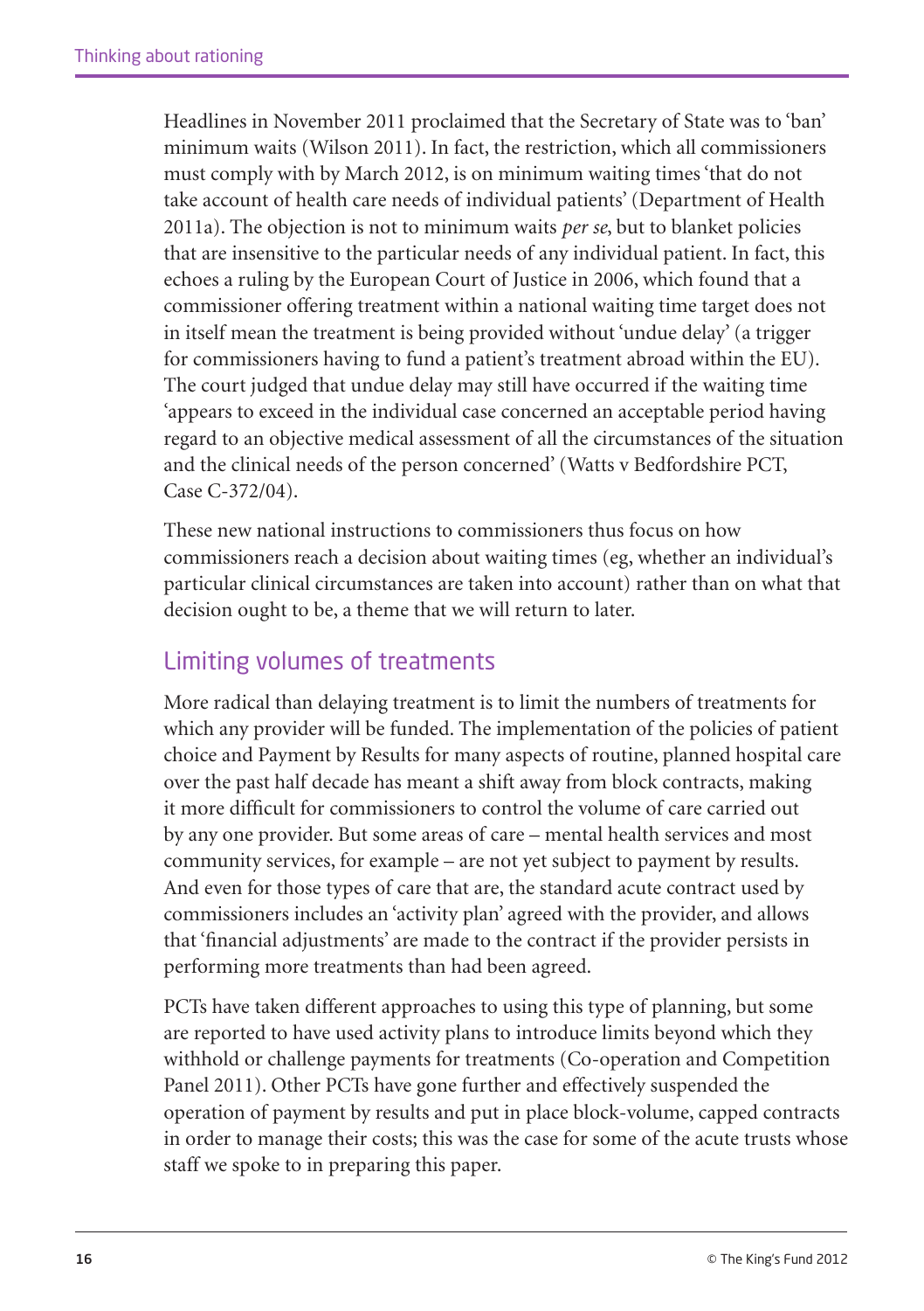Headlines in November 2011 proclaimed that the Secretary of State was to 'ban' minimum waits (Wilson 2011). In fact, the restriction, which all commissioners must comply with by March 2012, is on minimum waiting times 'that do not take account of health care needs of individual patients' (Department of Health 2011a). The objection is not to minimum waits *per se*, but to blanket policies that are insensitive to the particular needs of any individual patient. In fact, this echoes a ruling by the European Court of Justice in 2006, which found that a commissioner offering treatment within a national waiting time target does not in itself mean the treatment is being provided without 'undue delay' (a trigger for commissioners having to fund a patient's treatment abroad within the EU). The court judged that undue delay may still have occurred if the waiting time 'appears to exceed in the individual case concerned an acceptable period having regard to an objective medical assessment of all the circumstances of the situation and the clinical needs of the person concerned' (Watts v Bedfordshire PCT, Case C-372/04).

These new national instructions to commissioners thus focus on how commissioners reach a decision about waiting times (eg, whether an individual's particular clinical circumstances are taken into account) rather than on what that decision ought to be, a theme that we will return to later.

## Limiting volumes of treatments

More radical than delaying treatment is to limit the numbers of treatments for which any provider will be funded. The implementation of the policies of patient choice and Payment by Results for many aspects of routine, planned hospital care over the past half decade has meant a shift away from block contracts, making it more difficult for commissioners to control the volume of care carried out by any one provider. But some areas of care – mental health services and most community services, for example – are not yet subject to payment by results. And even for those types of care that are, the standard acute contract used by commissioners includes an 'activity plan' agreed with the provider, and allows that 'financial adjustments' are made to the contract if the provider persists in performing more treatments than had been agreed.

PCTs have taken different approaches to using this type of planning, but some are reported to have used activity plans to introduce limits beyond which they withhold or challenge payments for treatments (Co-operation and Competition Panel 2011). Other PCTs have gone further and effectively suspended the operation of payment by results and put in place block-volume, capped contracts in order to manage their costs; this was the case for some of the acute trusts whose staff we spoke to in preparing this paper.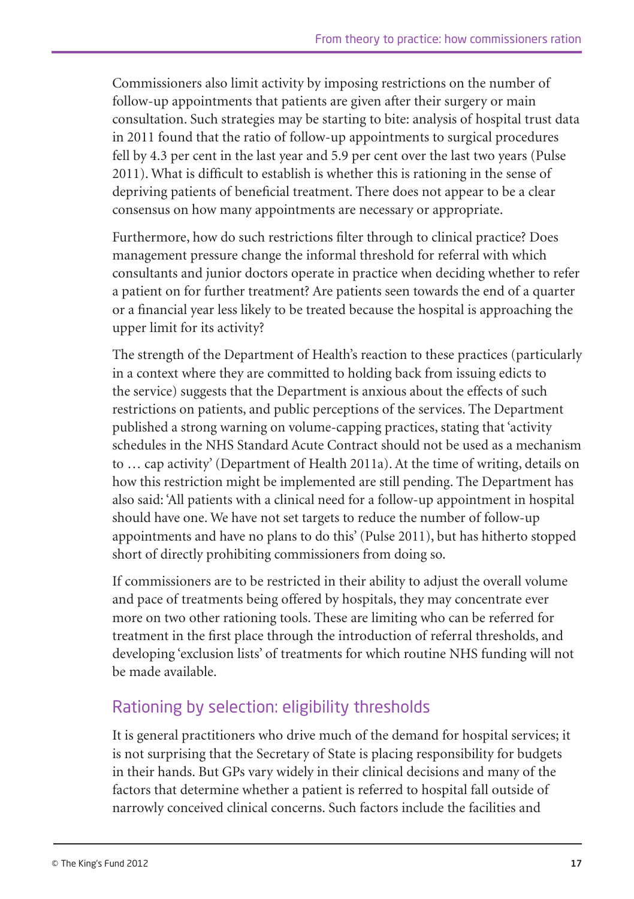Commissioners also limit activity by imposing restrictions on the number of follow-up appointments that patients are given after their surgery or main consultation. Such strategies may be starting to bite: analysis of hospital trust data in 2011 found that the ratio of follow-up appointments to surgical procedures fell by 4.3 per cent in the last year and 5.9 per cent over the last two years (Pulse 2011). What is difficult to establish is whether this is rationing in the sense of depriving patients of beneficial treatment. There does not appear to be a clear consensus on how many appointments are necessary or appropriate.

Furthermore, how do such restrictions filter through to clinical practice? Does management pressure change the informal threshold for referral with which consultants and junior doctors operate in practice when deciding whether to refer a patient on for further treatment? Are patients seen towards the end of a quarter or a financial year less likely to be treated because the hospital is approaching the upper limit for its activity?

The strength of the Department of Health's reaction to these practices (particularly in a context where they are committed to holding back from issuing edicts to the service) suggests that the Department is anxious about the effects of such restrictions on patients, and public perceptions of the services. The Department published a strong warning on volume-capping practices, stating that 'activity schedules in the NHS Standard Acute Contract should not be used as a mechanism to … cap activity' (Department of Health 2011a). At the time of writing, details on how this restriction might be implemented are still pending. The Department has also said: 'All patients with a clinical need for a follow-up appointment in hospital should have one. We have not set targets to reduce the number of follow-up appointments and have no plans to do this' (Pulse 2011), but has hitherto stopped short of directly prohibiting commissioners from doing so.

If commissioners are to be restricted in their ability to adjust the overall volume and pace of treatments being offered by hospitals, they may concentrate ever more on two other rationing tools. These are limiting who can be referred for treatment in the first place through the introduction of referral thresholds, and developing 'exclusion lists' of treatments for which routine NHS funding will not be made available.

## Rationing by selection: eligibility thresholds

It is general practitioners who drive much of the demand for hospital services; it is not surprising that the Secretary of State is placing responsibility for budgets in their hands. But GPs vary widely in their clinical decisions and many of the factors that determine whether a patient is referred to hospital fall outside of narrowly conceived clinical concerns. Such factors include the facilities and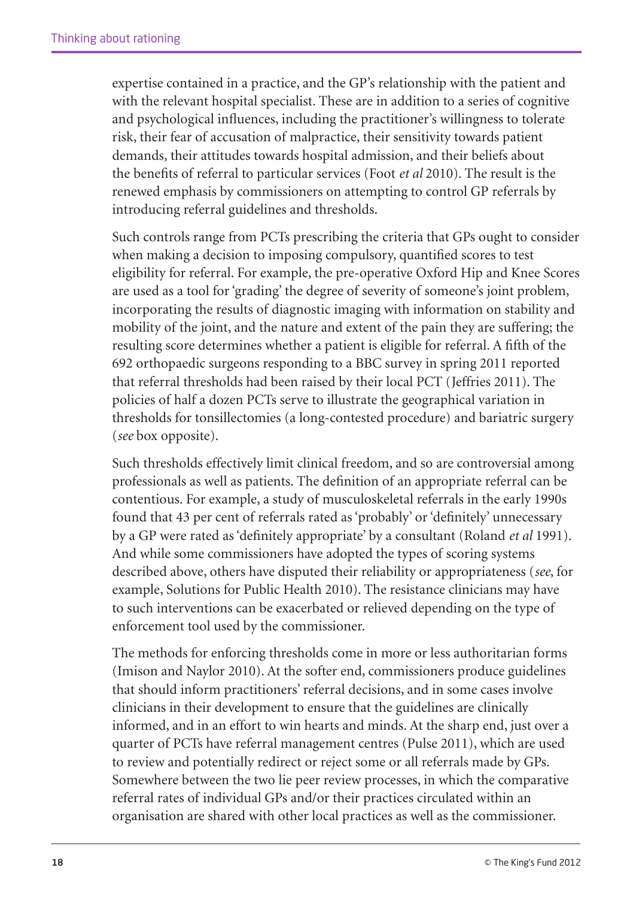expertise contained in a practice, and the GP's relationship with the patient and with the relevant hospital specialist. These are in addition to a series of cognitive and psychological influences, including the practitioner's willingness to tolerate risk, their fear of accusation of malpractice, their sensitivity towards patient demands, their attitudes towards hospital admission, and their beliefs about the benefits of referral to particular services (Foot *et al* 2010). The result is the renewed emphasis by commissioners on attempting to control GP referrals by introducing referral guidelines and thresholds.

Such controls range from PCTs prescribing the criteria that GPs ought to consider when making a decision to imposing compulsory, quantified scores to test eligibility for referral. For example, the pre-operative Oxford Hip and Knee Scores are used as a tool for 'grading' the degree of severity of someone's joint problem, incorporating the results of diagnostic imaging with information on stability and mobility of the joint, and the nature and extent of the pain they are suffering; the resulting score determines whether a patient is eligible for referral. A fifth of the 692 orthopaedic surgeons responding to a BBC survey in spring 2011 reported that referral thresholds had been raised by their local PCT (Jeffries 2011). The policies of half a dozen PCTs serve to illustrate the geographical variation in thresholds for tonsillectomies (a long-contested procedure) and bariatric surgery (*see* box opposite).

Such thresholds effectively limit clinical freedom, and so are controversial among professionals as well as patients. The definition of an appropriate referral can be contentious. For example, a study of musculoskeletal referrals in the early 1990s found that 43 per cent of referrals rated as 'probably' or 'definitely' unnecessary by a GP were rated as 'definitely appropriate' by a consultant (Roland *et al* 1991). And while some commissioners have adopted the types of scoring systems described above, others have disputed their reliability or appropriateness (*see*, for example, Solutions for Public Health 2010). The resistance clinicians may have to such interventions can be exacerbated or relieved depending on the type of enforcement tool used by the commissioner.

The methods for enforcing thresholds come in more or less authoritarian forms (Imison and Naylor 2010). At the softer end, commissioners produce guidelines that should inform practitioners' referral decisions, and in some cases involve clinicians in their development to ensure that the guidelines are clinically informed, and in an effort to win hearts and minds. At the sharp end, just over a quarter of PCTs have referral management centres (Pulse 2011), which are used to review and potentially redirect or reject some or all referrals made by GPs. Somewhere between the two lie peer review processes, in which the comparative referral rates of individual GPs and/or their practices circulated within an organisation are shared with other local practices as well as the commissioner.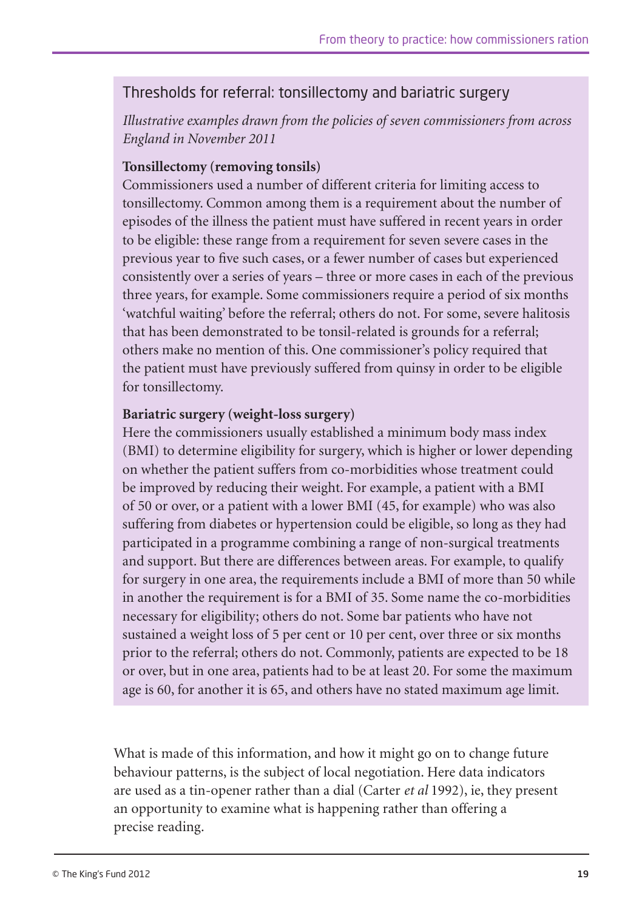## Thresholds for referral: tonsillectomy and bariatric surgery

*Illustrative examples drawn from the policies of seven commissioners from across England in November 2011*

**Tonsillectomy (removing tonsils)**
Commissioners used a number of different criteria for limiting access to tonsillectomy. Common among them is a requirement about the number of episodes of the illness the patient must have suffered in recent years in order to be eligible: these range from a requirement for seven severe cases in the previous year to five such cases, or a fewer number of cases but experienced consistently over a series of years – three or more cases in each of the previous three years, for example. Some commissioners require a period of six months 'watchful waiting' before the referral; others do not. For some, severe halitosis that has been demonstrated to be tonsil-related is grounds for a referral; others make no mention of this. One commissioner's policy required that the patient must have previously suffered from quinsy in order to be eligible for tonsillectomy.

**Bariatric surgery (weight-loss surgery)**
Here the commissioners usually established a minimum body mass index (BMI) to determine eligibility for surgery, which is higher or lower depending on whether the patient suffers from co-morbidities whose treatment could be improved by reducing their weight. For example, a patient with a BMI of 50 or over, or a patient with a lower BMI (45, for example) who was also suffering from diabetes or hypertension could be eligible, so long as they had participated in a programme combining a range of non-surgical treatments and support. But there are differences between areas. For example, to qualify for surgery in one area, the requirements include a BMI of more than 50 while in another the requirement is for a BMI of 35. Some name the co-morbidities necessary for eligibility; others do not. Some bar patients who have not sustained a weight loss of 5 per cent or 10 per cent, over three or six months prior to the referral; others do not. Commonly, patients are expected to be 18 or over, but in one area, patients had to be at least 20. For some the maximum age is 60, for another it is 65, and others have no stated maximum age limit.

What is made of this information, and how it might go on to change future behaviour patterns, is the subject of local negotiation. Here data indicators are used as a tin-opener rather than a dial (Carter *et al* 1992), ie, they present an opportunity to examine what is happening rather than offering a precise reading.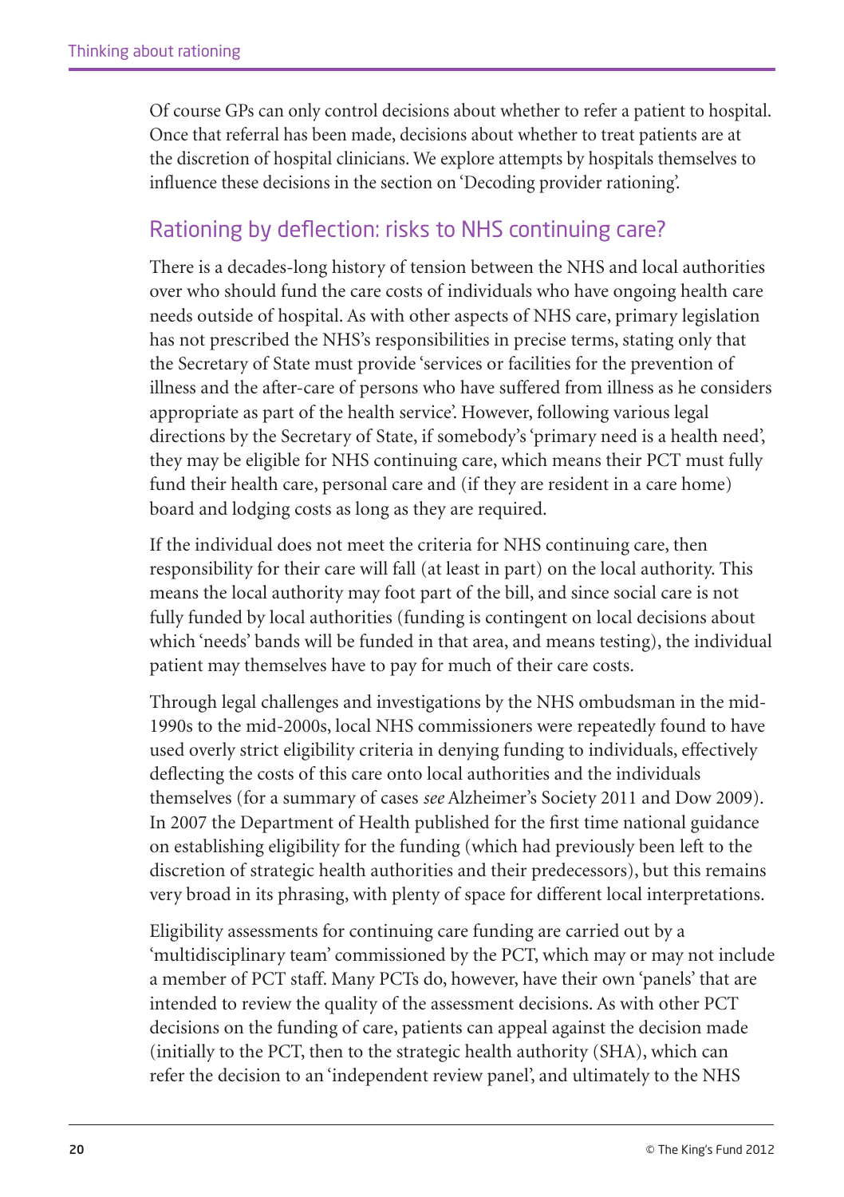Of course GPs can only control decisions about whether to refer a patient to hospital. Once that referral has been made, decisions about whether to treat patients are at the discretion of hospital clinicians. We explore attempts by hospitals themselves to influence these decisions in the section on 'Decoding provider rationing'.

## Rationing by deflection: risks to NHS continuing care?

There is a decades-long history of tension between the NHS and local authorities over who should fund the care costs of individuals who have ongoing health care needs outside of hospital. As with other aspects of NHS care, primary legislation has not prescribed the NHS's responsibilities in precise terms, stating only that the Secretary of State must provide 'services or facilities for the prevention of illness and the after-care of persons who have suffered from illness as he considers appropriate as part of the health service'. However, following various legal directions by the Secretary of State, if somebody's 'primary need is a health need', they may be eligible for NHS continuing care, which means their PCT must fully fund their health care, personal care and (if they are resident in a care home) board and lodging costs as long as they are required.

If the individual does not meet the criteria for NHS continuing care, then responsibility for their care will fall (at least in part) on the local authority. This means the local authority may foot part of the bill, and since social care is not fully funded by local authorities (funding is contingent on local decisions about which 'needs' bands will be funded in that area, and means testing), the individual patient may themselves have to pay for much of their care costs.

Through legal challenges and investigations by the NHS ombudsman in the mid-1990s to the mid-2000s, local NHS commissioners were repeatedly found to have used overly strict eligibility criteria in denying funding to individuals, effectively deflecting the costs of this care onto local authorities and the individuals themselves (for a summary of cases *see* Alzheimer's Society 2011 and Dow 2009). In 2007 the Department of Health published for the first time national guidance on establishing eligibility for the funding (which had previously been left to the discretion of strategic health authorities and their predecessors), but this remains very broad in its phrasing, with plenty of space for different local interpretations.

Eligibility assessments for continuing care funding are carried out by a 'multidisciplinary team' commissioned by the PCT, which may or may not include a member of PCT staff. Many PCTs do, however, have their own 'panels' that are intended to review the quality of the assessment decisions. As with other PCT decisions on the funding of care, patients can appeal against the decision made (initially to the PCT, then to the strategic health authority (SHA), which can refer the decision to an 'independent review panel', and ultimately to the NHS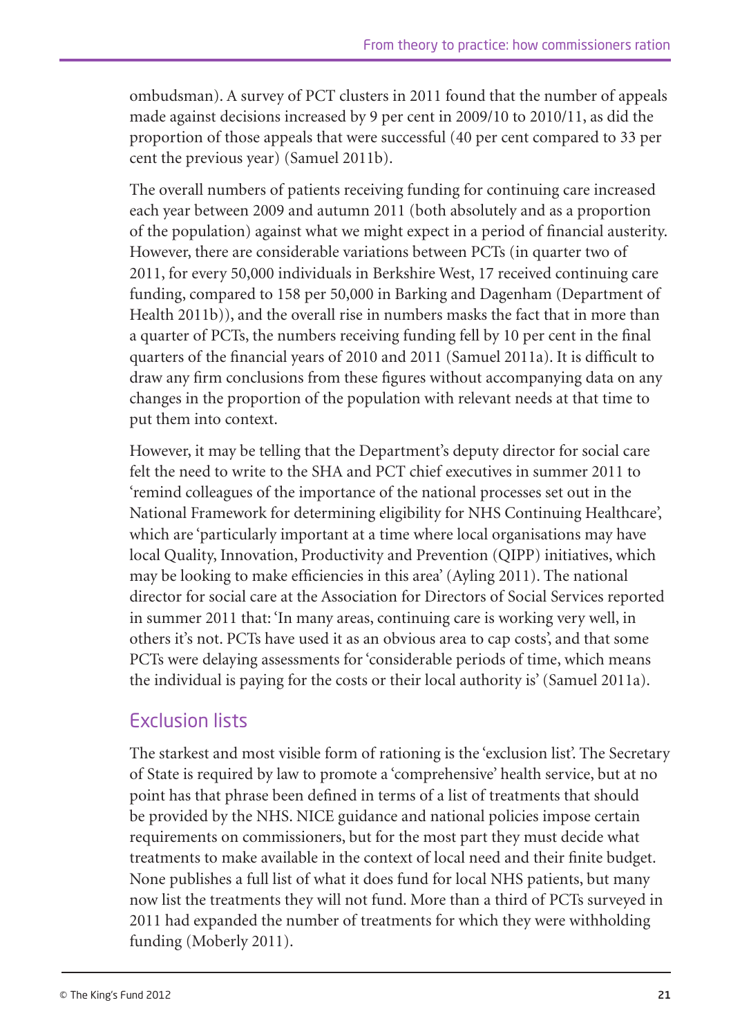ombudsman). A survey of PCT clusters in 2011 found that the number of appeals made against decisions increased by 9 per cent in 2009/10 to 2010/11, as did the proportion of those appeals that were successful (40 per cent compared to 33 per cent the previous year) (Samuel 2011b).

The overall numbers of patients receiving funding for continuing care increased each year between 2009 and autumn 2011 (both absolutely and as a proportion of the population) against what we might expect in a period of financial austerity. However, there are considerable variations between PCTs (in quarter two of 2011, for every 50,000 individuals in Berkshire West, 17 received continuing care funding, compared to 158 per 50,000 in Barking and Dagenham (Department of Health 2011b)), and the overall rise in numbers masks the fact that in more than a quarter of PCTs, the numbers receiving funding fell by 10 per cent in the final quarters of the financial years of 2010 and 2011 (Samuel 2011a). It is difficult to draw any firm conclusions from these figures without accompanying data on any changes in the proportion of the population with relevant needs at that time to put them into context.

However, it may be telling that the Department's deputy director for social care felt the need to write to the SHA and PCT chief executives in summer 2011 to 'remind colleagues of the importance of the national processes set out in the National Framework for determining eligibility for NHS Continuing Healthcare', which are 'particularly important at a time where local organisations may have local Quality, Innovation, Productivity and Prevention (QIPP) initiatives, which may be looking to make efficiencies in this area' (Ayling 2011). The national director for social care at the Association for Directors of Social Services reported in summer 2011 that: 'In many areas, continuing care is working very well, in others it's not. PCTs have used it as an obvious area to cap costs', and that some PCTs were delaying assessments for 'considerable periods of time, which means the individual is paying for the costs or their local authority is' (Samuel 2011a).

## Exclusion lists

The starkest and most visible form of rationing is the 'exclusion list'. The Secretary of State is required by law to promote a 'comprehensive' health service, but at no point has that phrase been defined in terms of a list of treatments that should be provided by the NHS. NICE guidance and national policies impose certain requirements on commissioners, but for the most part they must decide what treatments to make available in the context of local need and their finite budget. None publishes a full list of what it does fund for local NHS patients, but many now list the treatments they will not fund. More than a third of PCTs surveyed in 2011 had expanded the number of treatments for which they were withholding funding (Moberly 2011).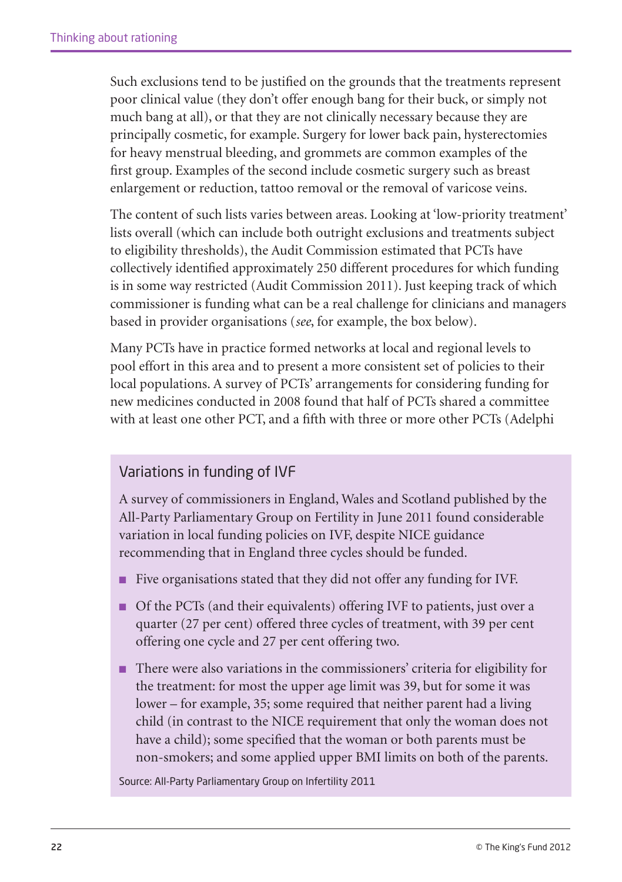Such exclusions tend to be justified on the grounds that the treatments represent poor clinical value (they don't offer enough bang for their buck, or simply not much bang at all), or that they are not clinically necessary because they are principally cosmetic, for example. Surgery for lower back pain, hysterectomies for heavy menstrual bleeding, and grommets are common examples of the first group. Examples of the second include cosmetic surgery such as breast enlargement or reduction, tattoo removal or the removal of varicose veins.

The content of such lists varies between areas. Looking at 'low-priority treatment' lists overall (which can include both outright exclusions and treatments subject to eligibility thresholds), the Audit Commission estimated that PCTs have collectively identified approximately 250 different procedures for which funding is in some way restricted (Audit Commission 2011). Just keeping track of which commissioner is funding what can be a real challenge for clinicians and managers based in provider organisations (*see*, for example, the box below).

Many PCTs have in practice formed networks at local and regional levels to pool effort in this area and to present a more consistent set of policies to their local populations. A survey of PCTs' arrangements for considering funding for new medicines conducted in 2008 found that half of PCTs shared a committee with at least one other PCT, and a fifth with three or more other PCTs (Adelphi

### Variations in funding of IVF

A survey of commissioners in England, Wales and Scotland published by the All-Party Parliamentary Group on Fertility in June 2011 found considerable variation in local funding policies on IVF, despite NICE guidance recommending that in England three cycles should be funded.

- Five organisations stated that they did not offer any funding for IVF.
- Of the PCTs (and their equivalents) offering IVF to patients, just over a quarter (27 per cent) offered three cycles of treatment, with 39 per cent offering one cycle and 27 per cent offering two.
- There were also variations in the commissioners' criteria for eligibility for the treatment: for most the upper age limit was 39, but for some it was lower – for example, 35; some required that neither parent had a living child (in contrast to the NICE requirement that only the woman does not have a child); some specified that the woman or both parents must be non-smokers; and some applied upper BMI limits on both of the parents.

Source: All-Party Parliamentary Group on Infertility 2011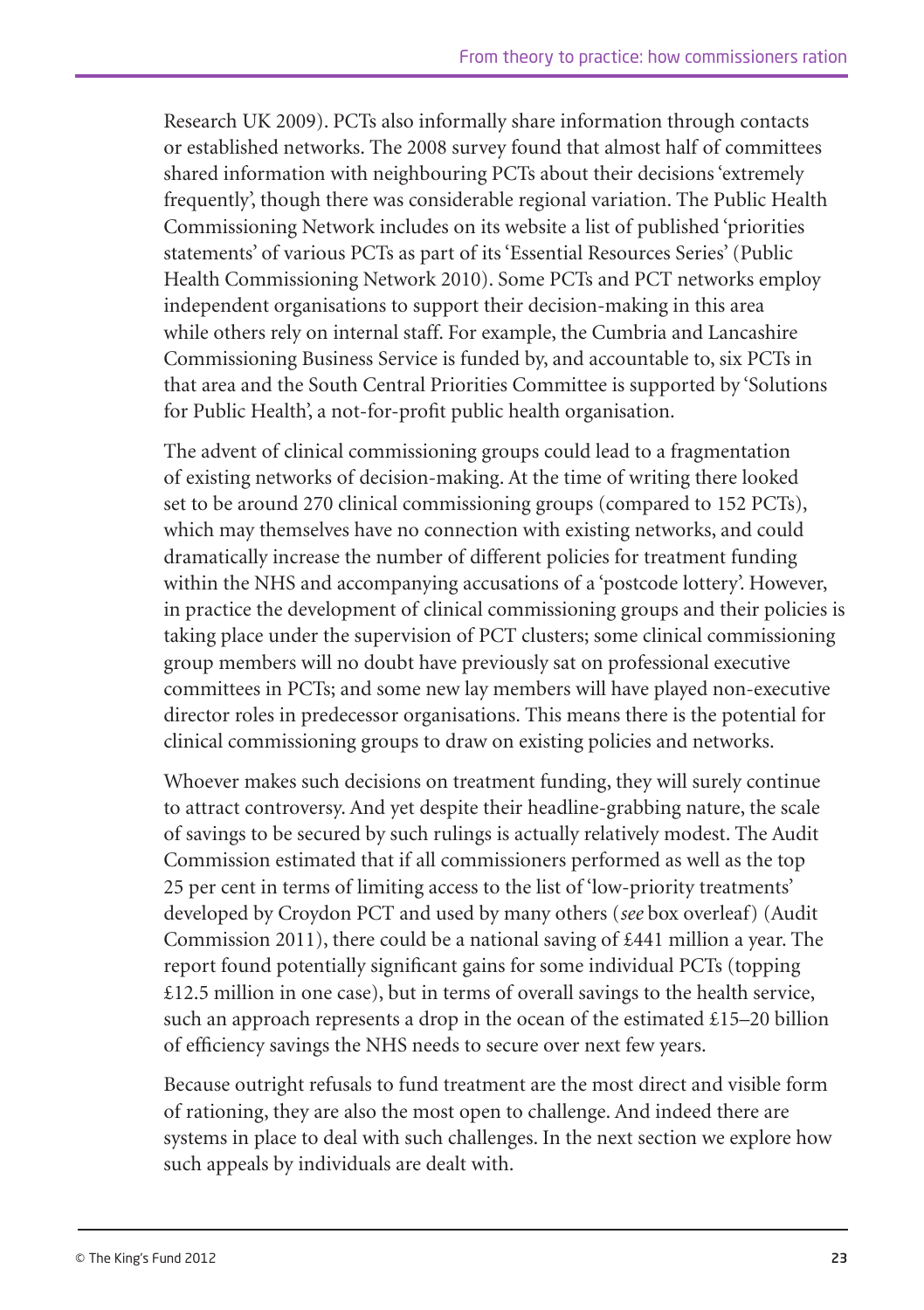Research UK 2009). PCTs also informally share information through contacts or established networks. The 2008 survey found that almost half of committees shared information with neighbouring PCTs about their decisions 'extremely frequently', though there was considerable regional variation. The Public Health Commissioning Network includes on its website a list of published 'priorities statements' of various PCTs as part of its 'Essential Resources Series' (Public Health Commissioning Network 2010). Some PCTs and PCT networks employ independent organisations to support their decision-making in this area while others rely on internal staff. For example, the Cumbria and Lancashire Commissioning Business Service is funded by, and accountable to, six PCTs in that area and the South Central Priorities Committee is supported by 'Solutions for Public Health', a not-for-profit public health organisation.

The advent of clinical commissioning groups could lead to a fragmentation of existing networks of decision-making. At the time of writing there looked set to be around 270 clinical commissioning groups (compared to 152 PCTs), which may themselves have no connection with existing networks, and could dramatically increase the number of different policies for treatment funding within the NHS and accompanying accusations of a 'postcode lottery'. However, in practice the development of clinical commissioning groups and their policies is taking place under the supervision of PCT clusters; some clinical commissioning group members will no doubt have previously sat on professional executive committees in PCTs; and some new lay members will have played non-executive director roles in predecessor organisations. This means there is the potential for clinical commissioning groups to draw on existing policies and networks.

Whoever makes such decisions on treatment funding, they will surely continue to attract controversy. And yet despite their headline-grabbing nature, the scale of savings to be secured by such rulings is actually relatively modest. The Audit Commission estimated that if all commissioners performed as well as the top 25 per cent in terms of limiting access to the list of 'low-priority treatments' developed by Croydon PCT and used by many others (*see* box overleaf) (Audit Commission 2011), there could be a national saving of £441 million a year. The report found potentially significant gains for some individual PCTs (topping £12.5 million in one case), but in terms of overall savings to the health service, such an approach represents a drop in the ocean of the estimated £15–20 billion of efficiency savings the NHS needs to secure over next few years.

Because outright refusals to fund treatment are the most direct and visible form of rationing, they are also the most open to challenge. And indeed there are systems in place to deal with such challenges. In the next section we explore how such appeals by individuals are dealt with.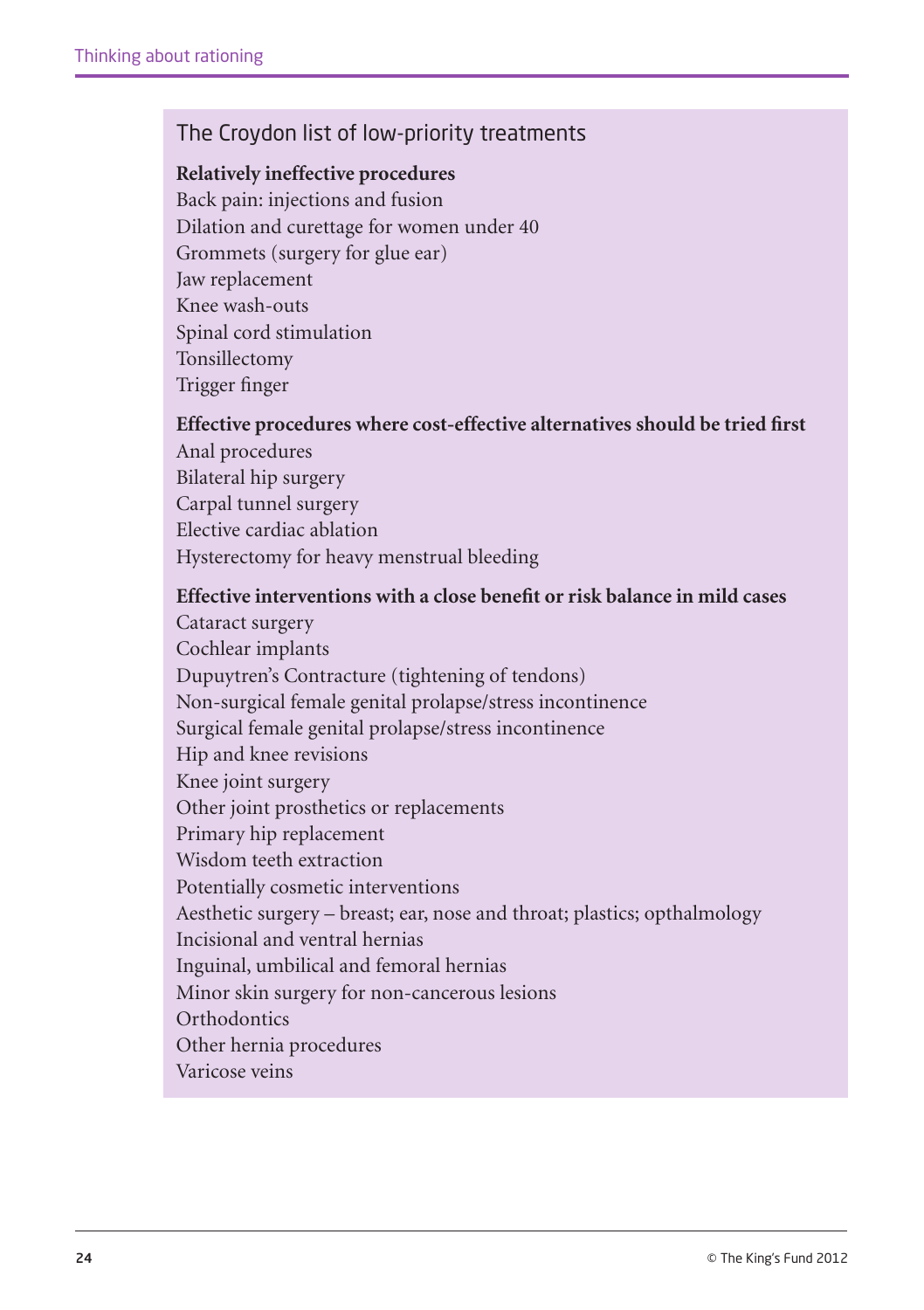## The Croydon list of low-priority treatments

**Relatively ineffective procedures**

Back pain: injections and fusion
Dilation and curettage for women under 40
Grommets (surgery for glue ear)
Jaw replacement
Knee wash-outs
Spinal cord stimulation
Tonsillectomy
Trigger finger

**Effective procedures where cost-effective alternatives should be tried first**

Anal procedures
Bilateral hip surgery
Carpal tunnel surgery
Elective cardiac ablation
Hysterectomy for heavy menstrual bleeding

**Effective interventions with a close benefit or risk balance in mild cases**

Cataract surgery
Cochlear implants
Dupuytren's Contracture (tightening of tendons)
Non-surgical female genital prolapse/stress incontinence
Surgical female genital prolapse/stress incontinence
Hip and knee revisions
Knee joint surgery
Other joint prosthetics or replacements
Primary hip replacement
Wisdom teeth extraction
Potentially cosmetic interventions
Aesthetic surgery – breast; ear, nose and throat; plastics; opthalmology
Incisional and ventral hernias
Inguinal, umbilical and femoral hernias
Minor skin surgery for non-cancerous lesions
Orthodontics
Other hernia procedures
Varicose veins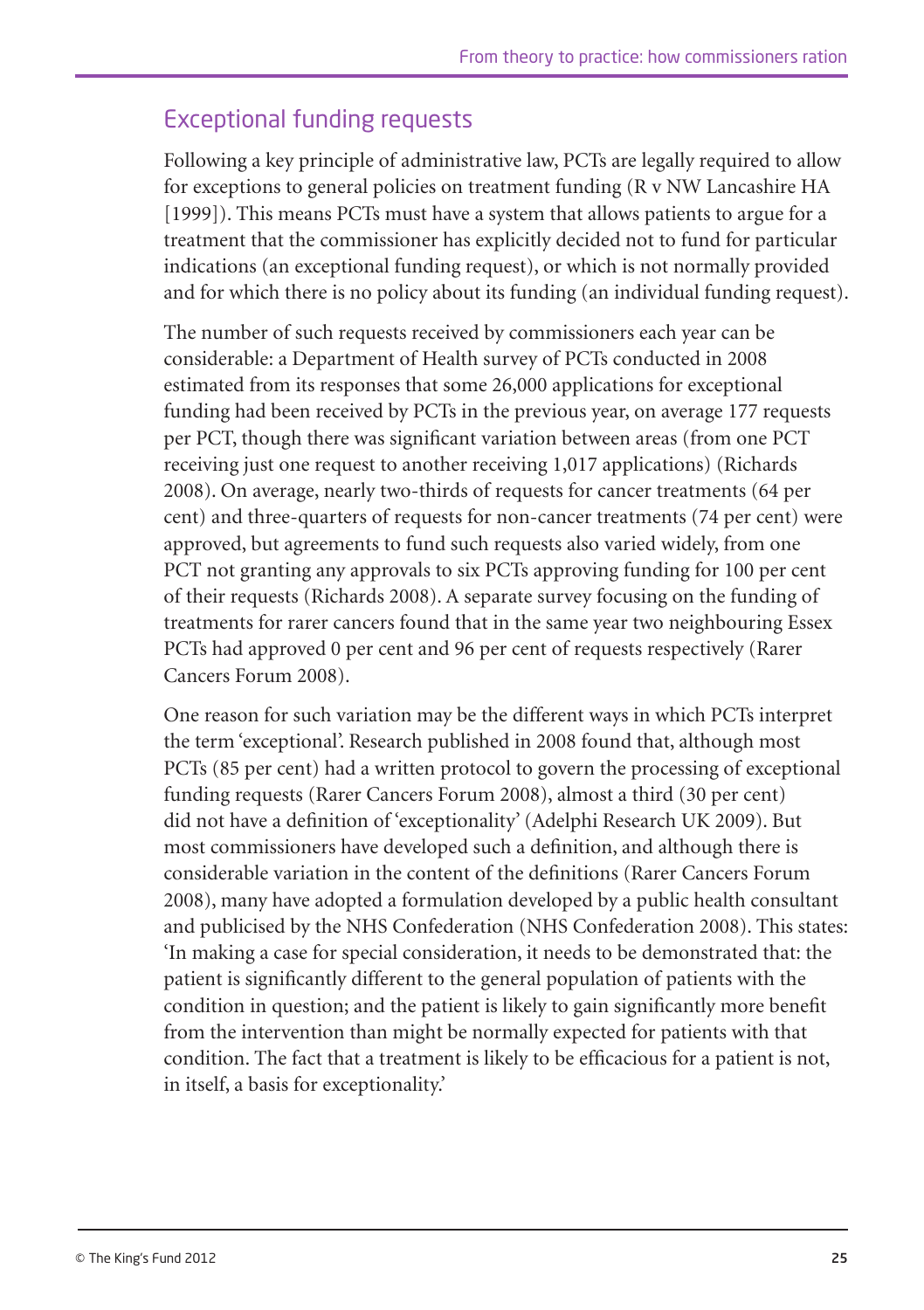## Exceptional funding requests

Following a key principle of administrative law, PCTs are legally required to allow for exceptions to general policies on treatment funding (R v NW Lancashire HA [1999]). This means PCTs must have a system that allows patients to argue for a treatment that the commissioner has explicitly decided not to fund for particular indications (an exceptional funding request), or which is not normally provided and for which there is no policy about its funding (an individual funding request).

The number of such requests received by commissioners each year can be considerable: a Department of Health survey of PCTs conducted in 2008 estimated from its responses that some 26,000 applications for exceptional funding had been received by PCTs in the previous year, on average 177 requests per PCT, though there was significant variation between areas (from one PCT receiving just one request to another receiving 1,017 applications) (Richards 2008). On average, nearly two-thirds of requests for cancer treatments (64 per cent) and three-quarters of requests for non-cancer treatments (74 per cent) were approved, but agreements to fund such requests also varied widely, from one PCT not granting any approvals to six PCTs approving funding for 100 per cent of their requests (Richards 2008). A separate survey focusing on the funding of treatments for rarer cancers found that in the same year two neighbouring Essex PCTs had approved 0 per cent and 96 per cent of requests respectively (Rarer Cancers Forum 2008).

One reason for such variation may be the different ways in which PCTs interpret the term 'exceptional'. Research published in 2008 found that, although most PCTs (85 per cent) had a written protocol to govern the processing of exceptional funding requests (Rarer Cancers Forum 2008), almost a third (30 per cent) did not have a definition of 'exceptionality' (Adelphi Research UK 2009). But most commissioners have developed such a definition, and although there is considerable variation in the content of the definitions (Rarer Cancers Forum 2008), many have adopted a formulation developed by a public health consultant and publicised by the NHS Confederation (NHS Confederation 2008). This states: 'In making a case for special consideration, it needs to be demonstrated that: the patient is significantly different to the general population of patients with the condition in question; and the patient is likely to gain significantly more benefit from the intervention than might be normally expected for patients with that condition. The fact that a treatment is likely to be efficacious for a patient is not, in itself, a basis for exceptionality.'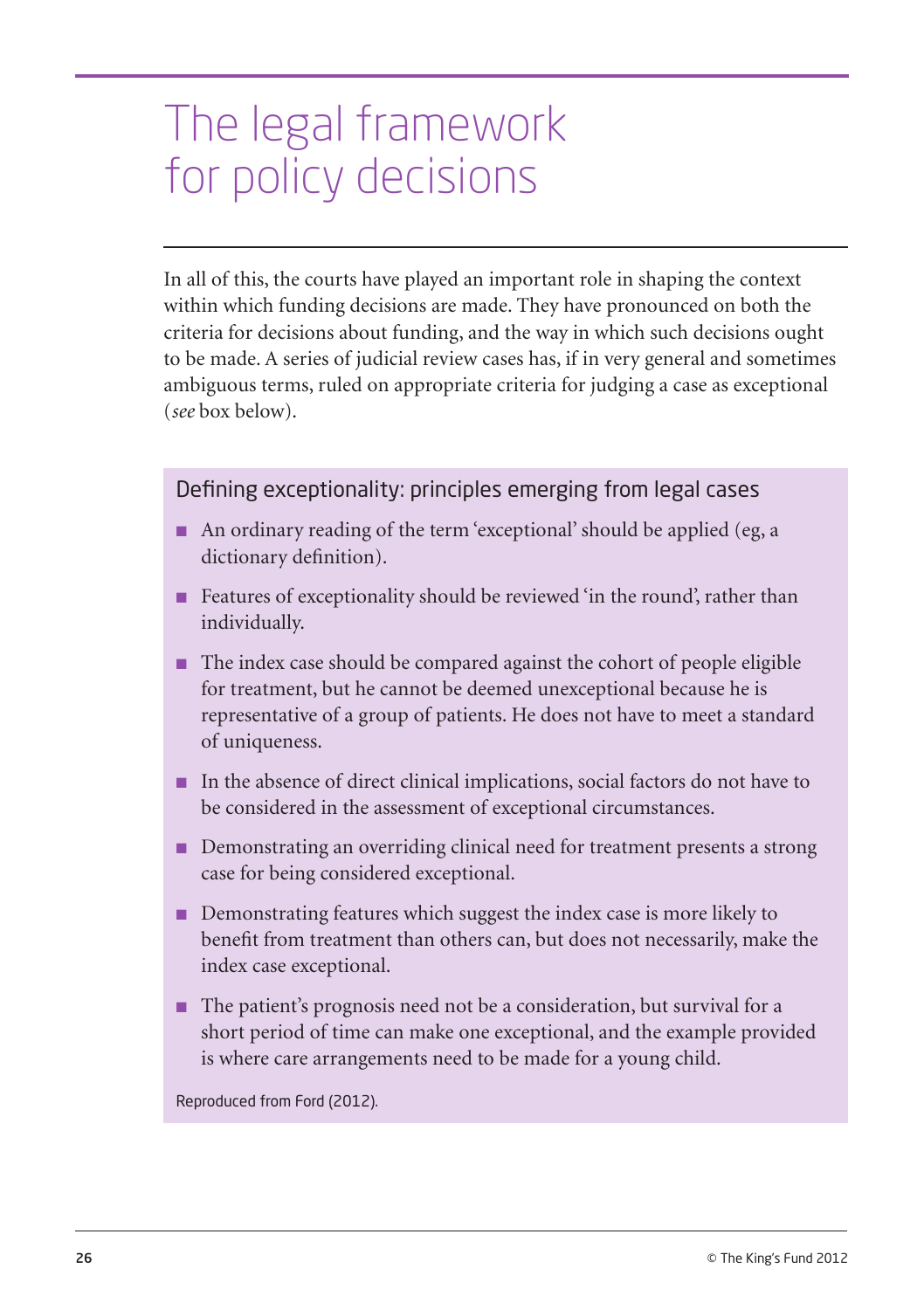# The legal framework for policy decisions

In all of this, the courts have played an important role in shaping the context within which funding decisions are made. They have pronounced on both the criteria for decisions about funding, and the way in which such decisions ought to be made. A series of judicial review cases has, if in very general and sometimes ambiguous terms, ruled on appropriate criteria for judging a case as exceptional (*see* box below).

### Defining exceptionality: principles emerging from legal cases

- An ordinary reading of the term 'exceptional' should be applied (eg, a dictionary definition).
- Features of exceptionality should be reviewed 'in the round', rather than individually.
- The index case should be compared against the cohort of people eligible for treatment, but he cannot be deemed unexceptional because he is representative of a group of patients. He does not have to meet a standard of uniqueness.
- In the absence of direct clinical implications, social factors do not have to be considered in the assessment of exceptional circumstances.
- Demonstrating an overriding clinical need for treatment presents a strong case for being considered exceptional.
- Demonstrating features which suggest the index case is more likely to benefit from treatment than others can, but does not necessarily, make the index case exceptional.
- The patient's prognosis need not be a consideration, but survival for a short period of time can make one exceptional, and the example provided is where care arrangements need to be made for a young child.

Reproduced from Ford (2012).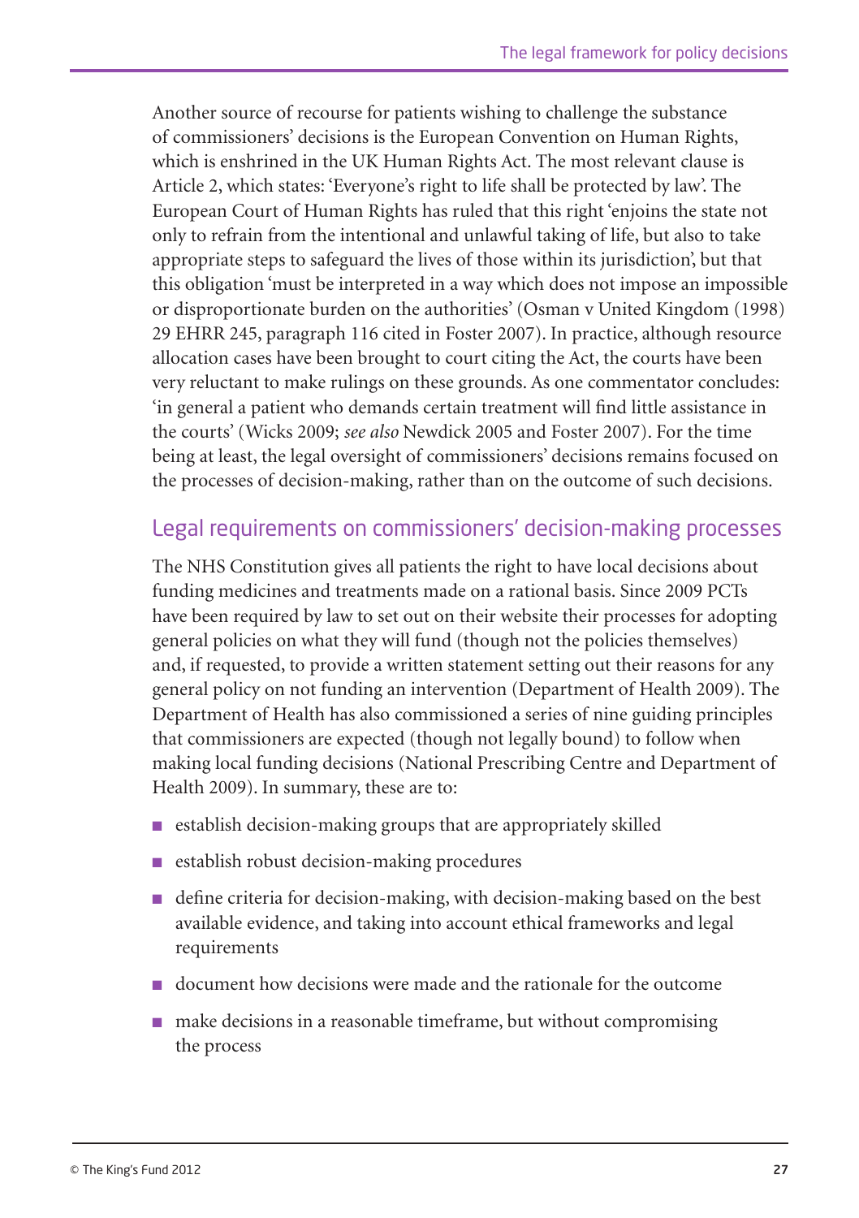Another source of recourse for patients wishing to challenge the substance of commissioners' decisions is the European Convention on Human Rights, which is enshrined in the UK Human Rights Act. The most relevant clause is Article 2, which states: 'Everyone's right to life shall be protected by law'. The European Court of Human Rights has ruled that this right 'enjoins the state not only to refrain from the intentional and unlawful taking of life, but also to take appropriate steps to safeguard the lives of those within its jurisdiction', but that this obligation 'must be interpreted in a way which does not impose an impossible or disproportionate burden on the authorities' (Osman v United Kingdom (1998) 29 EHRR 245, paragraph 116 cited in Foster 2007). In practice, although resource allocation cases have been brought to court citing the Act, the courts have been very reluctant to make rulings on these grounds. As one commentator concludes: 'in general a patient who demands certain treatment will find little assistance in the courts' (Wicks 2009; *see also* Newdick 2005 and Foster 2007). For the time being at least, the legal oversight of commissioners' decisions remains focused on the processes of decision-making, rather than on the outcome of such decisions.

## Legal requirements on commissioners' decision-making processes

The NHS Constitution gives all patients the right to have local decisions about funding medicines and treatments made on a rational basis. Since 2009 PCTs have been required by law to set out on their website their processes for adopting general policies on what they will fund (though not the policies themselves) and, if requested, to provide a written statement setting out their reasons for any general policy on not funding an intervention (Department of Health 2009). The Department of Health has also commissioned a series of nine guiding principles that commissioners are expected (though not legally bound) to follow when making local funding decisions (National Prescribing Centre and Department of Health 2009). In summary, these are to:

- establish decision-making groups that are appropriately skilled
- establish robust decision-making procedures
- define criteria for decision-making, with decision-making based on the best available evidence, and taking into account ethical frameworks and legal requirements
- document how decisions were made and the rationale for the outcome
- make decisions in a reasonable timeframe, but without compromising the process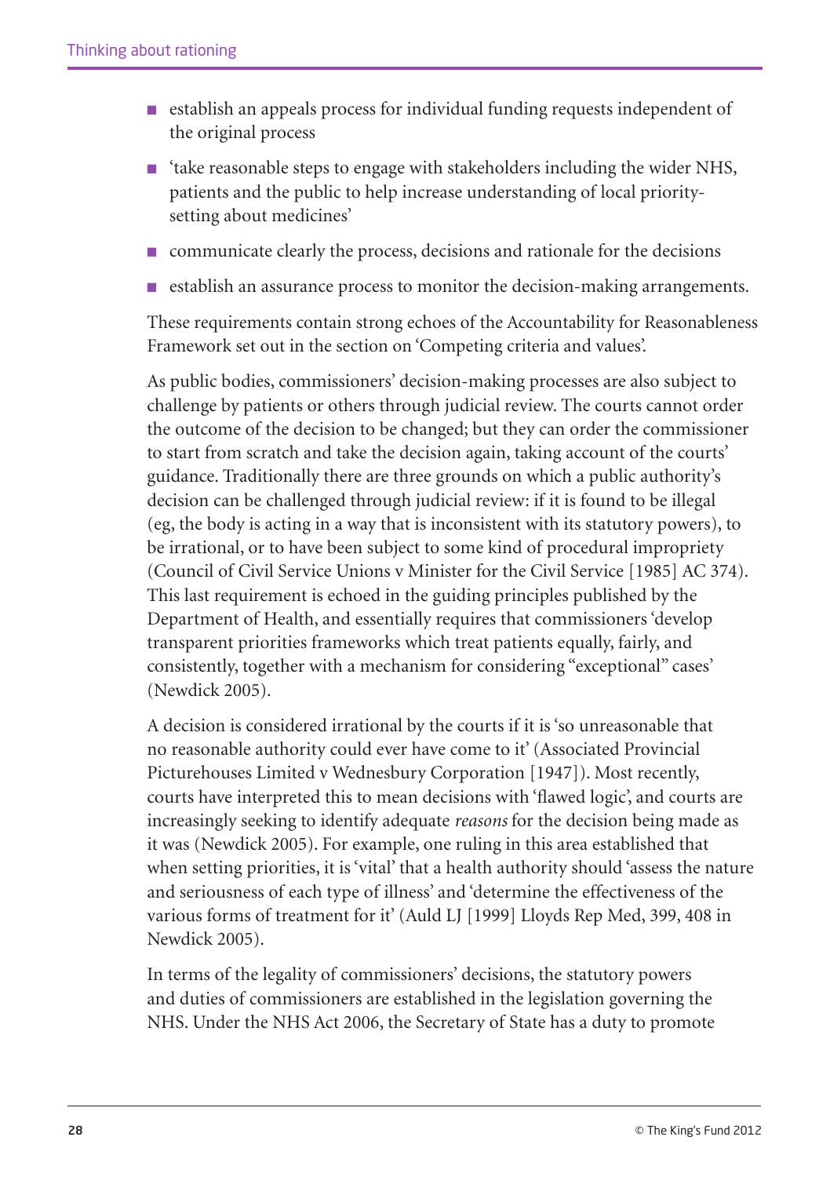- establish an appeals process for individual funding requests independent of the original process
- 'take reasonable steps to engage with stakeholders including the wider NHS, patients and the public to help increase understanding of local priority-setting about medicines'
- communicate clearly the process, decisions and rationale for the decisions
- establish an assurance process to monitor the decision-making arrangements.

These requirements contain strong echoes of the Accountability for Reasonableness Framework set out in the section on 'Competing criteria and values'.

As public bodies, commissioners' decision-making processes are also subject to challenge by patients or others through judicial review. The courts cannot order the outcome of the decision to be changed; but they can order the commissioner to start from scratch and take the decision again, taking account of the courts' guidance. Traditionally there are three grounds on which a public authority's decision can be challenged through judicial review: if it is found to be illegal (eg, the body is acting in a way that is inconsistent with its statutory powers), to be irrational, or to have been subject to some kind of procedural impropriety (Council of Civil Service Unions v Minister for the Civil Service [1985] AC 374). This last requirement is echoed in the guiding principles published by the Department of Health, and essentially requires that commissioners 'develop transparent priorities frameworks which treat patients equally, fairly, and consistently, together with a mechanism for considering "exceptional" cases' (Newdick 2005).

A decision is considered irrational by the courts if it is 'so unreasonable that no reasonable authority could ever have come to it' (Associated Provincial Picturehouses Limited v Wednesbury Corporation [1947]). Most recently, courts have interpreted this to mean decisions with 'flawed logic', and courts are increasingly seeking to identify adequate *reasons* for the decision being made as it was (Newdick 2005). For example, one ruling in this area established that when setting priorities, it is 'vital' that a health authority should 'assess the nature and seriousness of each type of illness' and 'determine the effectiveness of the various forms of treatment for it' (Auld LJ [1999] Lloyds Rep Med, 399, 408 in Newdick 2005).

In terms of the legality of commissioners' decisions, the statutory powers and duties of commissioners are established in the legislation governing the NHS. Under the NHS Act 2006, the Secretary of State has a duty to promote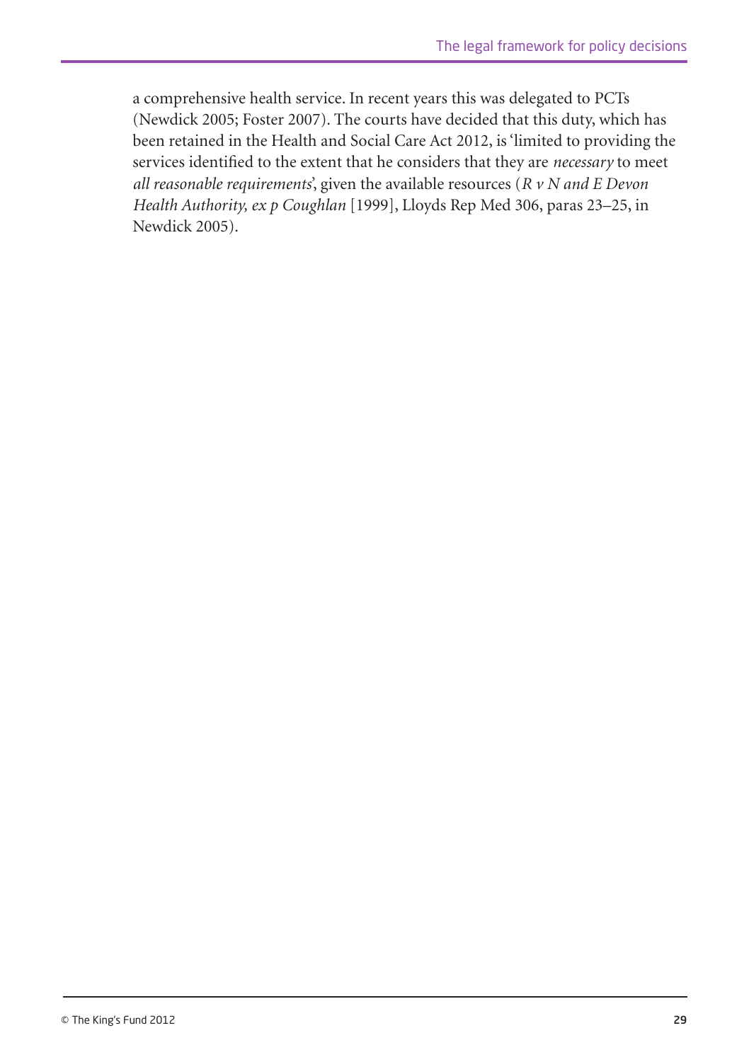a comprehensive health service. In recent years this was delegated to PCTs (Newdick 2005; Foster 2007). The courts have decided that this duty, which has been retained in the Health and Social Care Act 2012, is 'limited to providing the services identified to the extent that he considers that they are *necessary* to meet *all reasonable requirements*', given the available resources (*R v N and E Devon Health Authority, ex p Coughlan* [1999], Lloyds Rep Med 306, paras 23–25, in Newdick 2005).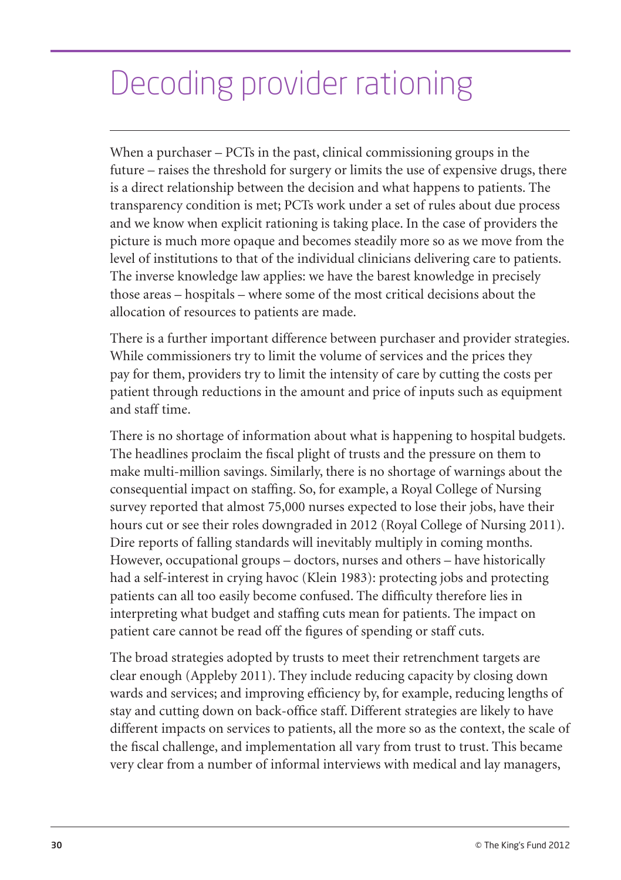# Decoding provider rationing

When a purchaser – PCTs in the past, clinical commissioning groups in the future – raises the threshold for surgery or limits the use of expensive drugs, there is a direct relationship between the decision and what happens to patients. The transparency condition is met; PCTs work under a set of rules about due process and we know when explicit rationing is taking place. In the case of providers the picture is much more opaque and becomes steadily more so as we move from the level of institutions to that of the individual clinicians delivering care to patients. The inverse knowledge law applies: we have the barest knowledge in precisely those areas – hospitals – where some of the most critical decisions about the allocation of resources to patients are made.

There is a further important difference between purchaser and provider strategies. While commissioners try to limit the volume of services and the prices they pay for them, providers try to limit the intensity of care by cutting the costs per patient through reductions in the amount and price of inputs such as equipment and staff time.

There is no shortage of information about what is happening to hospital budgets. The headlines proclaim the fiscal plight of trusts and the pressure on them to make multi-million savings. Similarly, there is no shortage of warnings about the consequential impact on staffing. So, for example, a Royal College of Nursing survey reported that almost 75,000 nurses expected to lose their jobs, have their hours cut or see their roles downgraded in 2012 (Royal College of Nursing 2011). Dire reports of falling standards will inevitably multiply in coming months. However, occupational groups – doctors, nurses and others – have historically had a self-interest in crying havoc (Klein 1983): protecting jobs and protecting patients can all too easily become confused. The difficulty therefore lies in interpreting what budget and staffing cuts mean for patients. The impact on patient care cannot be read off the figures of spending or staff cuts.

The broad strategies adopted by trusts to meet their retrenchment targets are clear enough (Appleby 2011). They include reducing capacity by closing down wards and services; and improving efficiency by, for example, reducing lengths of stay and cutting down on back-office staff. Different strategies are likely to have different impacts on services to patients, all the more so as the context, the scale of the fiscal challenge, and implementation all vary from trust to trust. This became very clear from a number of informal interviews with medical and lay managers,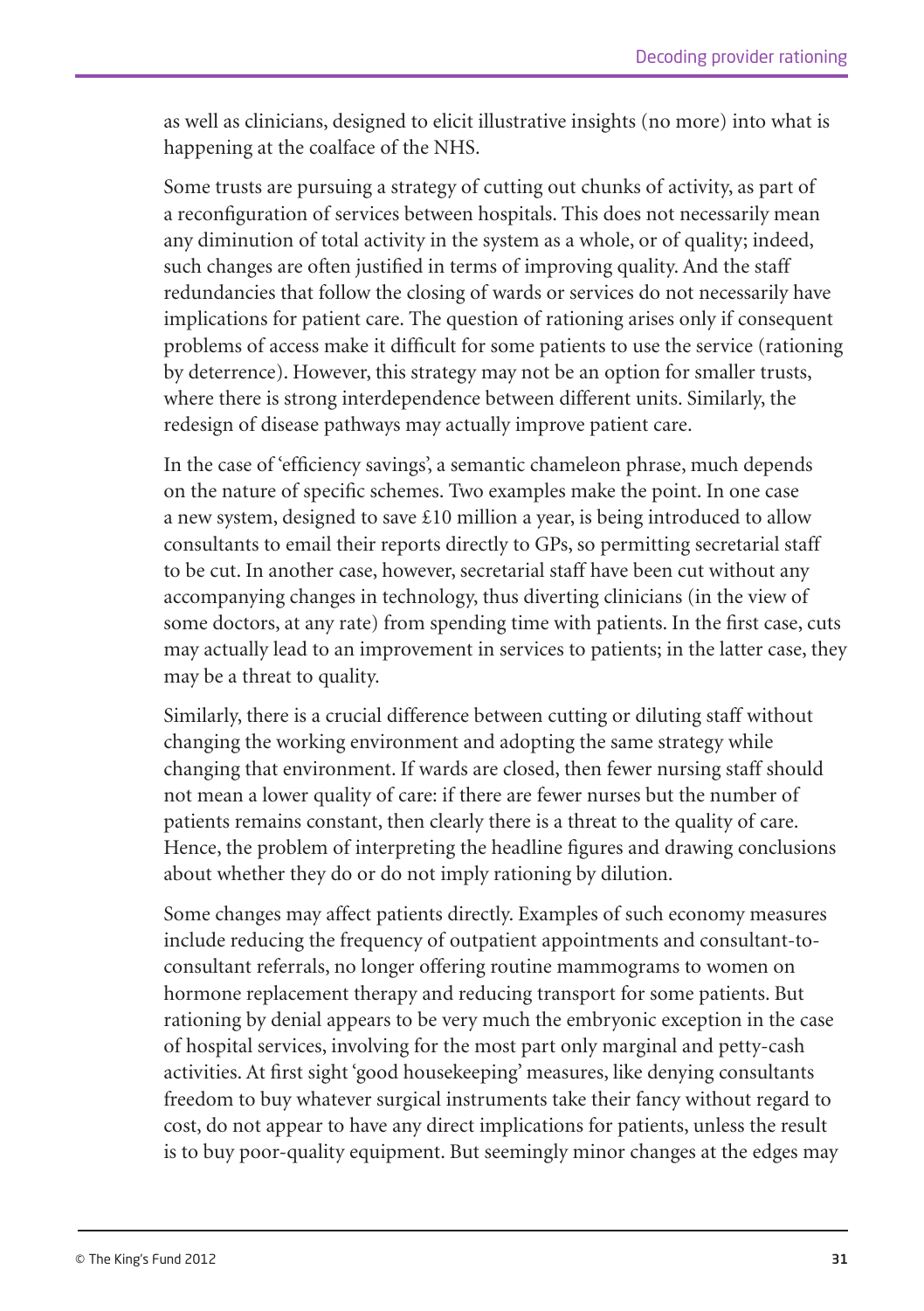as well as clinicians, designed to elicit illustrative insights (no more) into what is happening at the coalface of the NHS.

Some trusts are pursuing a strategy of cutting out chunks of activity, as part of a reconfiguration of services between hospitals. This does not necessarily mean any diminution of total activity in the system as a whole, or of quality; indeed, such changes are often justified in terms of improving quality. And the staff redundancies that follow the closing of wards or services do not necessarily have implications for patient care. The question of rationing arises only if consequent problems of access make it difficult for some patients to use the service (rationing by deterrence). However, this strategy may not be an option for smaller trusts, where there is strong interdependence between different units. Similarly, the redesign of disease pathways may actually improve patient care.

In the case of 'efficiency savings', a semantic chameleon phrase, much depends on the nature of specific schemes. Two examples make the point. In one case a new system, designed to save £10 million a year, is being introduced to allow consultants to email their reports directly to GPs, so permitting secretarial staff to be cut. In another case, however, secretarial staff have been cut without any accompanying changes in technology, thus diverting clinicians (in the view of some doctors, at any rate) from spending time with patients. In the first case, cuts may actually lead to an improvement in services to patients; in the latter case, they may be a threat to quality.

Similarly, there is a crucial difference between cutting or diluting staff without changing the working environment and adopting the same strategy while changing that environment. If wards are closed, then fewer nursing staff should not mean a lower quality of care: if there are fewer nurses but the number of patients remains constant, then clearly there is a threat to the quality of care. Hence, the problem of interpreting the headline figures and drawing conclusions about whether they do or do not imply rationing by dilution.

Some changes may affect patients directly. Examples of such economy measures include reducing the frequency of outpatient appointments and consultant-to-consultant referrals, no longer offering routine mammograms to women on hormone replacement therapy and reducing transport for some patients. But rationing by denial appears to be very much the embryonic exception in the case of hospital services, involving for the most part only marginal and petty-cash activities. At first sight 'good housekeeping' measures, like denying consultants freedom to buy whatever surgical instruments take their fancy without regard to cost, do not appear to have any direct implications for patients, unless the result is to buy poor-quality equipment. But seemingly minor changes at the edges may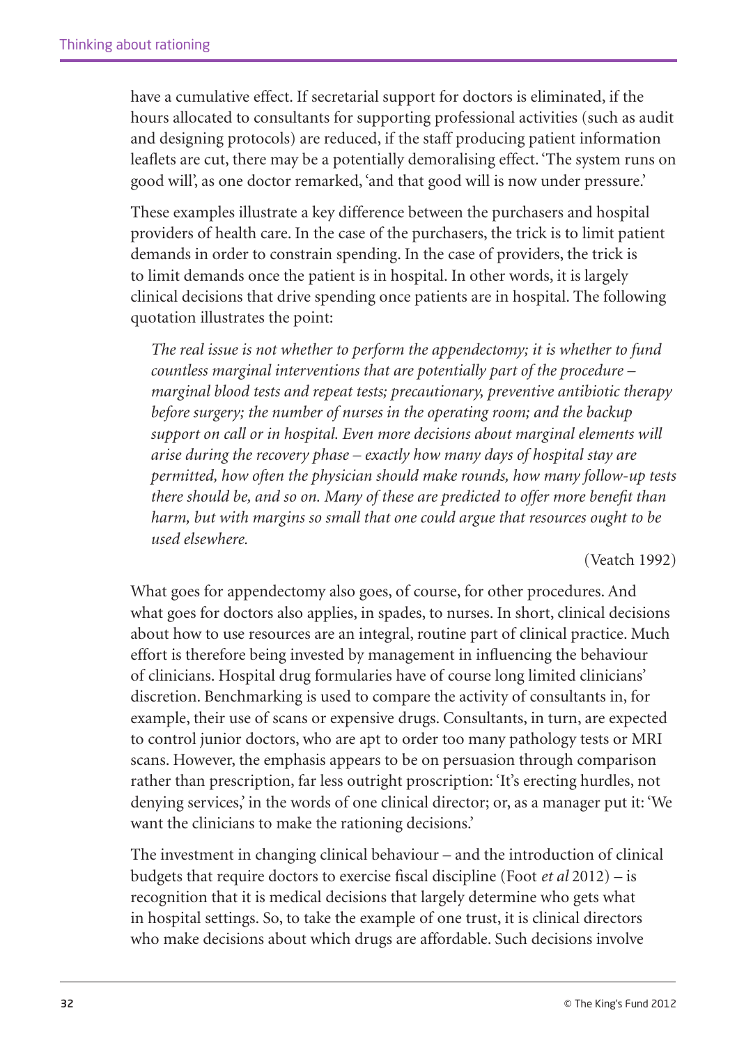have a cumulative effect. If secretarial support for doctors is eliminated, if the hours allocated to consultants for supporting professional activities (such as audit and designing protocols) are reduced, if the staff producing patient information leaflets are cut, there may be a potentially demoralising effect. 'The system runs on good will', as one doctor remarked, 'and that good will is now under pressure.'

These examples illustrate a key difference between the purchasers and hospital providers of health care. In the case of the purchasers, the trick is to limit patient demands in order to constrain spending. In the case of providers, the trick is to limit demands once the patient is in hospital. In other words, it is largely clinical decisions that drive spending once patients are in hospital. The following quotation illustrates the point:

> *The real issue is not whether to perform the appendectomy; it is whether to fund countless marginal interventions that are potentially part of the procedure – marginal blood tests and repeat tests; precautionary, preventive antibiotic therapy before surgery; the number of nurses in the operating room; and the backup support on call or in hospital. Even more decisions about marginal elements will arise during the recovery phase – exactly how many days of hospital stay are permitted, how often the physician should make rounds, how many follow-up tests there should be, and so on. Many of these are predicted to offer more benefit than harm, but with margins so small that one could argue that resources ought to be used elsewhere.*
>
> (Veatch 1992)

What goes for appendectomy also goes, of course, for other procedures. And what goes for doctors also applies, in spades, to nurses. In short, clinical decisions about how to use resources are an integral, routine part of clinical practice. Much effort is therefore being invested by management in influencing the behaviour of clinicians. Hospital drug formularies have of course long limited clinicians' discretion. Benchmarking is used to compare the activity of consultants in, for example, their use of scans or expensive drugs. Consultants, in turn, are expected to control junior doctors, who are apt to order too many pathology tests or MRI scans. However, the emphasis appears to be on persuasion through comparison rather than prescription, far less outright proscription: 'It's erecting hurdles, not denying services,' in the words of one clinical director; or, as a manager put it: 'We want the clinicians to make the rationing decisions.'

The investment in changing clinical behaviour – and the introduction of clinical budgets that require doctors to exercise fiscal discipline (Foot *et al* 2012) – is recognition that it is medical decisions that largely determine who gets what in hospital settings. So, to take the example of one trust, it is clinical directors who make decisions about which drugs are affordable. Such decisions involve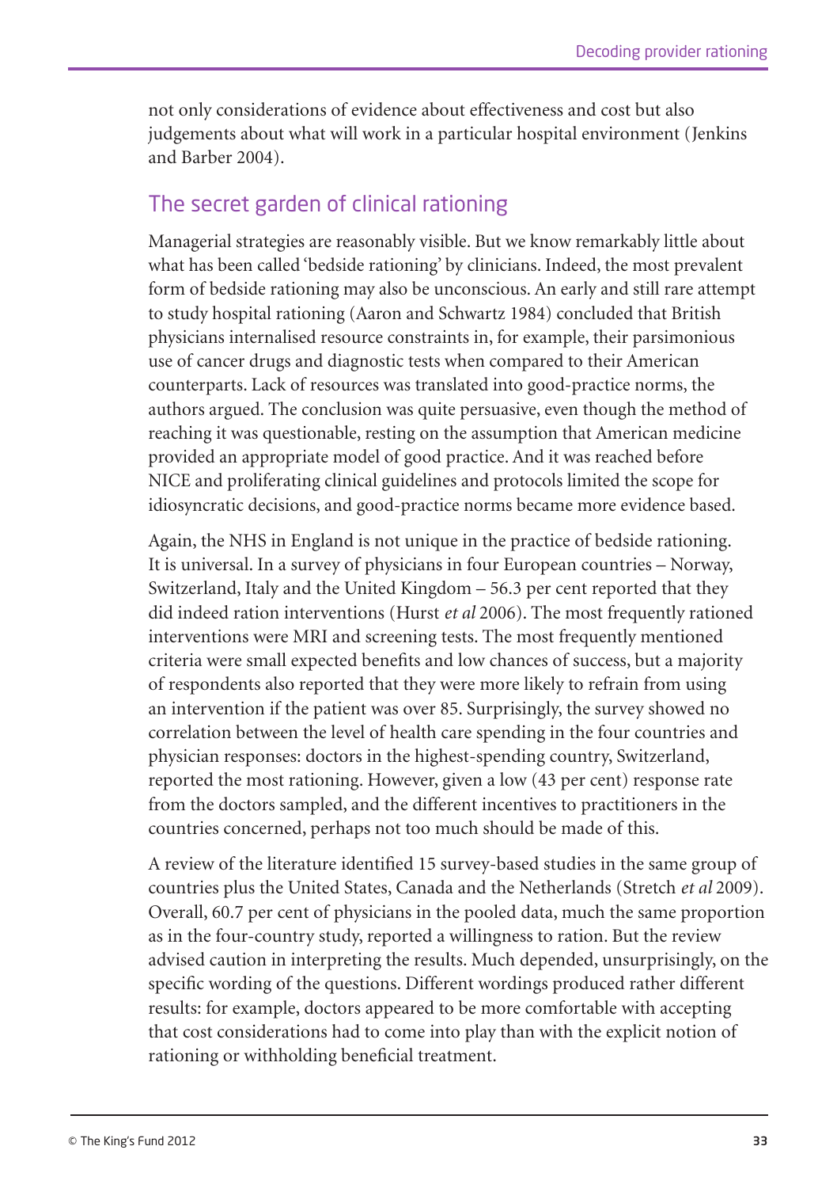not only considerations of evidence about effectiveness and cost but also judgements about what will work in a particular hospital environment (Jenkins and Barber 2004).

## The secret garden of clinical rationing

Managerial strategies are reasonably visible. But we know remarkably little about what has been called 'bedside rationing' by clinicians. Indeed, the most prevalent form of bedside rationing may also be unconscious. An early and still rare attempt to study hospital rationing (Aaron and Schwartz 1984) concluded that British physicians internalised resource constraints in, for example, their parsimonious use of cancer drugs and diagnostic tests when compared to their American counterparts. Lack of resources was translated into good-practice norms, the authors argued. The conclusion was quite persuasive, even though the method of reaching it was questionable, resting on the assumption that American medicine provided an appropriate model of good practice. And it was reached before NICE and proliferating clinical guidelines and protocols limited the scope for idiosyncratic decisions, and good-practice norms became more evidence based.

Again, the NHS in England is not unique in the practice of bedside rationing. It is universal. In a survey of physicians in four European countries – Norway, Switzerland, Italy and the United Kingdom – 56.3 per cent reported that they did indeed ration interventions (Hurst *et al* 2006). The most frequently rationed interventions were MRI and screening tests. The most frequently mentioned criteria were small expected benefits and low chances of success, but a majority of respondents also reported that they were more likely to refrain from using an intervention if the patient was over 85. Surprisingly, the survey showed no correlation between the level of health care spending in the four countries and physician responses: doctors in the highest-spending country, Switzerland, reported the most rationing. However, given a low (43 per cent) response rate from the doctors sampled, and the different incentives to practitioners in the countries concerned, perhaps not too much should be made of this.

A review of the literature identified 15 survey-based studies in the same group of countries plus the United States, Canada and the Netherlands (Stretch *et al* 2009). Overall, 60.7 per cent of physicians in the pooled data, much the same proportion as in the four-country study, reported a willingness to ration. But the review advised caution in interpreting the results. Much depended, unsurprisingly, on the specific wording of the questions. Different wordings produced rather different results: for example, doctors appeared to be more comfortable with accepting that cost considerations had to come into play than with the explicit notion of rationing or withholding beneficial treatment.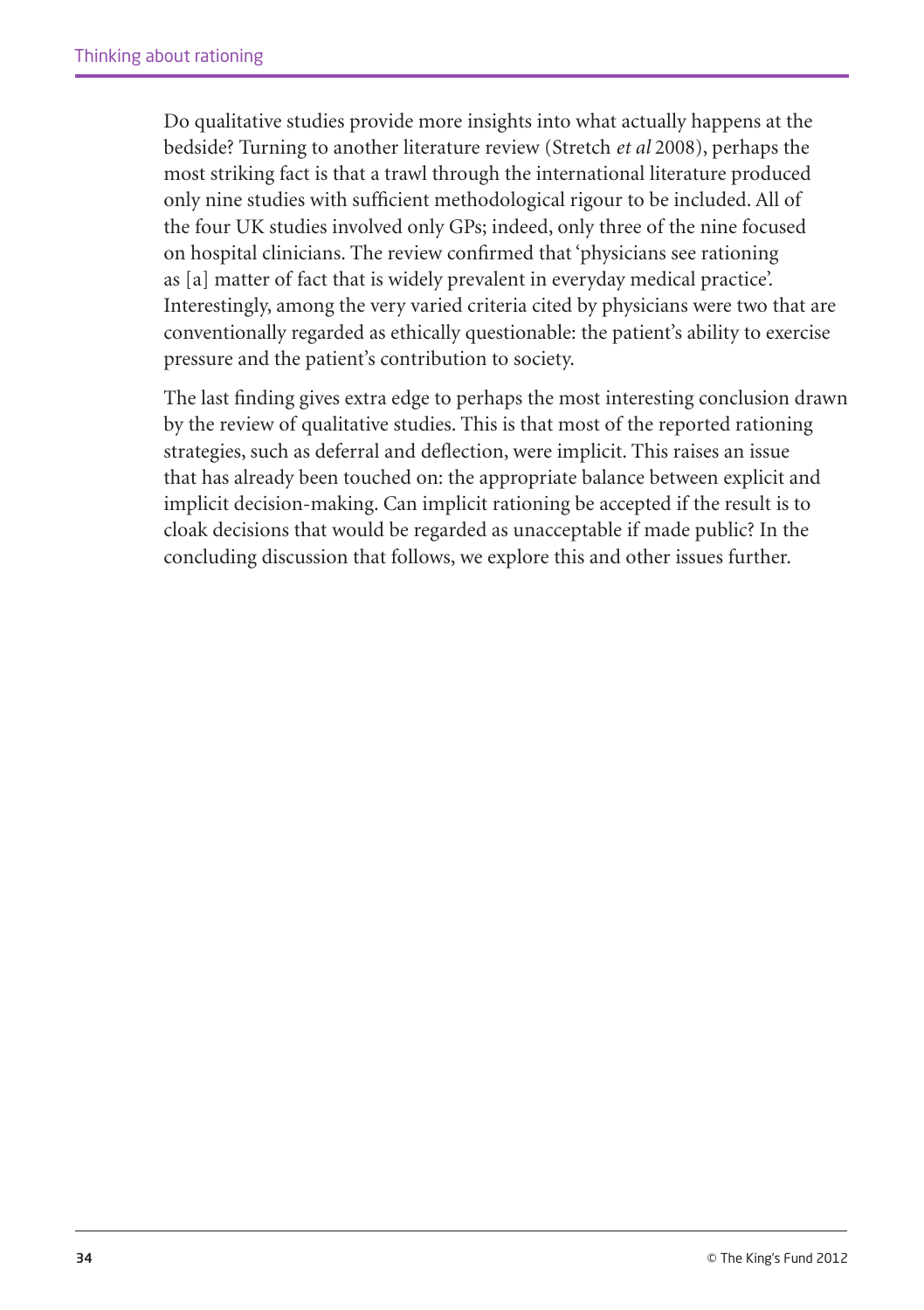Do qualitative studies provide more insights into what actually happens at the bedside? Turning to another literature review (Stretch *et al* 2008), perhaps the most striking fact is that a trawl through the international literature produced only nine studies with sufficient methodological rigour to be included. All of the four UK studies involved only GPs; indeed, only three of the nine focused on hospital clinicians. The review confirmed that 'physicians see rationing as [a] matter of fact that is widely prevalent in everyday medical practice'. Interestingly, among the very varied criteria cited by physicians were two that are conventionally regarded as ethically questionable: the patient's ability to exercise pressure and the patient's contribution to society.

The last finding gives extra edge to perhaps the most interesting conclusion drawn by the review of qualitative studies. This is that most of the reported rationing strategies, such as deferral and deflection, were implicit. This raises an issue that has already been touched on: the appropriate balance between explicit and implicit decision-making. Can implicit rationing be accepted if the result is to cloak decisions that would be regarded as unacceptable if made public? In the concluding discussion that follows, we explore this and other issues further.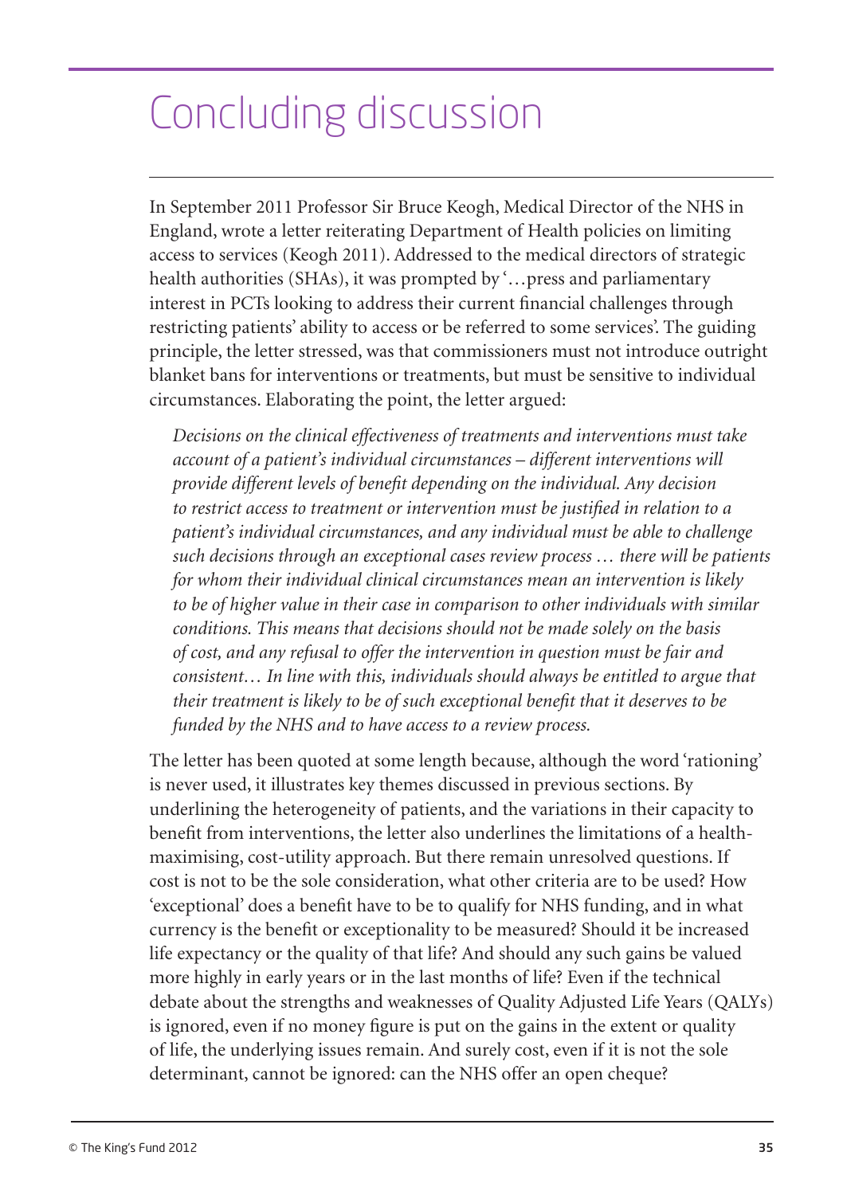# Concluding discussion

In September 2011 Professor Sir Bruce Keogh, Medical Director of the NHS in England, wrote a letter reiterating Department of Health policies on limiting access to services (Keogh 2011). Addressed to the medical directors of strategic health authorities (SHAs), it was prompted by '…press and parliamentary interest in PCTs looking to address their current financial challenges through restricting patients' ability to access or be referred to some services'. The guiding principle, the letter stressed, was that commissioners must not introduce outright blanket bans for interventions or treatments, but must be sensitive to individual circumstances. Elaborating the point, the letter argued:

> *Decisions on the clinical effectiveness of treatments and interventions must take account of a patient's individual circumstances – different interventions will provide different levels of benefit depending on the individual. Any decision to restrict access to treatment or intervention must be justified in relation to a patient's individual circumstances, and any individual must be able to challenge such decisions through an exceptional cases review process … there will be patients for whom their individual clinical circumstances mean an intervention is likely to be of higher value in their case in comparison to other individuals with similar conditions. This means that decisions should not be made solely on the basis of cost, and any refusal to offer the intervention in question must be fair and consistent… In line with this, individuals should always be entitled to argue that their treatment is likely to be of such exceptional benefit that it deserves to be funded by the NHS and to have access to a review process.*

The letter has been quoted at some length because, although the word 'rationing' is never used, it illustrates key themes discussed in previous sections. By underlining the heterogeneity of patients, and the variations in their capacity to benefit from interventions, the letter also underlines the limitations of a health-maximising, cost-utility approach. But there remain unresolved questions. If cost is not to be the sole consideration, what other criteria are to be used? How 'exceptional' does a benefit have to be to qualify for NHS funding, and in what currency is the benefit or exceptionality to be measured? Should it be increased life expectancy or the quality of that life? And should any such gains be valued more highly in early years or in the last months of life? Even if the technical debate about the strengths and weaknesses of Quality Adjusted Life Years (QALYs) is ignored, even if no money figure is put on the gains in the extent or quality of life, the underlying issues remain. And surely cost, even if it is not the sole determinant, cannot be ignored: can the NHS offer an open cheque?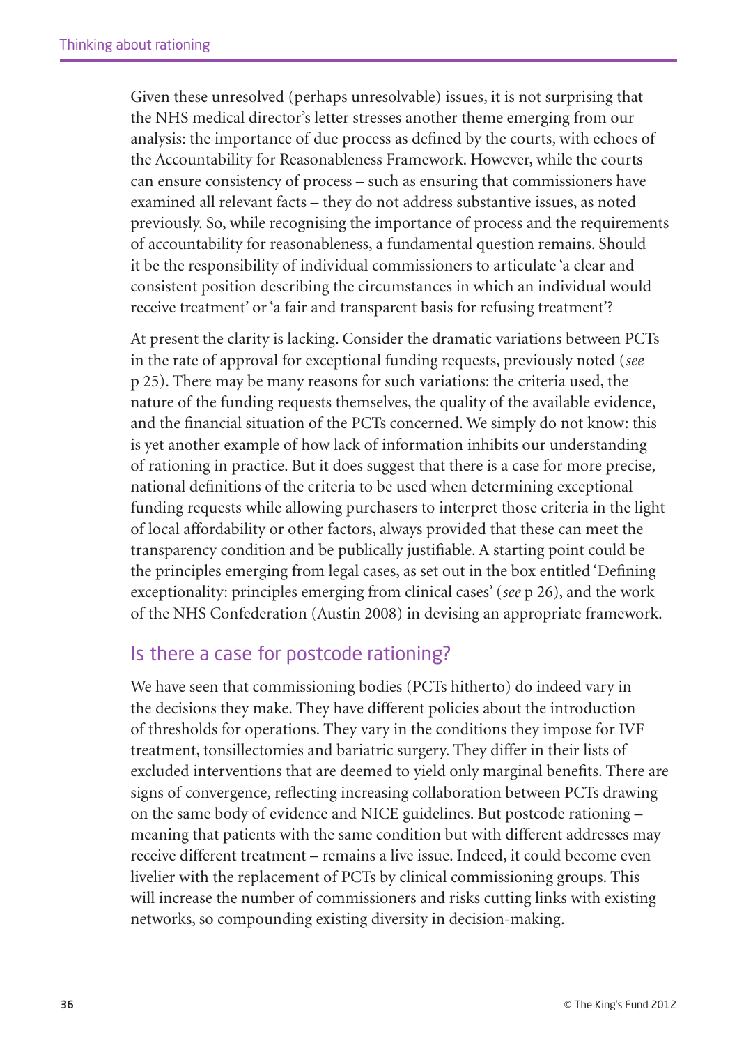Given these unresolved (perhaps unresolvable) issues, it is not surprising that the NHS medical director's letter stresses another theme emerging from our analysis: the importance of due process as defined by the courts, with echoes of the Accountability for Reasonableness Framework. However, while the courts can ensure consistency of process – such as ensuring that commissioners have examined all relevant facts – they do not address substantive issues, as noted previously. So, while recognising the importance of process and the requirements of accountability for reasonableness, a fundamental question remains. Should it be the responsibility of individual commissioners to articulate 'a clear and consistent position describing the circumstances in which an individual would receive treatment' or 'a fair and transparent basis for refusing treatment'?

At present the clarity is lacking. Consider the dramatic variations between PCTs in the rate of approval for exceptional funding requests, previously noted (*see* p 25). There may be many reasons for such variations: the criteria used, the nature of the funding requests themselves, the quality of the available evidence, and the financial situation of the PCTs concerned. We simply do not know: this is yet another example of how lack of information inhibits our understanding of rationing in practice. But it does suggest that there is a case for more precise, national definitions of the criteria to be used when determining exceptional funding requests while allowing purchasers to interpret those criteria in the light of local affordability or other factors, always provided that these can meet the transparency condition and be publically justifiable. A starting point could be the principles emerging from legal cases, as set out in the box entitled 'Defining exceptionality: principles emerging from clinical cases' (*see* p 26), and the work of the NHS Confederation (Austin 2008) in devising an appropriate framework.

## Is there a case for postcode rationing?

We have seen that commissioning bodies (PCTs hitherto) do indeed vary in the decisions they make. They have different policies about the introduction of thresholds for operations. They vary in the conditions they impose for IVF treatment, tonsillectomies and bariatric surgery. They differ in their lists of excluded interventions that are deemed to yield only marginal benefits. There are signs of convergence, reflecting increasing collaboration between PCTs drawing on the same body of evidence and NICE guidelines. But postcode rationing – meaning that patients with the same condition but with different addresses may receive different treatment – remains a live issue. Indeed, it could become even livelier with the replacement of PCTs by clinical commissioning groups. This will increase the number of commissioners and risks cutting links with existing networks, so compounding existing diversity in decision-making.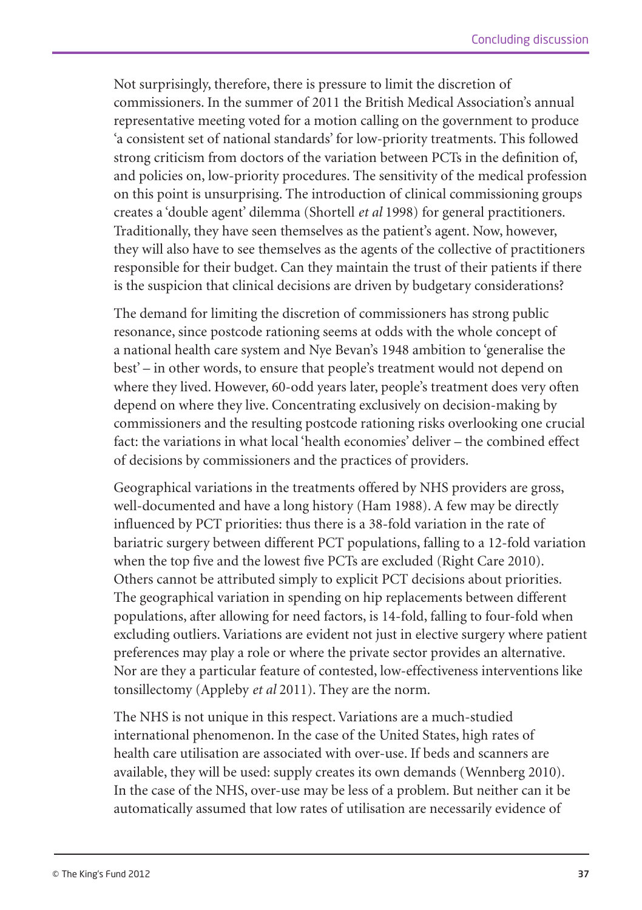Not surprisingly, therefore, there is pressure to limit the discretion of commissioners. In the summer of 2011 the British Medical Association's annual representative meeting voted for a motion calling on the government to produce 'a consistent set of national standards' for low-priority treatments. This followed strong criticism from doctors of the variation between PCTs in the definition of, and policies on, low-priority procedures. The sensitivity of the medical profession on this point is unsurprising. The introduction of clinical commissioning groups creates a 'double agent' dilemma (Shortell *et al* 1998) for general practitioners. Traditionally, they have seen themselves as the patient's agent. Now, however, they will also have to see themselves as the agents of the collective of practitioners responsible for their budget. Can they maintain the trust of their patients if there is the suspicion that clinical decisions are driven by budgetary considerations?

The demand for limiting the discretion of commissioners has strong public resonance, since postcode rationing seems at odds with the whole concept of a national health care system and Nye Bevan's 1948 ambition to 'generalise the best' – in other words, to ensure that people's treatment would not depend on where they lived. However, 60-odd years later, people's treatment does very often depend on where they live. Concentrating exclusively on decision-making by commissioners and the resulting postcode rationing risks overlooking one crucial fact: the variations in what local 'health economies' deliver – the combined effect of decisions by commissioners and the practices of providers.

Geographical variations in the treatments offered by NHS providers are gross, well-documented and have a long history (Ham 1988). A few may be directly influenced by PCT priorities: thus there is a 38-fold variation in the rate of bariatric surgery between different PCT populations, falling to a 12-fold variation when the top five and the lowest five PCTs are excluded (Right Care 2010). Others cannot be attributed simply to explicit PCT decisions about priorities. The geographical variation in spending on hip replacements between different populations, after allowing for need factors, is 14-fold, falling to four-fold when excluding outliers. Variations are evident not just in elective surgery where patient preferences may play a role or where the private sector provides an alternative. Nor are they a particular feature of contested, low-effectiveness interventions like tonsillectomy (Appleby *et al* 2011). They are the norm.

The NHS is not unique in this respect. Variations are a much-studied international phenomenon. In the case of the United States, high rates of health care utilisation are associated with over-use. If beds and scanners are available, they will be used: supply creates its own demands (Wennberg 2010). In the case of the NHS, over-use may be less of a problem. But neither can it be automatically assumed that low rates of utilisation are necessarily evidence of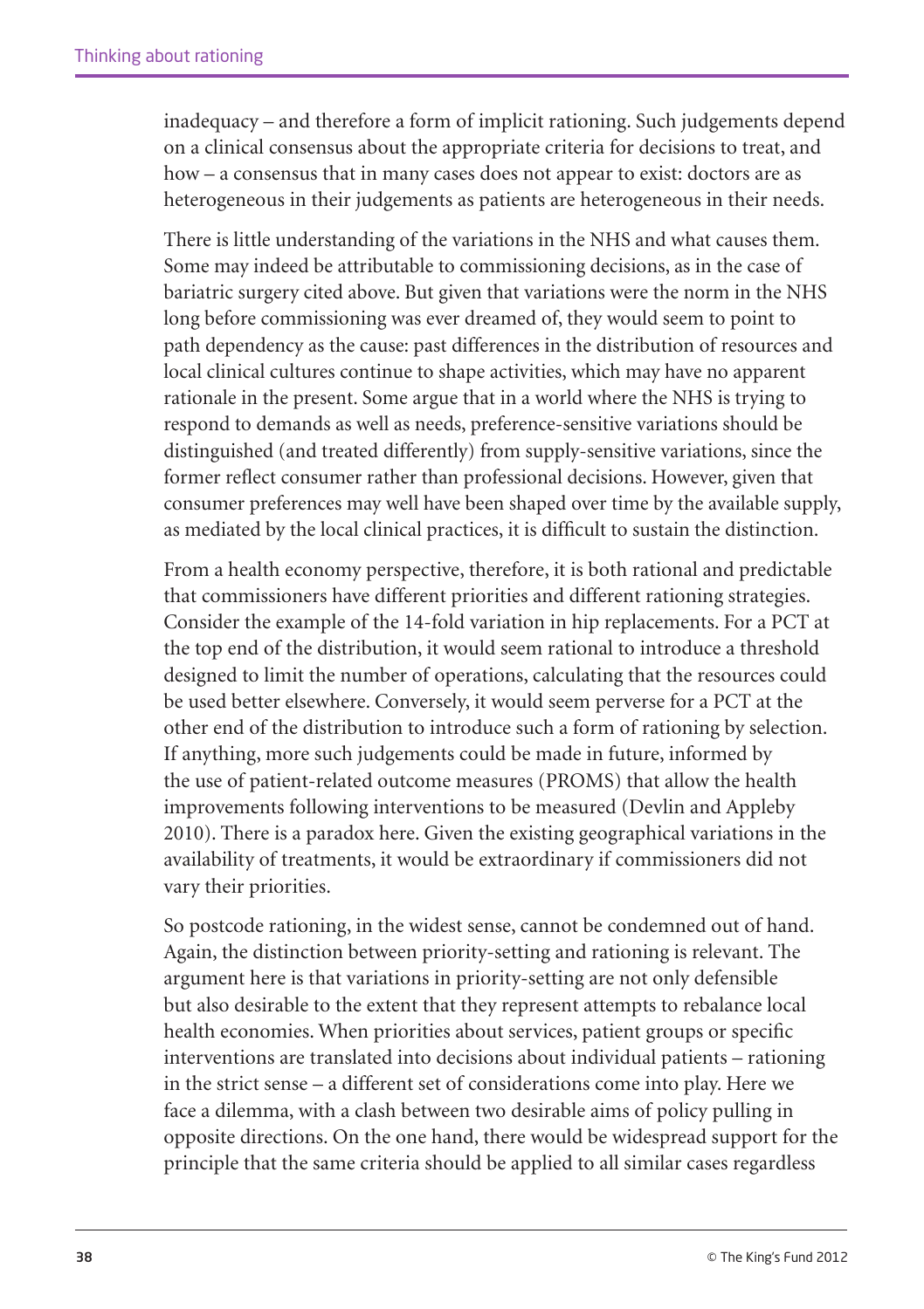inadequacy – and therefore a form of implicit rationing. Such judgements depend on a clinical consensus about the appropriate criteria for decisions to treat, and how – a consensus that in many cases does not appear to exist: doctors are as heterogeneous in their judgements as patients are heterogeneous in their needs.

There is little understanding of the variations in the NHS and what causes them. Some may indeed be attributable to commissioning decisions, as in the case of bariatric surgery cited above. But given that variations were the norm in the NHS long before commissioning was ever dreamed of, they would seem to point to path dependency as the cause: past differences in the distribution of resources and local clinical cultures continue to shape activities, which may have no apparent rationale in the present. Some argue that in a world where the NHS is trying to respond to demands as well as needs, preference-sensitive variations should be distinguished (and treated differently) from supply-sensitive variations, since the former reflect consumer rather than professional decisions. However, given that consumer preferences may well have been shaped over time by the available supply, as mediated by the local clinical practices, it is difficult to sustain the distinction.

From a health economy perspective, therefore, it is both rational and predictable that commissioners have different priorities and different rationing strategies. Consider the example of the 14-fold variation in hip replacements. For a PCT at the top end of the distribution, it would seem rational to introduce a threshold designed to limit the number of operations, calculating that the resources could be used better elsewhere. Conversely, it would seem perverse for a PCT at the other end of the distribution to introduce such a form of rationing by selection. If anything, more such judgements could be made in future, informed by the use of patient-related outcome measures (PROMS) that allow the health improvements following interventions to be measured (Devlin and Appleby 2010). There is a paradox here. Given the existing geographical variations in the availability of treatments, it would be extraordinary if commissioners did not vary their priorities.

So postcode rationing, in the widest sense, cannot be condemned out of hand. Again, the distinction between priority-setting and rationing is relevant. The argument here is that variations in priority-setting are not only defensible but also desirable to the extent that they represent attempts to rebalance local health economies. When priorities about services, patient groups or specific interventions are translated into decisions about individual patients – rationing in the strict sense – a different set of considerations come into play. Here we face a dilemma, with a clash between two desirable aims of policy pulling in opposite directions. On the one hand, there would be widespread support for the principle that the same criteria should be applied to all similar cases regardless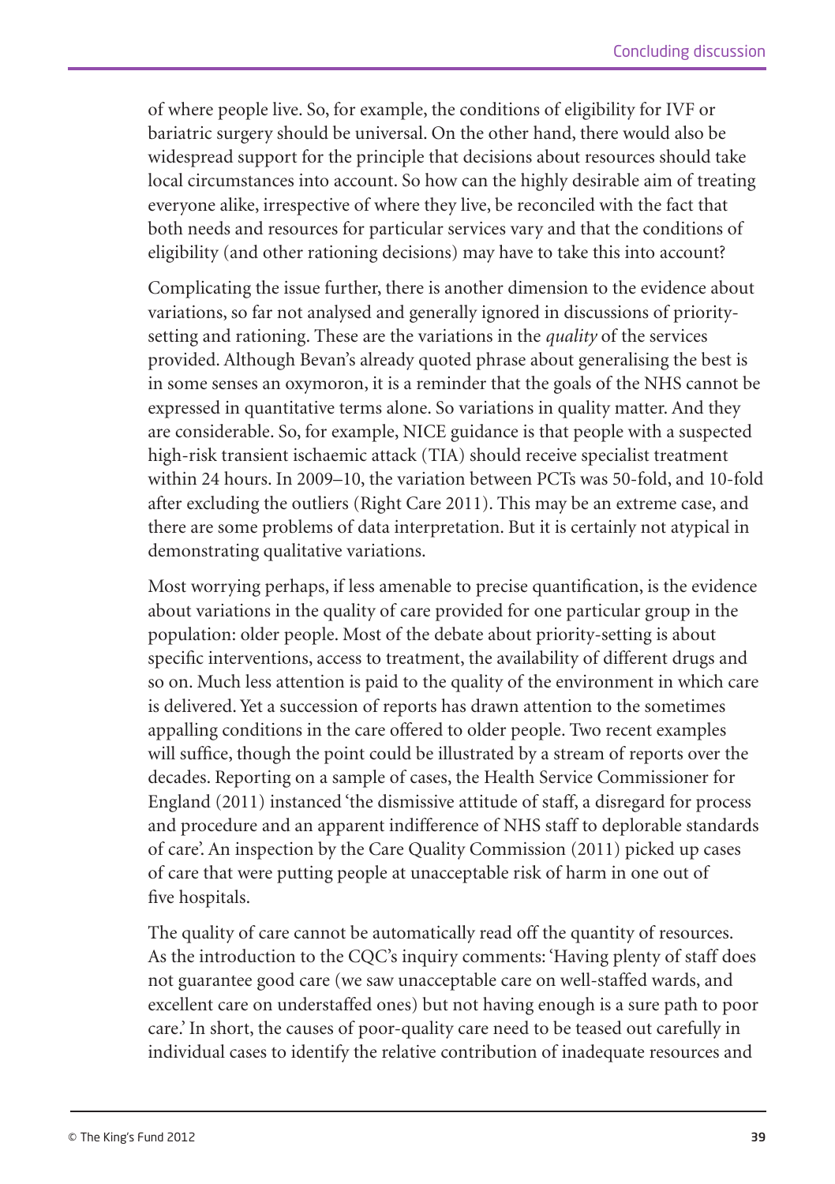of where people live. So, for example, the conditions of eligibility for IVF or bariatric surgery should be universal. On the other hand, there would also be widespread support for the principle that decisions about resources should take local circumstances into account. So how can the highly desirable aim of treating everyone alike, irrespective of where they live, be reconciled with the fact that both needs and resources for particular services vary and that the conditions of eligibility (and other rationing decisions) may have to take this into account?

Complicating the issue further, there is another dimension to the evidence about variations, so far not analysed and generally ignored in discussions of priority-setting and rationing. These are the variations in the *quality* of the services provided. Although Bevan's already quoted phrase about generalising the best is in some senses an oxymoron, it is a reminder that the goals of the NHS cannot be expressed in quantitative terms alone. So variations in quality matter. And they are considerable. So, for example, NICE guidance is that people with a suspected high-risk transient ischaemic attack (TIA) should receive specialist treatment within 24 hours. In 2009–10, the variation between PCTs was 50-fold, and 10-fold after excluding the outliers (Right Care 2011). This may be an extreme case, and there are some problems of data interpretation. But it is certainly not atypical in demonstrating qualitative variations.

Most worrying perhaps, if less amenable to precise quantification, is the evidence about variations in the quality of care provided for one particular group in the population: older people. Most of the debate about priority-setting is about specific interventions, access to treatment, the availability of different drugs and so on. Much less attention is paid to the quality of the environment in which care is delivered. Yet a succession of reports has drawn attention to the sometimes appalling conditions in the care offered to older people. Two recent examples will suffice, though the point could be illustrated by a stream of reports over the decades. Reporting on a sample of cases, the Health Service Commissioner for England (2011) instanced 'the dismissive attitude of staff, a disregard for process and procedure and an apparent indifference of NHS staff to deplorable standards of care'. An inspection by the Care Quality Commission (2011) picked up cases of care that were putting people at unacceptable risk of harm in one out of five hospitals.

The quality of care cannot be automatically read off the quantity of resources. As the introduction to the CQC's inquiry comments: 'Having plenty of staff does not guarantee good care (we saw unacceptable care on well-staffed wards, and excellent care on understaffed ones) but not having enough is a sure path to poor care.' In short, the causes of poor-quality care need to be teased out carefully in individual cases to identify the relative contribution of inadequate resources and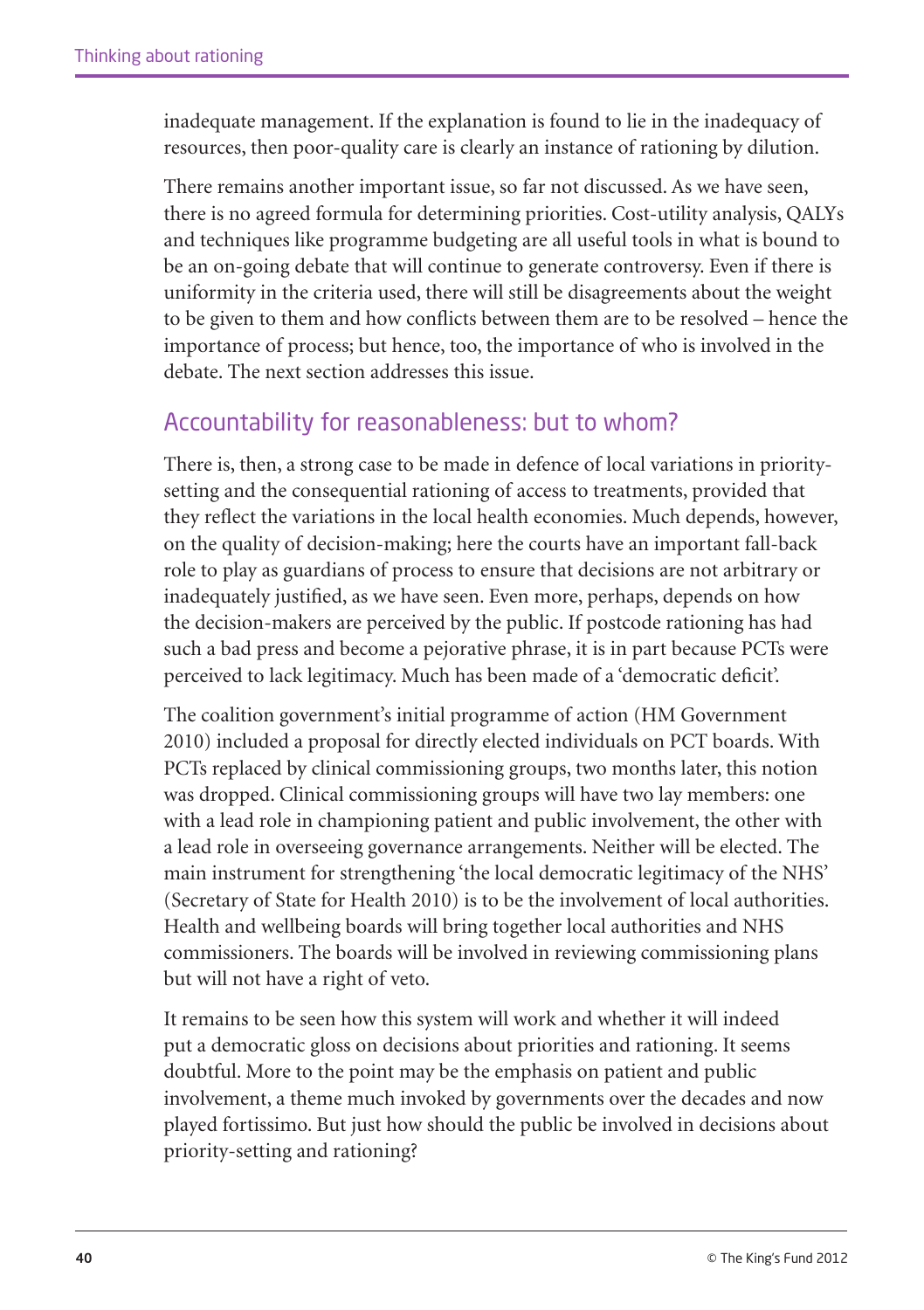inadequate management. If the explanation is found to lie in the inadequacy of resources, then poor-quality care is clearly an instance of rationing by dilution.

There remains another important issue, so far not discussed. As we have seen, there is no agreed formula for determining priorities. Cost-utility analysis, QALYs and techniques like programme budgeting are all useful tools in what is bound to be an on-going debate that will continue to generate controversy. Even if there is uniformity in the criteria used, there will still be disagreements about the weight to be given to them and how conflicts between them are to be resolved – hence the importance of process; but hence, too, the importance of who is involved in the debate. The next section addresses this issue.

## Accountability for reasonableness: but to whom?

There is, then, a strong case to be made in defence of local variations in priority-setting and the consequential rationing of access to treatments, provided that they reflect the variations in the local health economies. Much depends, however, on the quality of decision-making; here the courts have an important fall-back role to play as guardians of process to ensure that decisions are not arbitrary or inadequately justified, as we have seen. Even more, perhaps, depends on how the decision-makers are perceived by the public. If postcode rationing has had such a bad press and become a pejorative phrase, it is in part because PCTs were perceived to lack legitimacy. Much has been made of a 'democratic deficit'.

The coalition government's initial programme of action (HM Government 2010) included a proposal for directly elected individuals on PCT boards. With PCTs replaced by clinical commissioning groups, two months later, this notion was dropped. Clinical commissioning groups will have two lay members: one with a lead role in championing patient and public involvement, the other with a lead role in overseeing governance arrangements. Neither will be elected. The main instrument for strengthening 'the local democratic legitimacy of the NHS' (Secretary of State for Health 2010) is to be the involvement of local authorities. Health and wellbeing boards will bring together local authorities and NHS commissioners. The boards will be involved in reviewing commissioning plans but will not have a right of veto.

It remains to be seen how this system will work and whether it will indeed put a democratic gloss on decisions about priorities and rationing. It seems doubtful. More to the point may be the emphasis on patient and public involvement, a theme much invoked by governments over the decades and now played fortissimo. But just how should the public be involved in decisions about priority-setting and rationing?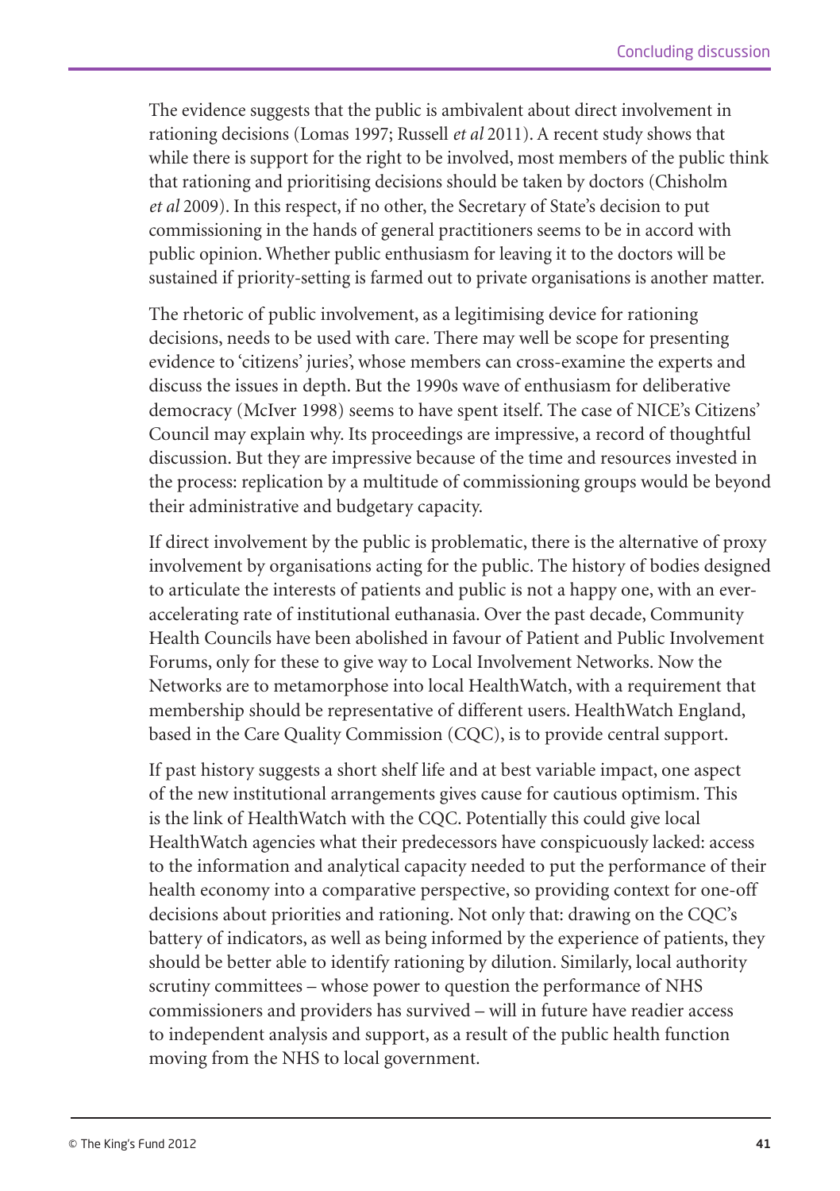The evidence suggests that the public is ambivalent about direct involvement in rationing decisions (Lomas 1997; Russell *et al* 2011). A recent study shows that while there is support for the right to be involved, most members of the public think that rationing and prioritising decisions should be taken by doctors (Chisholm *et al* 2009). In this respect, if no other, the Secretary of State's decision to put commissioning in the hands of general practitioners seems to be in accord with public opinion. Whether public enthusiasm for leaving it to the doctors will be sustained if priority-setting is farmed out to private organisations is another matter.

The rhetoric of public involvement, as a legitimising device for rationing decisions, needs to be used with care. There may well be scope for presenting evidence to 'citizens' juries', whose members can cross-examine the experts and discuss the issues in depth. But the 1990s wave of enthusiasm for deliberative democracy (McIver 1998) seems to have spent itself. The case of NICE's Citizens' Council may explain why. Its proceedings are impressive, a record of thoughtful discussion. But they are impressive because of the time and resources invested in the process: replication by a multitude of commissioning groups would be beyond their administrative and budgetary capacity.

If direct involvement by the public is problematic, there is the alternative of proxy involvement by organisations acting for the public. The history of bodies designed to articulate the interests of patients and public is not a happy one, with an ever-accelerating rate of institutional euthanasia. Over the past decade, Community Health Councils have been abolished in favour of Patient and Public Involvement Forums, only for these to give way to Local Involvement Networks. Now the Networks are to metamorphose into local HealthWatch, with a requirement that membership should be representative of different users. HealthWatch England, based in the Care Quality Commission (CQC), is to provide central support.

If past history suggests a short shelf life and at best variable impact, one aspect of the new institutional arrangements gives cause for cautious optimism. This is the link of HealthWatch with the CQC. Potentially this could give local HealthWatch agencies what their predecessors have conspicuously lacked: access to the information and analytical capacity needed to put the performance of their health economy into a comparative perspective, so providing context for one-off decisions about priorities and rationing. Not only that: drawing on the CQC's battery of indicators, as well as being informed by the experience of patients, they should be better able to identify rationing by dilution. Similarly, local authority scrutiny committees – whose power to question the performance of NHS commissioners and providers has survived – will in future have readier access to independent analysis and support, as a result of the public health function moving from the NHS to local government.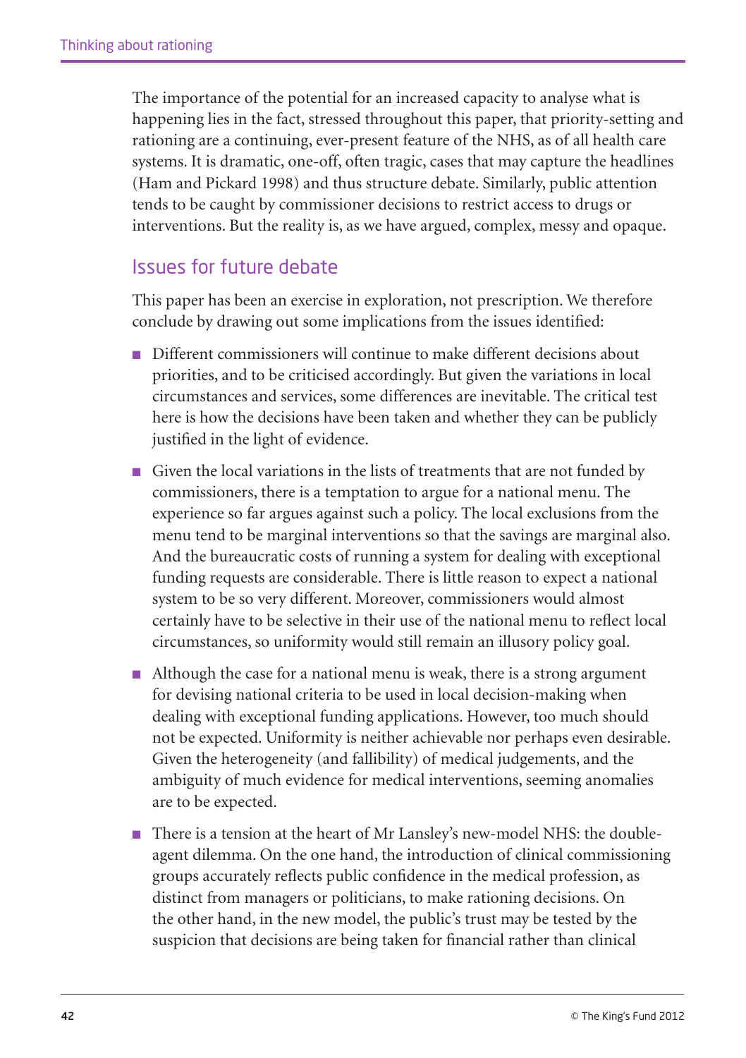The importance of the potential for an increased capacity to analyse what is happening lies in the fact, stressed throughout this paper, that priority-setting and rationing are a continuing, ever-present feature of the NHS, as of all health care systems. It is dramatic, one-off, often tragic, cases that may capture the headlines (Ham and Pickard 1998) and thus structure debate. Similarly, public attention tends to be caught by commissioner decisions to restrict access to drugs or interventions. But the reality is, as we have argued, complex, messy and opaque.

## Issues for future debate

This paper has been an exercise in exploration, not prescription. We therefore conclude by drawing out some implications from the issues identified:

- Different commissioners will continue to make different decisions about priorities, and to be criticised accordingly. But given the variations in local circumstances and services, some differences are inevitable. The critical test here is how the decisions have been taken and whether they can be publicly justified in the light of evidence.
- Given the local variations in the lists of treatments that are not funded by commissioners, there is a temptation to argue for a national menu. The experience so far argues against such a policy. The local exclusions from the menu tend to be marginal interventions so that the savings are marginal also. And the bureaucratic costs of running a system for dealing with exceptional funding requests are considerable. There is little reason to expect a national system to be so very different. Moreover, commissioners would almost certainly have to be selective in their use of the national menu to reflect local circumstances, so uniformity would still remain an illusory policy goal.
- Although the case for a national menu is weak, there is a strong argument for devising national criteria to be used in local decision-making when dealing with exceptional funding applications. However, too much should not be expected. Uniformity is neither achievable nor perhaps even desirable. Given the heterogeneity (and fallibility) of medical judgements, and the ambiguity of much evidence for medical interventions, seeming anomalies are to be expected.
- There is a tension at the heart of Mr Lansley's new-model NHS: the double-agent dilemma. On the one hand, the introduction of clinical commissioning groups accurately reflects public confidence in the medical profession, as distinct from managers or politicians, to make rationing decisions. On the other hand, in the new model, the public's trust may be tested by the suspicion that decisions are being taken for financial rather than clinical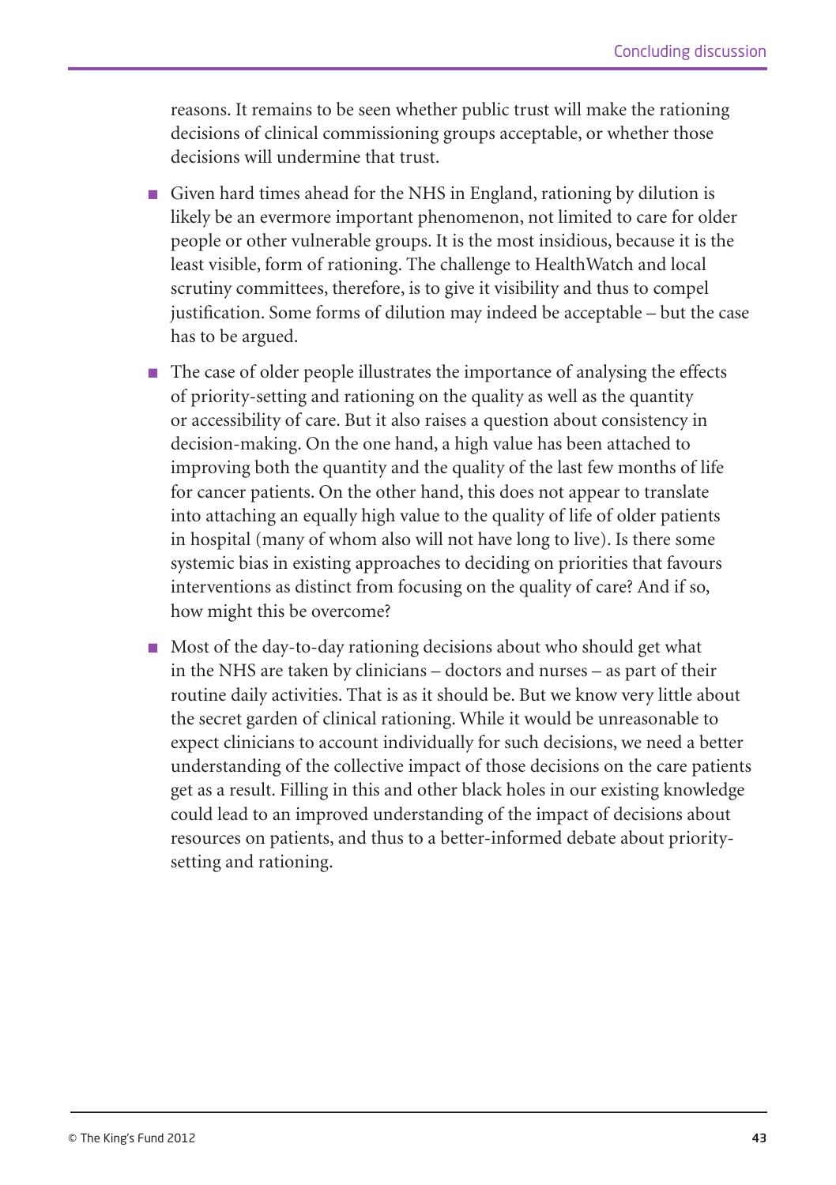reasons. It remains to be seen whether public trust will make the rationing decisions of clinical commissioning groups acceptable, or whether those decisions will undermine that trust.

- Given hard times ahead for the NHS in England, rationing by dilution is likely be an evermore important phenomenon, not limited to care for older people or other vulnerable groups. It is the most insidious, because it is the least visible, form of rationing. The challenge to HealthWatch and local scrutiny committees, therefore, is to give it visibility and thus to compel justification. Some forms of dilution may indeed be acceptable – but the case has to be argued.
- The case of older people illustrates the importance of analysing the effects of priority-setting and rationing on the quality as well as the quantity or accessibility of care. But it also raises a question about consistency in decision-making. On the one hand, a high value has been attached to improving both the quantity and the quality of the last few months of life for cancer patients. On the other hand, this does not appear to translate into attaching an equally high value to the quality of life of older patients in hospital (many of whom also will not have long to live). Is there some systemic bias in existing approaches to deciding on priorities that favours interventions as distinct from focusing on the quality of care? And if so, how might this be overcome?
- Most of the day-to-day rationing decisions about who should get what in the NHS are taken by clinicians – doctors and nurses – as part of their routine daily activities. That is as it should be. But we know very little about the secret garden of clinical rationing. While it would be unreasonable to expect clinicians to account individually for such decisions, we need a better understanding of the collective impact of those decisions on the care patients get as a result. Filling in this and other black holes in our existing knowledge could lead to an improved understanding of the impact of decisions about resources on patients, and thus to a better-informed debate about priority-setting and rationing.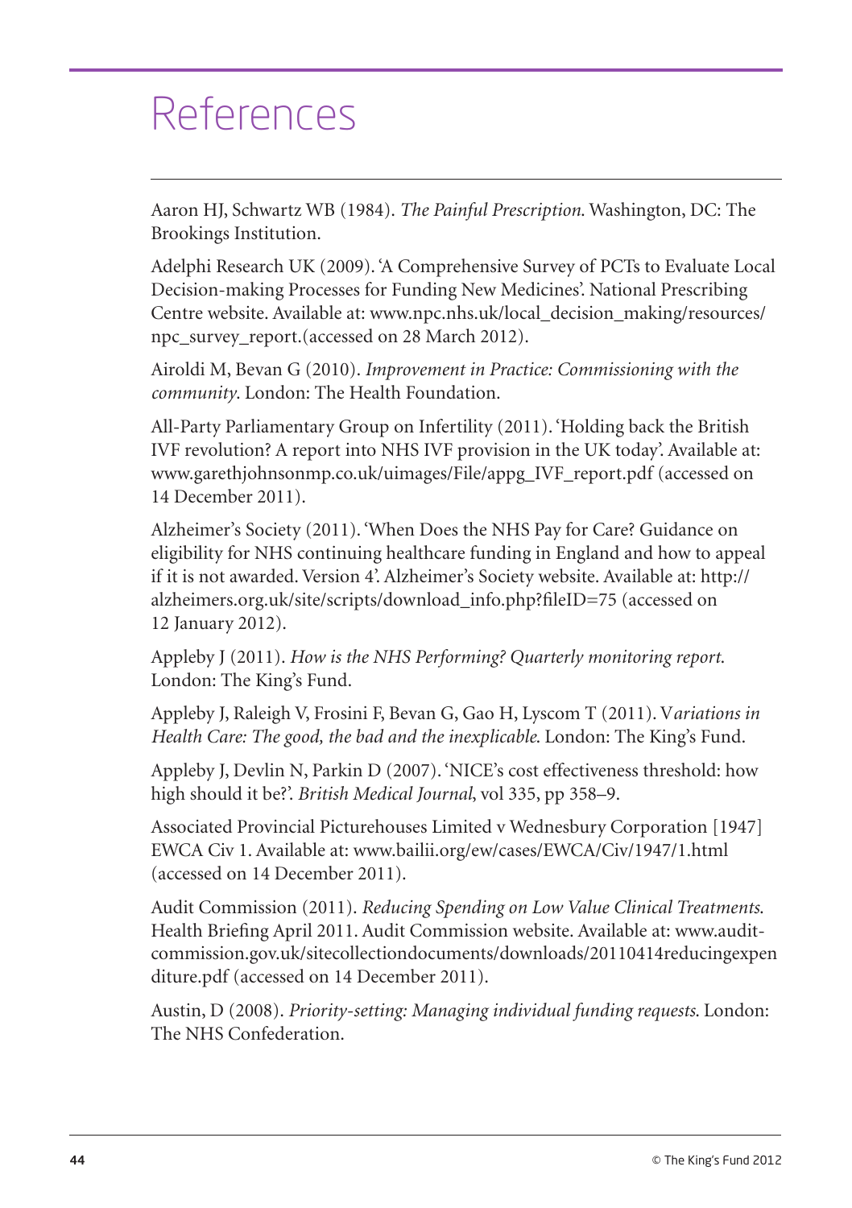# References

Aaron HJ, Schwartz WB (1984). *The Painful Prescription*. Washington, DC: The Brookings Institution.

Adelphi Research UK (2009). 'A Comprehensive Survey of PCTs to Evaluate Local Decision-making Processes for Funding New Medicines'. National Prescribing Centre website. Available at: www.npc.nhs.uk/local_decision_making/resources/npc_survey_report.(accessed on 28 March 2012).

Airoldi M, Bevan G (2010). *Improvement in Practice: Commissioning with the community*. London: The Health Foundation.

All-Party Parliamentary Group on Infertility (2011). 'Holding back the British IVF revolution? A report into NHS IVF provision in the UK today'. Available at: www.garethjohnsonmp.co.uk/uimages/File/appg_IVF_report.pdf (accessed on 14 December 2011).

Alzheimer's Society (2011). 'When Does the NHS Pay for Care? Guidance on eligibility for NHS continuing healthcare funding in England and how to appeal if it is not awarded. Version 4'. Alzheimer's Society website. Available at: http://alzheimers.org.uk/site/scripts/download_info.php?fileID=75 (accessed on 12 January 2012).

Appleby J (2011). *How is the NHS Performing? Quarterly monitoring report*. London: The King's Fund.

Appleby J, Raleigh V, Frosini F, Bevan G, Gao H, Lyscom T (2011). V*ariations in Health Care: The good, the bad and the inexplicable*. London: The King's Fund.

Appleby J, Devlin N, Parkin D (2007). 'NICE's cost effectiveness threshold: how high should it be?'. *British Medical Journal*, vol 335, pp 358–9.

Associated Provincial Picturehouses Limited v Wednesbury Corporation [1947] EWCA Civ 1. Available at: www.bailii.org/ew/cases/EWCA/Civ/1947/1.html (accessed on 14 December 2011).

Audit Commission (2011). *Reducing Spending on Low Value Clinical Treatments*. Health Briefing April 2011. Audit Commission website. Available at: www.audit-commission.gov.uk/sitecollectiondocuments/downloads/20110414reducingexpenditure.pdf (accessed on 14 December 2011).

Austin, D (2008). *Priority-setting: Managing individual funding requests*. London: The NHS Confederation.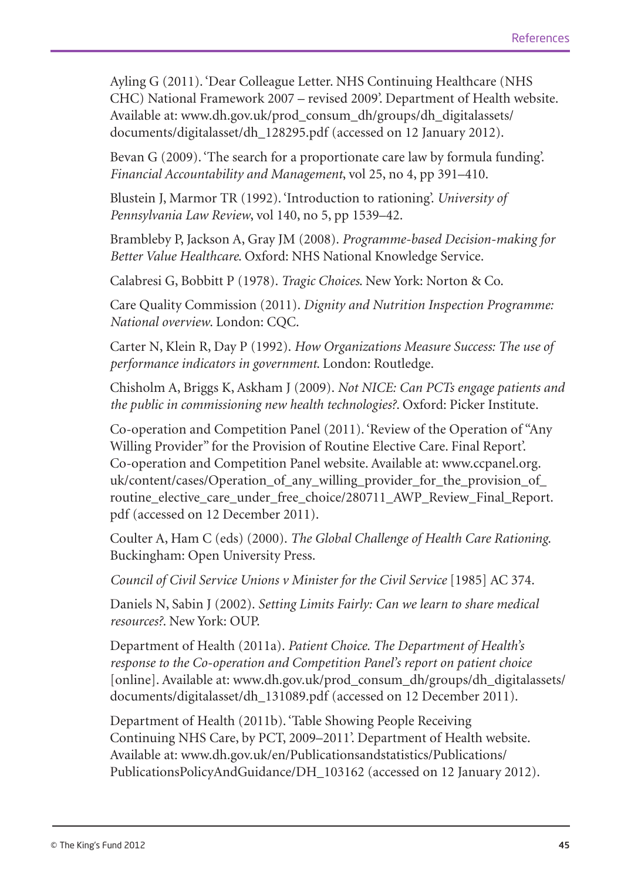Ayling G (2011). 'Dear Colleague Letter. NHS Continuing Healthcare (NHS CHC) National Framework 2007 – revised 2009'. Department of Health website. Available at: www.dh.gov.uk/prod_consum_dh/groups/dh_digitalassets/documents/digitalasset/dh_128295.pdf (accessed on 12 January 2012).

Bevan G (2009). 'The search for a proportionate care law by formula funding'. *Financial Accountability and Management*, vol 25, no 4, pp 391–410.

Blustein J, Marmor TR (1992). 'Introduction to rationing'. *University of Pennsylvania Law Review*, vol 140, no 5, pp 1539–42.

Brambleby P, Jackson A, Gray JM (2008). *Programme-based Decision-making for Better Value Healthcare*. Oxford: NHS National Knowledge Service.

Calabresi G, Bobbitt P (1978). *Tragic Choices*. New York: Norton & Co.

Care Quality Commission (2011). *Dignity and Nutrition Inspection Programme: National overview*. London: CQC.

Carter N, Klein R, Day P (1992). *How Organizations Measure Success: The use of performance indicators in government*. London: Routledge.

Chisholm A, Briggs K, Askham J (2009). *Not NICE: Can PCTs engage patients and the public in commissioning new health technologies?*. Oxford: Picker Institute.

Co-operation and Competition Panel (2011). 'Review of the Operation of "Any Willing Provider" for the Provision of Routine Elective Care. Final Report'. Co-operation and Competition Panel website. Available at: www.ccpanel.org.uk/content/cases/Operation_of_any_willing_provider_for_the_provision_of_routine_elective_care_under_free_choice/280711_AWP_Review_Final_Report.pdf (accessed on 12 December 2011).

Coulter A, Ham C (eds) (2000). *The Global Challenge of Health Care Rationing*. Buckingham: Open University Press.

*Council of Civil Service Unions v Minister for the Civil Service* [1985] AC 374.

Daniels N, Sabin J (2002). *Setting Limits Fairly: Can we learn to share medical resources?*. New York: OUP.

Department of Health (2011a). *Patient Choice. The Department of Health's response to the Co-operation and Competition Panel's report on patient choice* [online]. Available at: www.dh.gov.uk/prod_consum_dh/groups/dh_digitalassets/documents/digitalasset/dh_131089.pdf (accessed on 12 December 2011).

Department of Health (2011b). 'Table Showing People Receiving Continuing NHS Care, by PCT, 2009–2011'. Department of Health website. Available at: www.dh.gov.uk/en/Publicationsandstatistics/Publications/PublicationsPolicyAndGuidance/DH_103162 (accessed on 12 January 2012).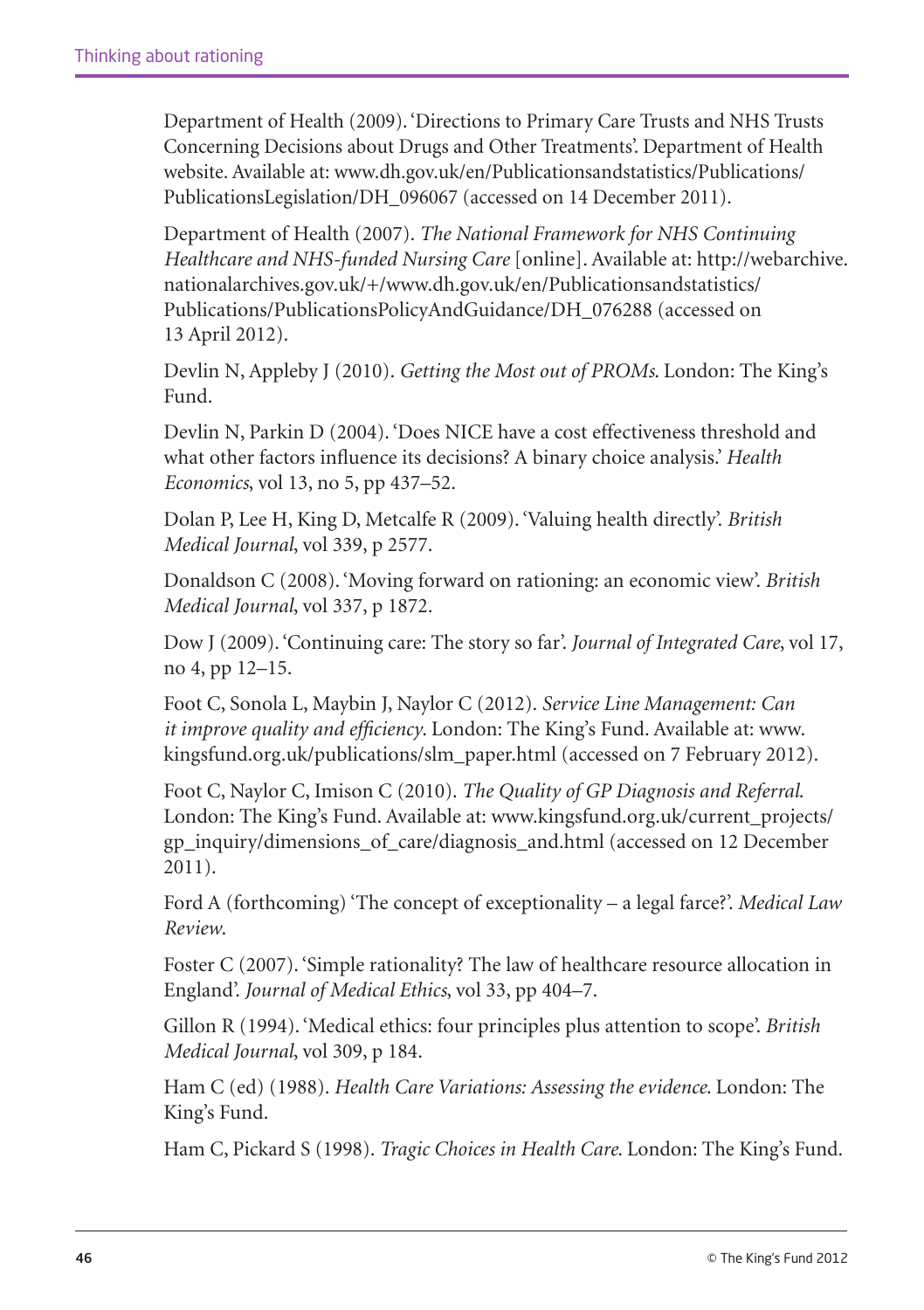Department of Health (2009). 'Directions to Primary Care Trusts and NHS Trusts Concerning Decisions about Drugs and Other Treatments'. Department of Health website. Available at: www.dh.gov.uk/en/Publicationsandstatistics/Publications/PublicationsLegislation/DH_096067 (accessed on 14 December 2011).

Department of Health (2007). *The National Framework for NHS Continuing Healthcare and NHS-funded Nursing Care* [online]. Available at: http://webarchive.nationalarchives.gov.uk/+/www.dh.gov.uk/en/Publicationsandstatistics/Publications/PublicationsPolicyAndGuidance/DH_076288 (accessed on 13 April 2012).

Devlin N, Appleby J (2010). *Getting the Most out of PROMs*. London: The King's Fund.

Devlin N, Parkin D (2004). 'Does NICE have a cost effectiveness threshold and what other factors influence its decisions? A binary choice analysis.' *Health Economics*, vol 13, no 5, pp 437–52.

Dolan P, Lee H, King D, Metcalfe R (2009). 'Valuing health directly'. *British Medical Journal*, vol 339, p 2577.

Donaldson C (2008). 'Moving forward on rationing: an economic view'. *British Medical Journal*, vol 337, p 1872.

Dow J (2009). 'Continuing care: The story so far'. *Journal of Integrated Care*, vol 17, no 4, pp 12–15.

Foot C, Sonola L, Maybin J, Naylor C (2012). *Service Line Management: Can it improve quality and efficiency*. London: The King's Fund. Available at: www.kingsfund.org.uk/publications/slm_paper.html (accessed on 7 February 2012).

Foot C, Naylor C, Imison C (2010). *The Quality of GP Diagnosis and Referral*. London: The King's Fund. Available at: www.kingsfund.org.uk/current_projects/gp_inquiry/dimensions_of_care/diagnosis_and.html (accessed on 12 December 2011).

Ford A (forthcoming) 'The concept of exceptionality – a legal farce?'. *Medical Law Review*.

Foster C (2007). 'Simple rationality? The law of healthcare resource allocation in England'. *Journal of Medical Ethics*, vol 33, pp 404–7.

Gillon R (1994). 'Medical ethics: four principles plus attention to scope'. *British Medical Journal*, vol 309, p 184.

Ham C (ed) (1988). *Health Care Variations: Assessing the evidence*. London: The King's Fund.

Ham C, Pickard S (1998). *Tragic Choices in Health Care*. London: The King's Fund.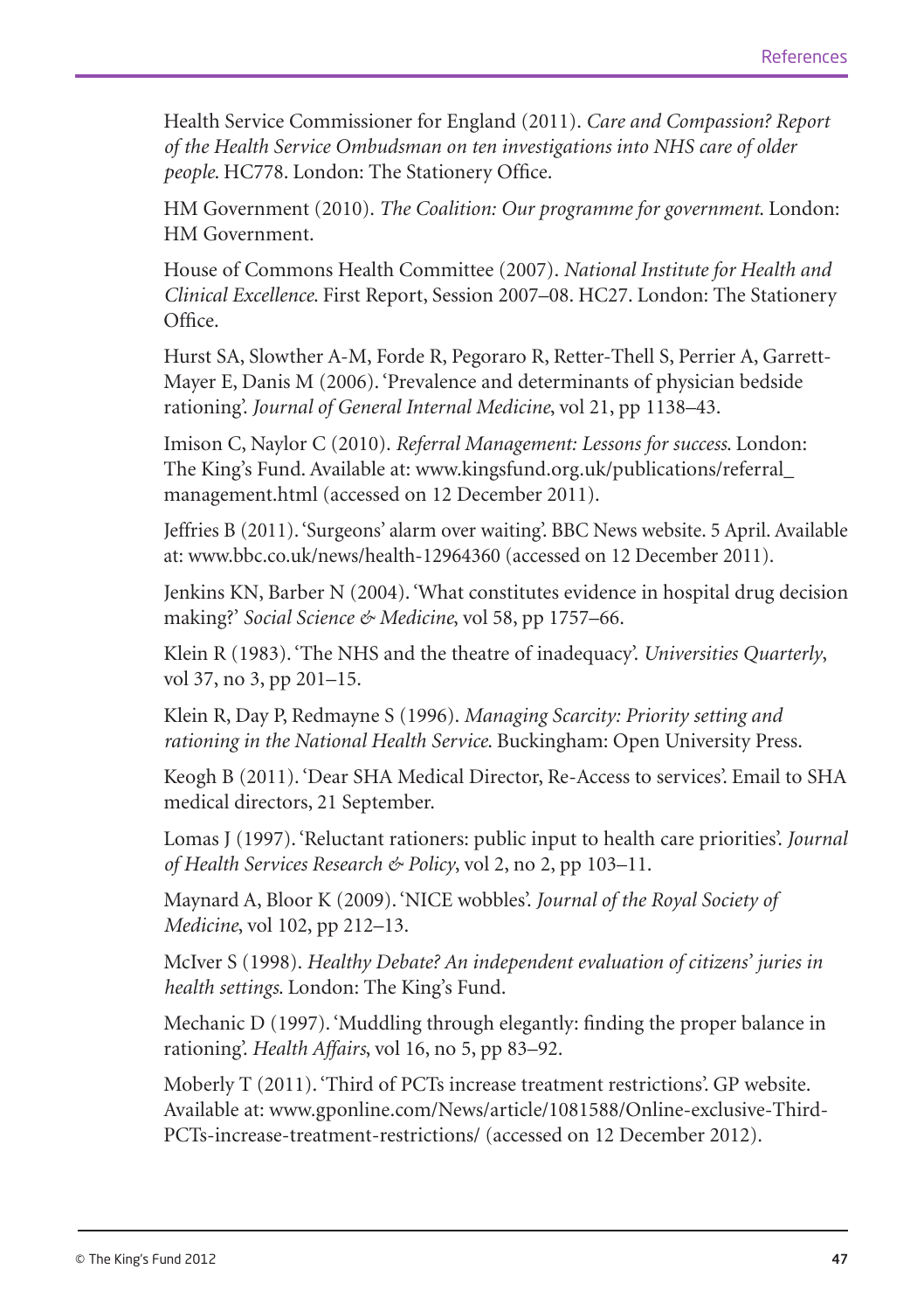Health Service Commissioner for England (2011). *Care and Compassion? Report of the Health Service Ombudsman on ten investigations into NHS care of older people*. HC778. London: The Stationery Office.

HM Government (2010). *The Coalition: Our programme for government*. London: HM Government.

House of Commons Health Committee (2007). *National Institute for Health and Clinical Excellence*. First Report, Session 2007–08. HC27. London: The Stationery Office.

Hurst SA, Slowther A-M, Forde R, Pegoraro R, Retter-Thell S, Perrier A, Garrett-Mayer E, Danis M (2006). 'Prevalence and determinants of physician bedside rationing'. *Journal of General Internal Medicine*, vol 21, pp 1138–43.

Imison C, Naylor C (2010). *Referral Management: Lessons for success*. London: The King's Fund. Available at: www.kingsfund.org.uk/publications/referral_management.html (accessed on 12 December 2011).

Jeffries B (2011). 'Surgeons' alarm over waiting'. BBC News website. 5 April. Available at: www.bbc.co.uk/news/health-12964360 (accessed on 12 December 2011).

Jenkins KN, Barber N (2004). 'What constitutes evidence in hospital drug decision making?' *Social Science & Medicine*, vol 58, pp 1757–66.

Klein R (1983). 'The NHS and the theatre of inadequacy'. *Universities Quarterly*, vol 37, no 3, pp 201–15.

Klein R, Day P, Redmayne S (1996). *Managing Scarcity: Priority setting and rationing in the National Health Service*. Buckingham: Open University Press.

Keogh B (2011). 'Dear SHA Medical Director, Re-Access to services'. Email to SHA medical directors, 21 September.

Lomas J (1997). 'Reluctant rationers: public input to health care priorities'. *Journal of Health Services Research & Policy*, vol 2, no 2, pp 103–11.

Maynard A, Bloor K (2009). 'NICE wobbles'. *Journal of the Royal Society of Medicine*, vol 102, pp 212–13.

McIver S (1998). *Healthy Debate? An independent evaluation of citizens' juries in health settings*. London: The King's Fund.

Mechanic D (1997). 'Muddling through elegantly: finding the proper balance in rationing'. *Health Affairs*, vol 16, no 5, pp 83–92.

Moberly T (2011). 'Third of PCTs increase treatment restrictions'. GP website. Available at: www.gponline.com/News/article/1081588/Online-exclusive-Third-PCTs-increase-treatment-restrictions/ (accessed on 12 December 2012).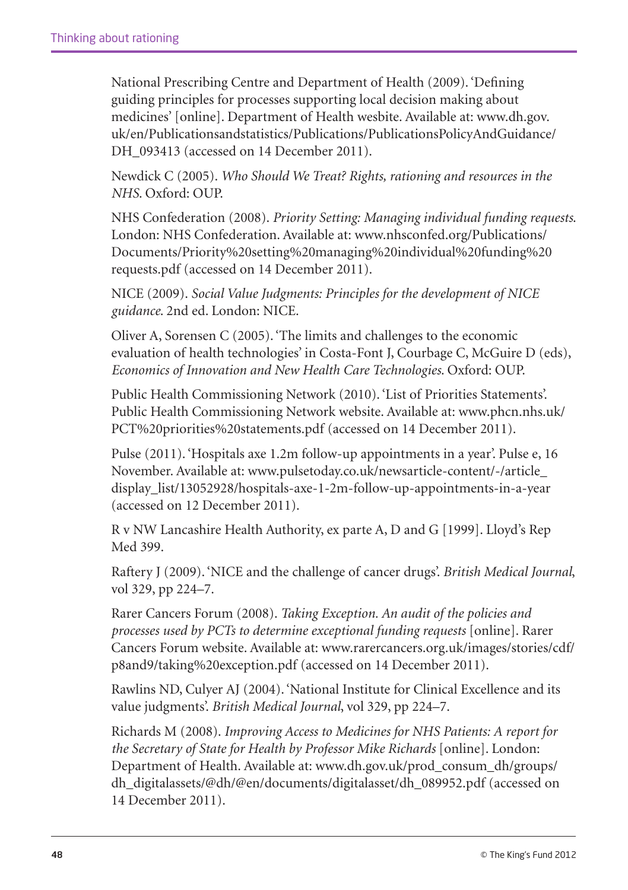National Prescribing Centre and Department of Health (2009). 'Defining guiding principles for processes supporting local decision making about medicines' [online]. Department of Health wesbite. Available at: www.dh.gov.uk/en/Publicationsandstatistics/Publications/PublicationsPolicyAndGuidance/DH_093413 (accessed on 14 December 2011).

Newdick C (2005). *Who Should We Treat? Rights, rationing and resources in the NHS*. Oxford: OUP.

NHS Confederation (2008). *Priority Setting: Managing individual funding requests*. London: NHS Confederation. Available at: www.nhsconfed.org/Publications/Documents/Priority%20setting%20managing%20individual%20funding%20requests.pdf (accessed on 14 December 2011).

NICE (2009). *Social Value Judgments: Principles for the development of NICE guidance*. 2nd ed. London: NICE.

Oliver A, Sorensen C (2005). 'The limits and challenges to the economic evaluation of health technologies' in Costa-Font J, Courbage C, McGuire D (eds), *Economics of Innovation and New Health Care Technologies*. Oxford: OUP.

Public Health Commissioning Network (2010). 'List of Priorities Statements'. Public Health Commissioning Network website. Available at: www.phcn.nhs.uk/PCT%20priorities%20statements.pdf (accessed on 14 December 2011).

Pulse (2011). 'Hospitals axe 1.2m follow-up appointments in a year'. Pulse e, 16 November. Available at: www.pulsetoday.co.uk/newsarticle-content/-/article_display_list/13052928/hospitals-axe-1-2m-follow-up-appointments-in-a-year (accessed on 12 December 2011).

R v NW Lancashire Health Authority, ex parte A, D and G [1999]. Lloyd's Rep Med 399.

Raftery J (2009). 'NICE and the challenge of cancer drugs'. *British Medical Journal*, vol 329, pp 224–7.

Rarer Cancers Forum (2008). *Taking Exception. An audit of the policies and processes used by PCTs to determine exceptional funding requests* [online]. Rarer Cancers Forum website. Available at: www.rarercancers.org.uk/images/stories/cdf/p8and9/taking%20exception.pdf (accessed on 14 December 2011).

Rawlins ND, Culyer AJ (2004). 'National Institute for Clinical Excellence and its value judgments'. *British Medical Journal*, vol 329, pp 224–7.

Richards M (2008). *Improving Access to Medicines for NHS Patients: A report for the Secretary of State for Health by Professor Mike Richards* [online]. London: Department of Health. Available at: www.dh.gov.uk/prod_consum_dh/groups/dh_digitalassets/@dh/@en/documents/digitalasset/dh_089952.pdf (accessed on 14 December 2011).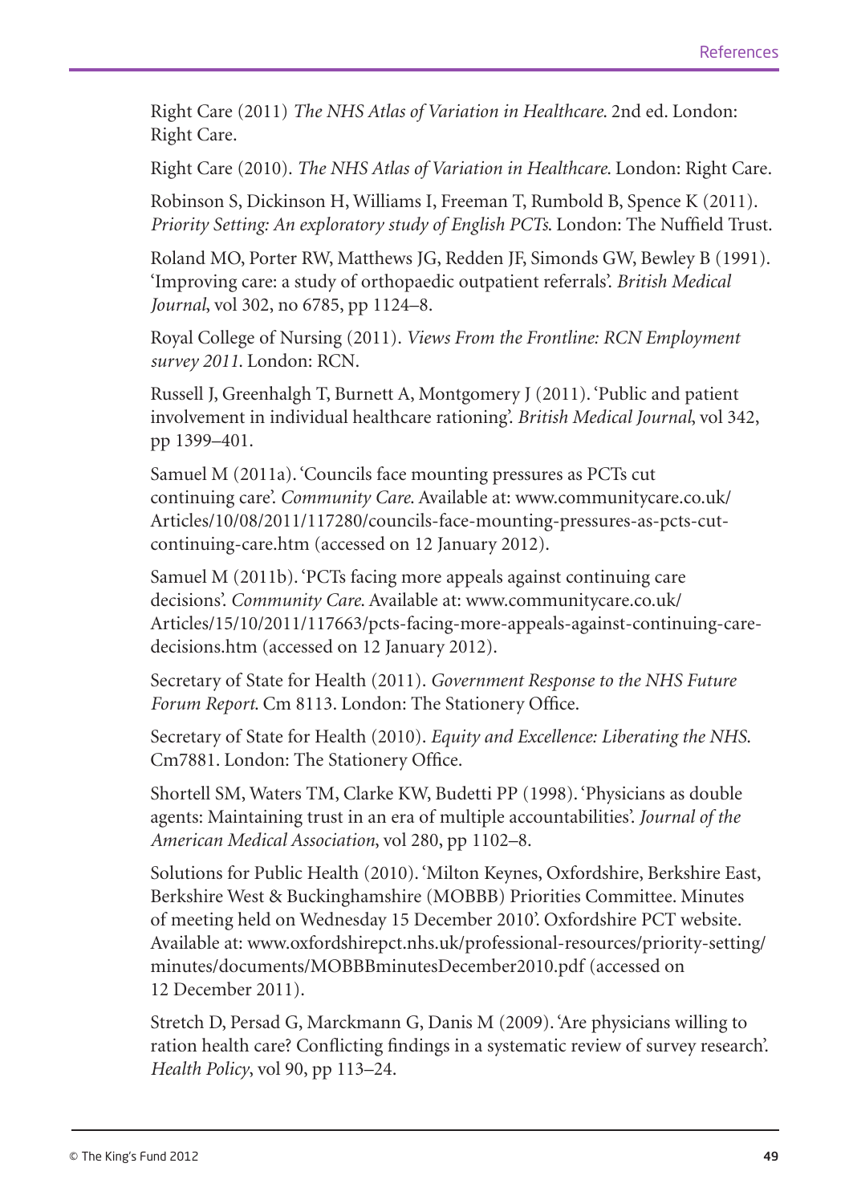Right Care (2011) *The NHS Atlas of Variation in Healthcare*. 2nd ed. London: Right Care.

Right Care (2010). *The NHS Atlas of Variation in Healthcare*. London: Right Care.

Robinson S, Dickinson H, Williams I, Freeman T, Rumbold B, Spence K (2011). *Priority Setting: An exploratory study of English PCTs*. London: The Nuffield Trust.

Roland MO, Porter RW, Matthews JG, Redden JF, Simonds GW, Bewley B (1991). 'Improving care: a study of orthopaedic outpatient referrals'. *British Medical Journal*, vol 302, no 6785, pp 1124–8.

Royal College of Nursing (2011). *Views From the Frontline: RCN Employment survey 2011*. London: RCN.

Russell J, Greenhalgh T, Burnett A, Montgomery J (2011). 'Public and patient involvement in individual healthcare rationing'. *British Medical Journal*, vol 342, pp 1399–401.

Samuel M (2011a). 'Councils face mounting pressures as PCTs cut continuing care'. *Community Care*. Available at: www.communitycare.co.uk/Articles/10/08/2011/117280/councils-face-mounting-pressures-as-pcts-cut-continuing-care.htm (accessed on 12 January 2012).

Samuel M (2011b). 'PCTs facing more appeals against continuing care decisions'. *Community Care*. Available at: www.communitycare.co.uk/Articles/15/10/2011/117663/pcts-facing-more-appeals-against-continuing-care-decisions.htm (accessed on 12 January 2012).

Secretary of State for Health (2011). *Government Response to the NHS Future Forum Report*. Cm 8113. London: The Stationery Office.

Secretary of State for Health (2010). *Equity and Excellence: Liberating the NHS*. Cm7881. London: The Stationery Office.

Shortell SM, Waters TM, Clarke KW, Budetti PP (1998). 'Physicians as double agents: Maintaining trust in an era of multiple accountabilities'. *Journal of the American Medical Association*, vol 280, pp 1102–8.

Solutions for Public Health (2010). 'Milton Keynes, Oxfordshire, Berkshire East, Berkshire West & Buckinghamshire (MOBBB) Priorities Committee. Minutes of meeting held on Wednesday 15 December 2010'. Oxfordshire PCT website. Available at: www.oxfordshirepct.nhs.uk/professional-resources/priority-setting/minutes/documents/MOBBBminutesDecember2010.pdf (accessed on 12 December 2011).

Stretch D, Persad G, Marckmann G, Danis M (2009). 'Are physicians willing to ration health care? Conflicting findings in a systematic review of survey research'. *Health Policy*, vol 90, pp 113–24.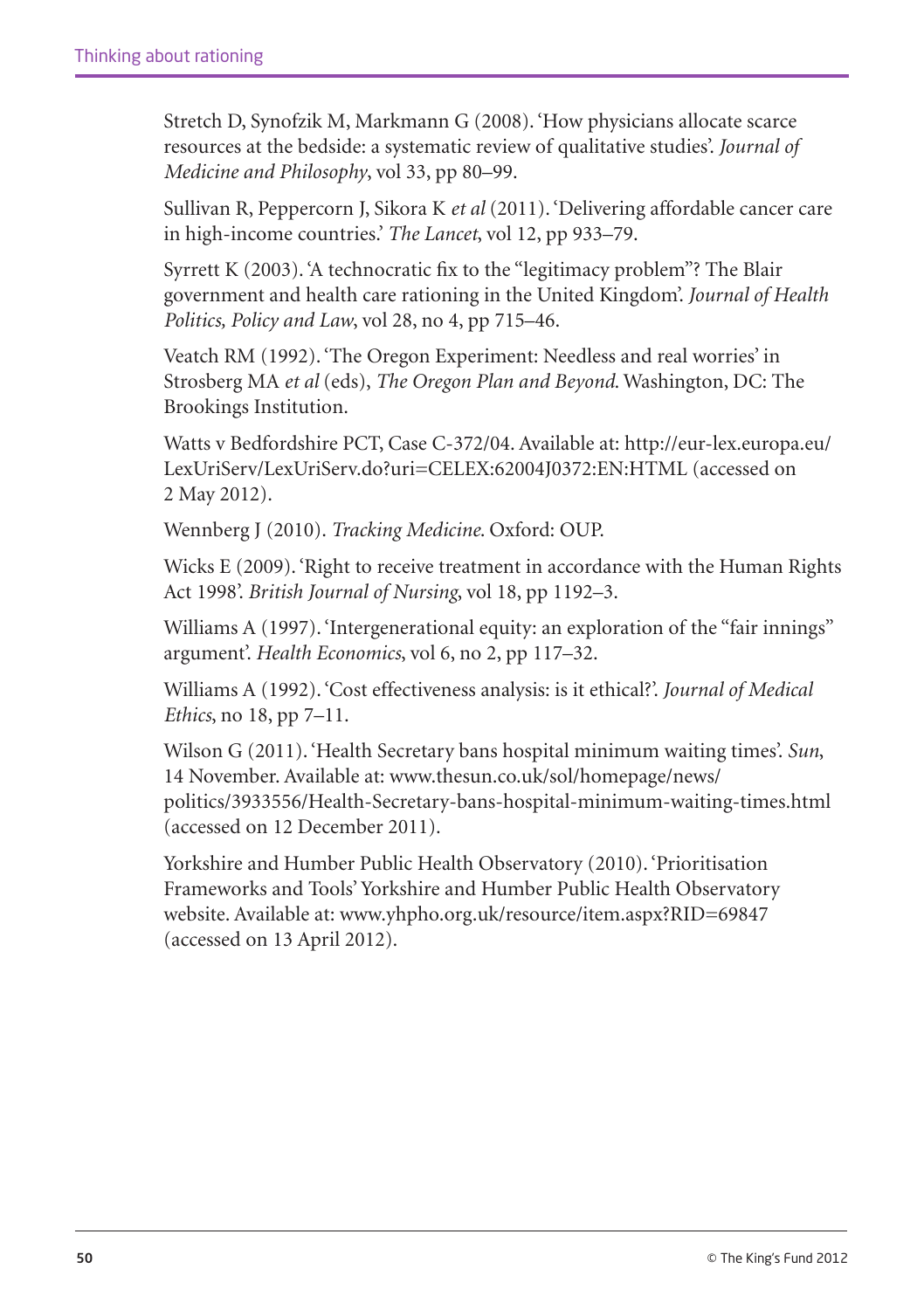Stretch D, Synofzik M, Markmann G (2008). 'How physicians allocate scarce resources at the bedside: a systematic review of qualitative studies'. *Journal of Medicine and Philosophy*, vol 33, pp 80–99.

Sullivan R, Peppercorn J, Sikora K *et al* (2011). 'Delivering affordable cancer care in high-income countries.' *The Lancet*, vol 12, pp 933–79.

Syrrett K (2003). 'A technocratic fix to the "legitimacy problem"? The Blair government and health care rationing in the United Kingdom'. *Journal of Health Politics, Policy and Law*, vol 28, no 4, pp 715–46.

Veatch RM (1992). 'The Oregon Experiment: Needless and real worries' in Strosberg MA *et al* (eds), *The Oregon Plan and Beyond*. Washington, DC: The Brookings Institution.

Watts v Bedfordshire PCT, Case C-372/04. Available at: http://eur-lex.europa.eu/LexUriServ/LexUriServ.do?uri=CELEX:62004J0372:EN:HTML (accessed on 2 May 2012).

Wennberg J (2010). *Tracking Medicine*. Oxford: OUP.

Wicks E (2009). 'Right to receive treatment in accordance with the Human Rights Act 1998'. *British Journal of Nursing*, vol 18, pp 1192–3.

Williams A (1997). 'Intergenerational equity: an exploration of the "fair innings" argument'. *Health Economics*, vol 6, no 2, pp 117–32.

Williams A (1992). 'Cost effectiveness analysis: is it ethical?'. *Journal of Medical Ethics*, no 18, pp 7–11.

Wilson G (2011). 'Health Secretary bans hospital minimum waiting times'. *Sun*, 14 November. Available at: www.thesun.co.uk/sol/homepage/news/politics/3933556/Health-Secretary-bans-hospital-minimum-waiting-times.html (accessed on 12 December 2011).

Yorkshire and Humber Public Health Observatory (2010). 'Prioritisation Frameworks and Tools' Yorkshire and Humber Public Health Observatory website. Available at: www.yhpho.org.uk/resource/item.aspx?RID=69847 (accessed on 13 April 2012).